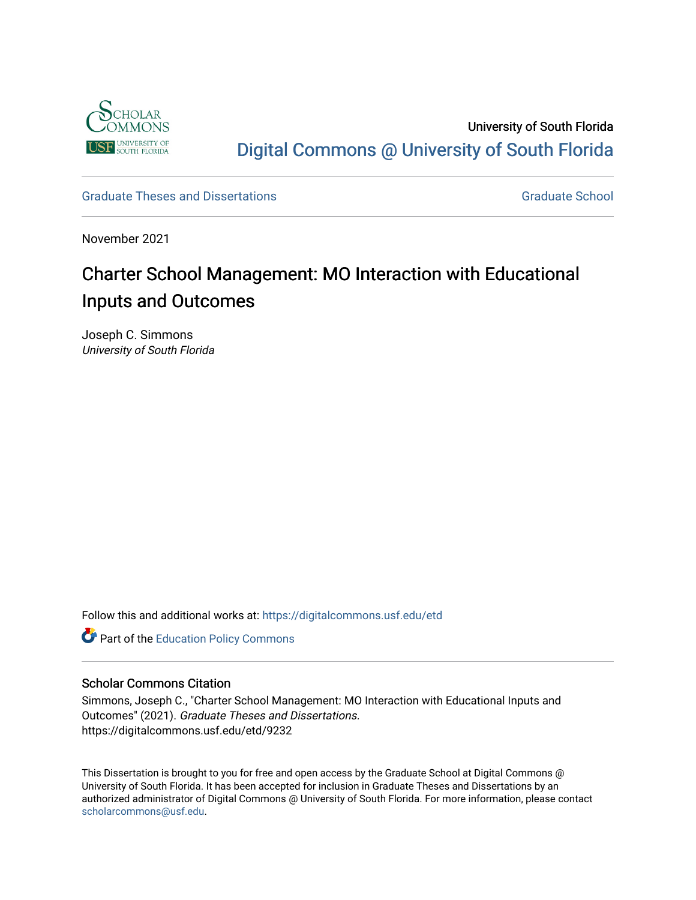University of South Florida

Digital Commons @ University of South Florida

Graduate Theses and Dissertations

Graduate School

November 2021

# Charter School Management: MO Interaction with Educational Inputs and Outcomes

Joseph C. Simmons
*University of South Florida*

Follow this and additional works at: https://digitalcommons.usf.edu/etd

Part of the Education Policy Commons

## Scholar Commons Citation

Simmons, Joseph C., "Charter School Management: MO Interaction with Educational Inputs and Outcomes" (2021). *Graduate Theses and Dissertations.* https://digitalcommons.usf.edu/etd/9232

This Dissertation is brought to you for free and open access by the Graduate School at Digital Commons @ University of South Florida. It has been accepted for inclusion in Graduate Theses and Dissertations by an authorized administrator of Digital Commons @ University of South Florida. For more information, please contact scholarcommons@usf.edu.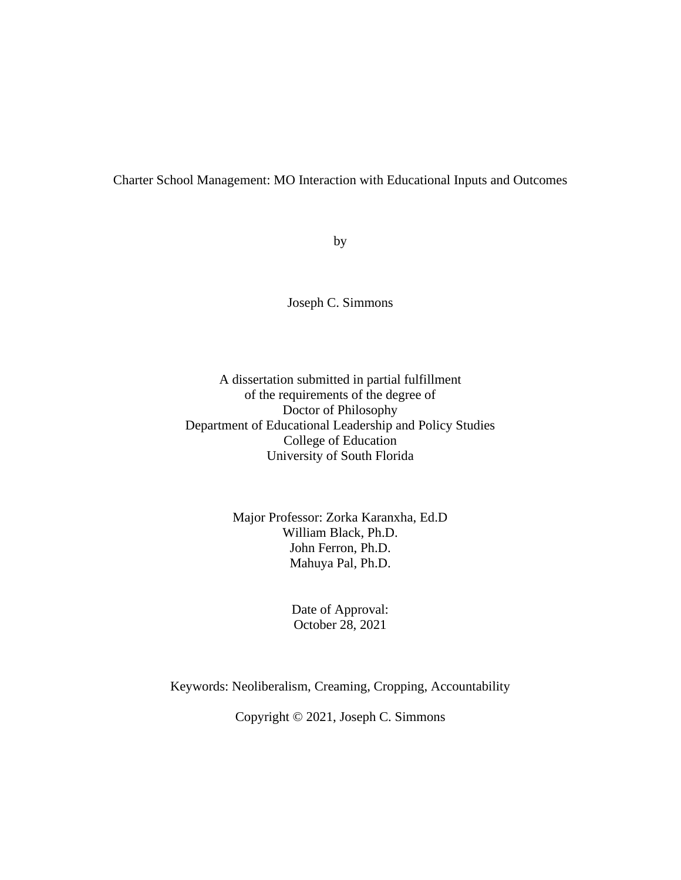Charter School Management: MO Interaction with Educational Inputs and Outcomes

by

Joseph C. Simmons

A dissertation submitted in partial fulfillment
of the requirements of the degree of
Doctor of Philosophy
Department of Educational Leadership and Policy Studies
College of Education
University of South Florida

Major Professor: Zorka Karanxha, Ed.D
William Black, Ph.D.
John Ferron, Ph.D.
Mahuya Pal, Ph.D.

Date of Approval:
October 28, 2021

Keywords: Neoliberalism, Creaming, Cropping, Accountability

Copyright © 2021, Joseph C. Simmons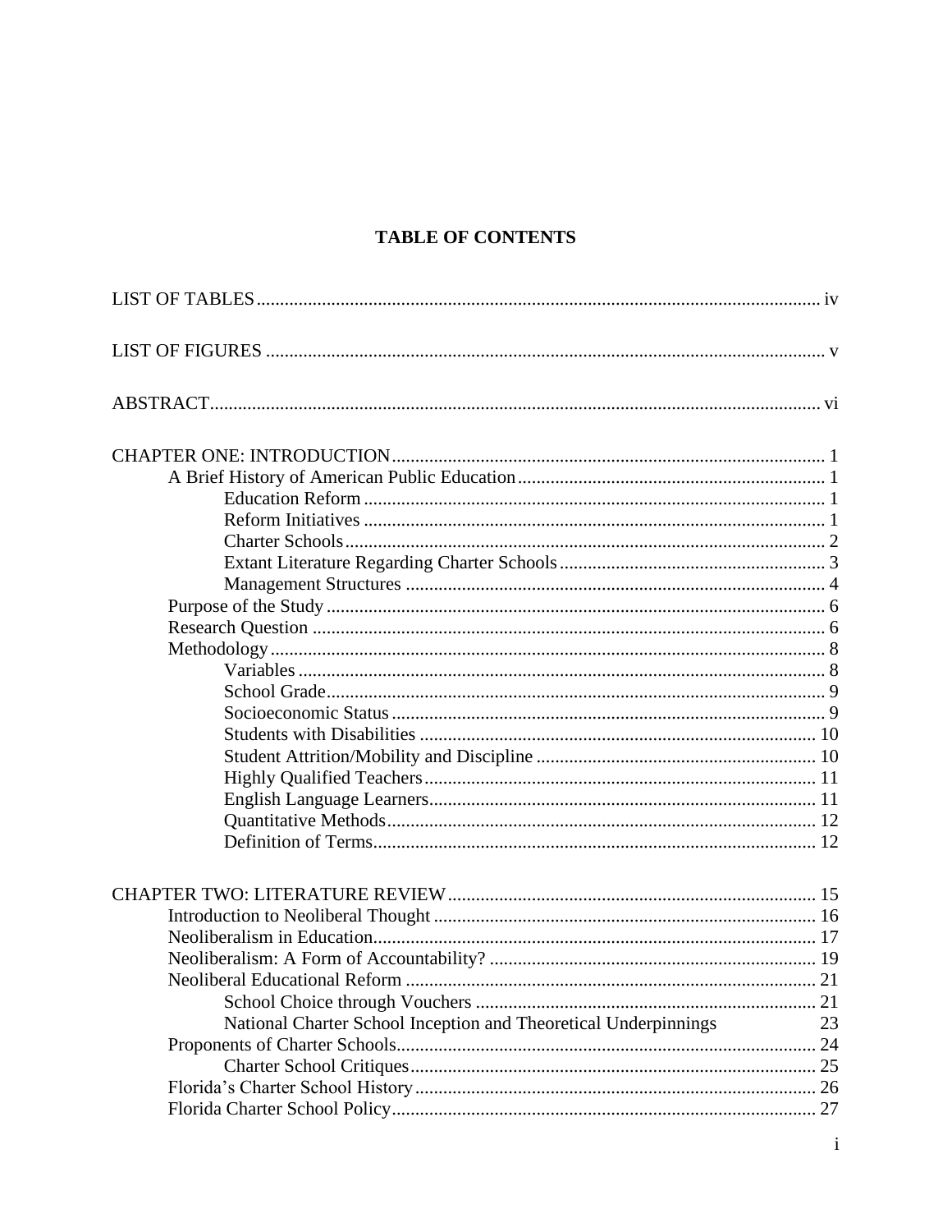# TABLE OF CONTENTS

LIST OF TABLES ........................................................................................................ iv

LIST OF FIGURES ....................................................................................................... v

ABSTRACT.................................................................................................................. vi

CHAPTER ONE: INTRODUCTION ............................................................................ 1
- A Brief History of American Public Education .................................................. 1
  - Education Reform .................................................................................. 1
  - Reform Initiatives .................................................................................. 1
  - Charter Schools ...................................................................................... 2
  - Extant Literature Regarding Charter Schools ......................................... 3
  - Management Structures ......................................................................... 4
- Purpose of the Study .......................................................................................... 6
- Research Question ............................................................................................. 6
- Methodology ...................................................................................................... 8
  - Variables ................................................................................................ 8
  - School Grade .......................................................................................... 9
  - Socioeconomic Status ............................................................................ 9
  - Students with Disabilities .................................................................... 10
  - Student Attrition/Mobility and Discipline ........................................... 10
  - Highly Qualified Teachers ................................................................... 11
  - English Language Learners .................................................................. 11
  - Quantitative Methods ........................................................................... 12
  - Definition of Terms .............................................................................. 12

CHAPTER TWO: LITERATURE REVIEW .............................................................. 15
- Introduction to Neoliberal Thought ................................................................. 16
- Neoliberalism in Education .............................................................................. 17
- Neoliberalism: A Form of Accountability? ..................................................... 19
- Neoliberal Educational Reform ....................................................................... 21
  - School Choice through Vouchers ......................................................... 21
  - National Charter School Inception and Theoretical Underpinnings 23
- Proponents of Charter Schools ......................................................................... 24
  - Charter School Critiques ...................................................................... 25
- Florida's Charter School History ..................................................................... 26
- Florida Charter School Policy .......................................................................... 27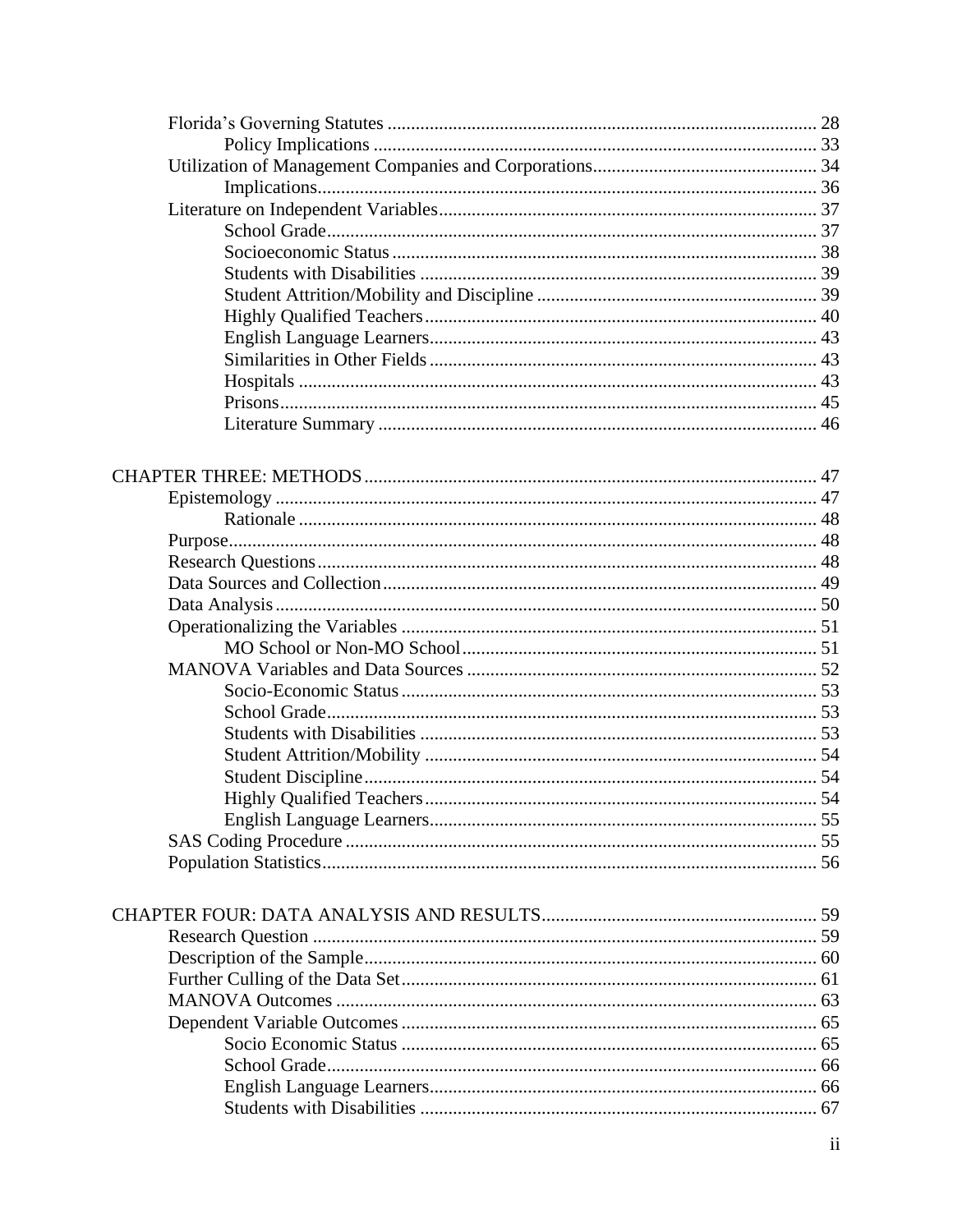Florida's Governing Statutes ........................................................................................ 28
 Policy Implications ............................................................................................. 33
Utilization of Management Companies and Corporations................................................ 34
 Implications......................................................................................................... 36
Literature on Independent Variables................................................................................ 37
 School Grade........................................................................................................ 37
 Socioeconomic Status .......................................................................................... 38
 Students with Disabilities .................................................................................... 39
 Student Attrition/Mobility and Discipline ........................................................... 39
 Highly Qualified Teachers................................................................................... 40
 English Language Learners.................................................................................. 43
 Similarities in Other Fields .................................................................................. 43
 Hospitals .............................................................................................................. 43
 Prisons.................................................................................................................. 45
 Literature Summary ............................................................................................. 46

CHAPTER THREE: METHODS ................................................................................................ 47
Epistemology .................................................................................................................... 47
 Rationale .............................................................................................................. 48
Purpose.............................................................................................................................. 48
Research Questions........................................................................................................... 48
Data Sources and Collection............................................................................................. 49
Data Analysis .................................................................................................................... 50
Operationalizing the Variables ......................................................................................... 51
 MO School or Non-MO School............................................................................ 51
MANOVA Variables and Data Sources ........................................................................... 52
 Socio-Economic Status ........................................................................................ 53
 School Grade........................................................................................................ 53
 Students with Disabilities .................................................................................... 53
 Student Attrition/Mobility ................................................................................... 54
 Student Discipline................................................................................................ 54
 Highly Qualified Teachers................................................................................... 54
 English Language Learners.................................................................................. 55
SAS Coding Procedure ..................................................................................................... 55
Population Statistics.......................................................................................................... 56

CHAPTER FOUR: DATA ANALYSIS AND RESULTS........................................................... 59
Research Question ............................................................................................................ 59
Description of the Sample................................................................................................. 60
Further Culling of the Data Set......................................................................................... 61
MANOVA Outcomes ....................................................................................................... 63
Dependent Variable Outcomes ......................................................................................... 65
 Socio Economic Status ........................................................................................ 65
 School Grade........................................................................................................ 66
 English Language Learners.................................................................................. 66
 Students with Disabilities .................................................................................... 67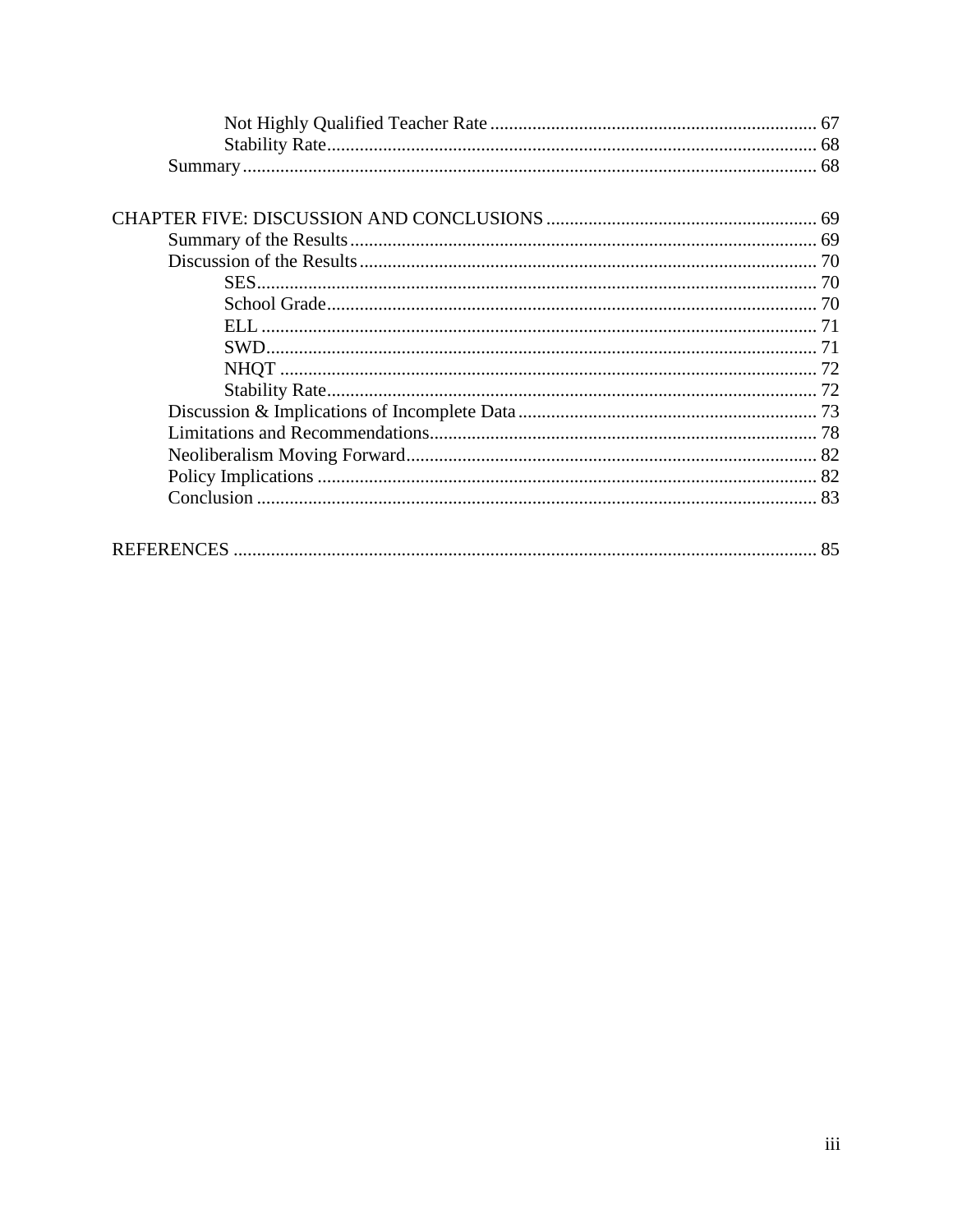Not Highly Qualified Teacher Rate ..................................................................... 67
Stability Rate ........................................................................................................ 68
Summary ............................................................................................................................ 68

CHAPTER FIVE: DISCUSSION AND CONCLUSIONS ......................................................... 69
Summary of the Results ................................................................................................... 69
Discussion of the Results ................................................................................................. 70
SES ....................................................................................................................... 70
School Grade ........................................................................................................ 70
ELL ...................................................................................................................... 71
SWD ..................................................................................................................... 71
NHQT .................................................................................................................. 72
Stability Rate ........................................................................................................ 72
Discussion & Implications of Incomplete Data ................................................................ 73
Limitations and Recommendations ................................................................................... 78
Neoliberalism Moving Forward ........................................................................................ 82
Policy Implications ........................................................................................................... 82
Conclusion ........................................................................................................................ 83

REFERENCES ............................................................................................................................ 85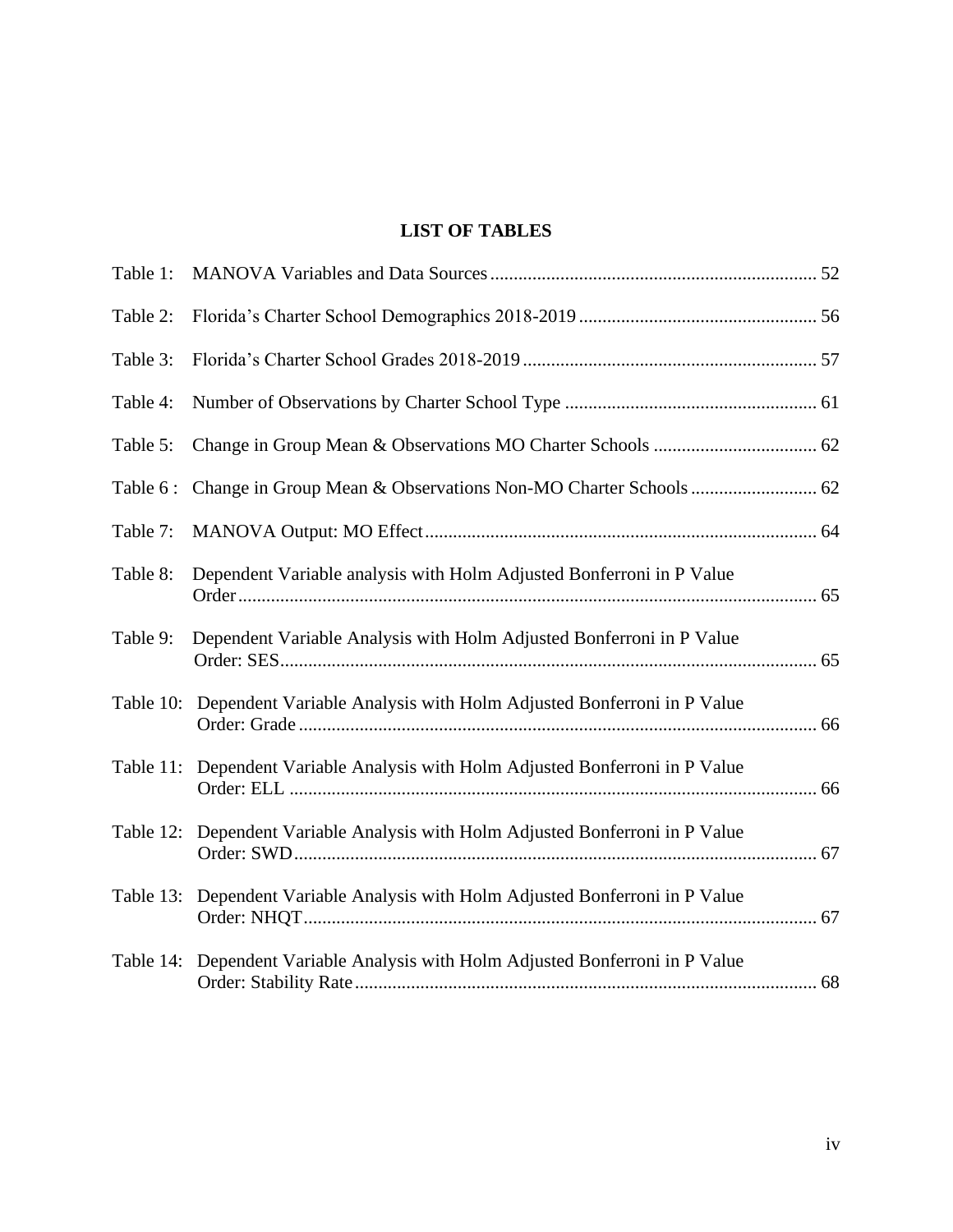# LIST OF TABLES

Table 1: MANOVA Variables and Data Sources ..................................................................... 52

Table 2: Florida's Charter School Demographics 2018-2019 .................................................. 56

Table 3: Florida's Charter School Grades 2018-2019 .............................................................. 57

Table 4: Number of Observations by Charter School Type ..................................................... 61

Table 5: Change in Group Mean & Observations MO Charter Schools .................................. 62

Table 6 : Change in Group Mean & Observations Non-MO Charter Schools .......................... 62

Table 7: MANOVA Output: MO Effect .................................................................................. 64

Table 8: Dependent Variable analysis with Holm Adjusted Bonferroni in P Value Order .......................................................................................................................... 65

Table 9: Dependent Variable Analysis with Holm Adjusted Bonferroni in P Value Order: SES .................................................................................................................. 65

Table 10: Dependent Variable Analysis with Holm Adjusted Bonferroni in P Value Order: Grade .............................................................................................................. 66

Table 11: Dependent Variable Analysis with Holm Adjusted Bonferroni in P Value Order: ELL ................................................................................................................ 66

Table 12: Dependent Variable Analysis with Holm Adjusted Bonferroni in P Value Order: SWD ............................................................................................................... 67

Table 13: Dependent Variable Analysis with Holm Adjusted Bonferroni in P Value Order: NHQT ............................................................................................................ 67

Table 14: Dependent Variable Analysis with Holm Adjusted Bonferroni in P Value Order: Stability Rate .................................................................................................. 68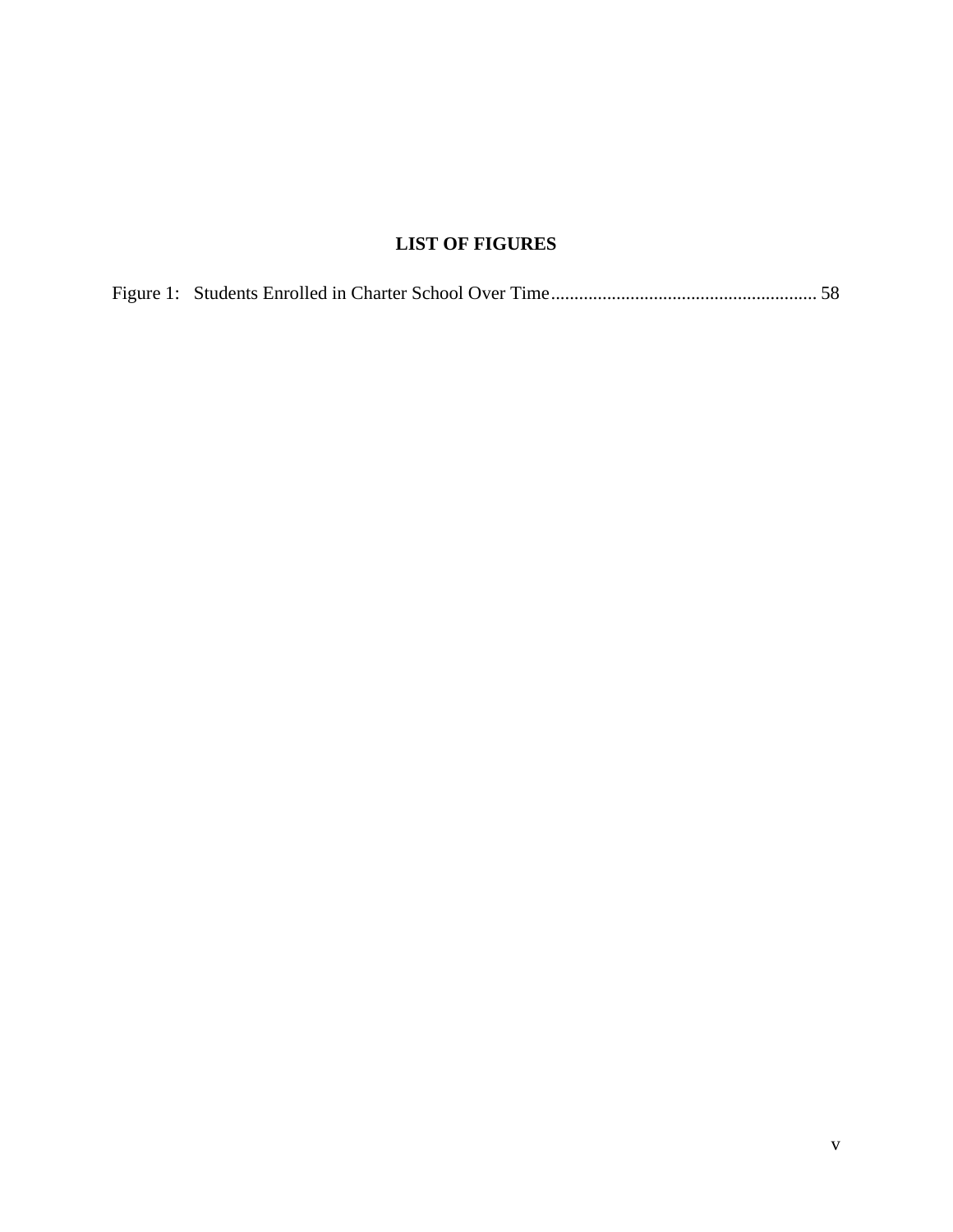# LIST OF FIGURES

Figure 1: Students Enrolled in Charter School Over Time ........................................................ 58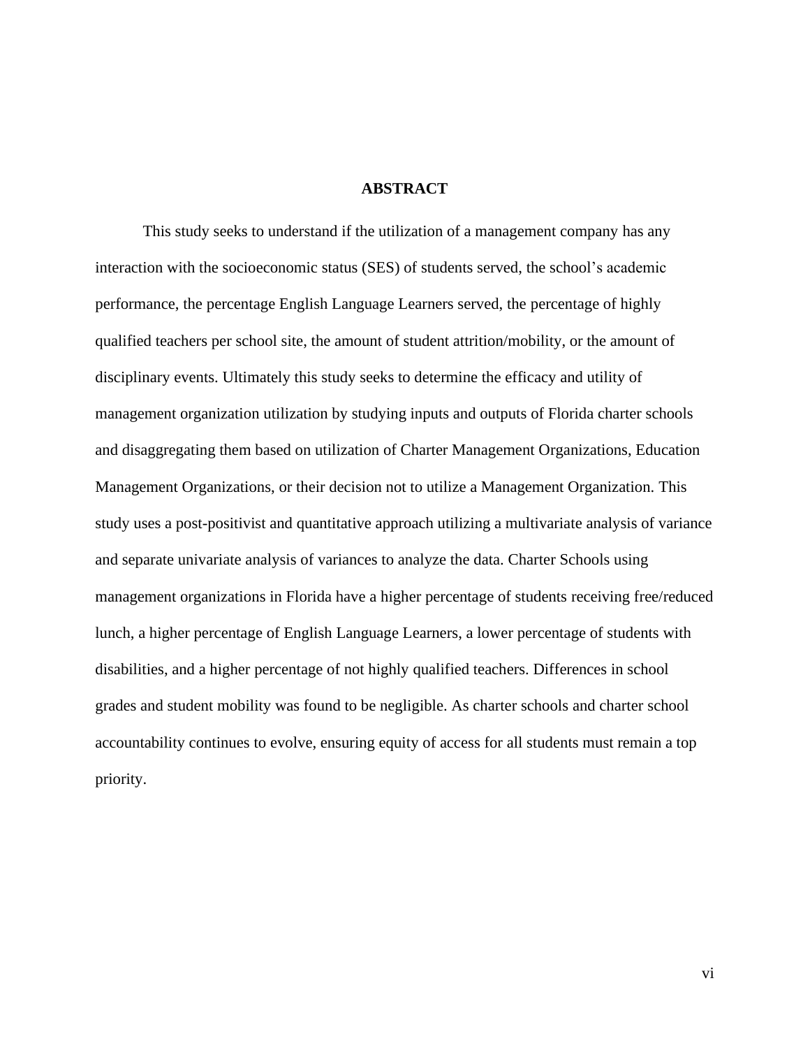## ABSTRACT

This study seeks to understand if the utilization of a management company has any interaction with the socioeconomic status (SES) of students served, the school's academic performance, the percentage English Language Learners served, the percentage of highly qualified teachers per school site, the amount of student attrition/mobility, or the amount of disciplinary events. Ultimately this study seeks to determine the efficacy and utility of management organization utilization by studying inputs and outputs of Florida charter schools and disaggregating them based on utilization of Charter Management Organizations, Education Management Organizations, or their decision not to utilize a Management Organization. This study uses a post-positivist and quantitative approach utilizing a multivariate analysis of variance and separate univariate analysis of variances to analyze the data. Charter Schools using management organizations in Florida have a higher percentage of students receiving free/reduced lunch, a higher percentage of English Language Learners, a lower percentage of students with disabilities, and a higher percentage of not highly qualified teachers. Differences in school grades and student mobility was found to be negligible. As charter schools and charter school accountability continues to evolve, ensuring equity of access for all students must remain a top priority.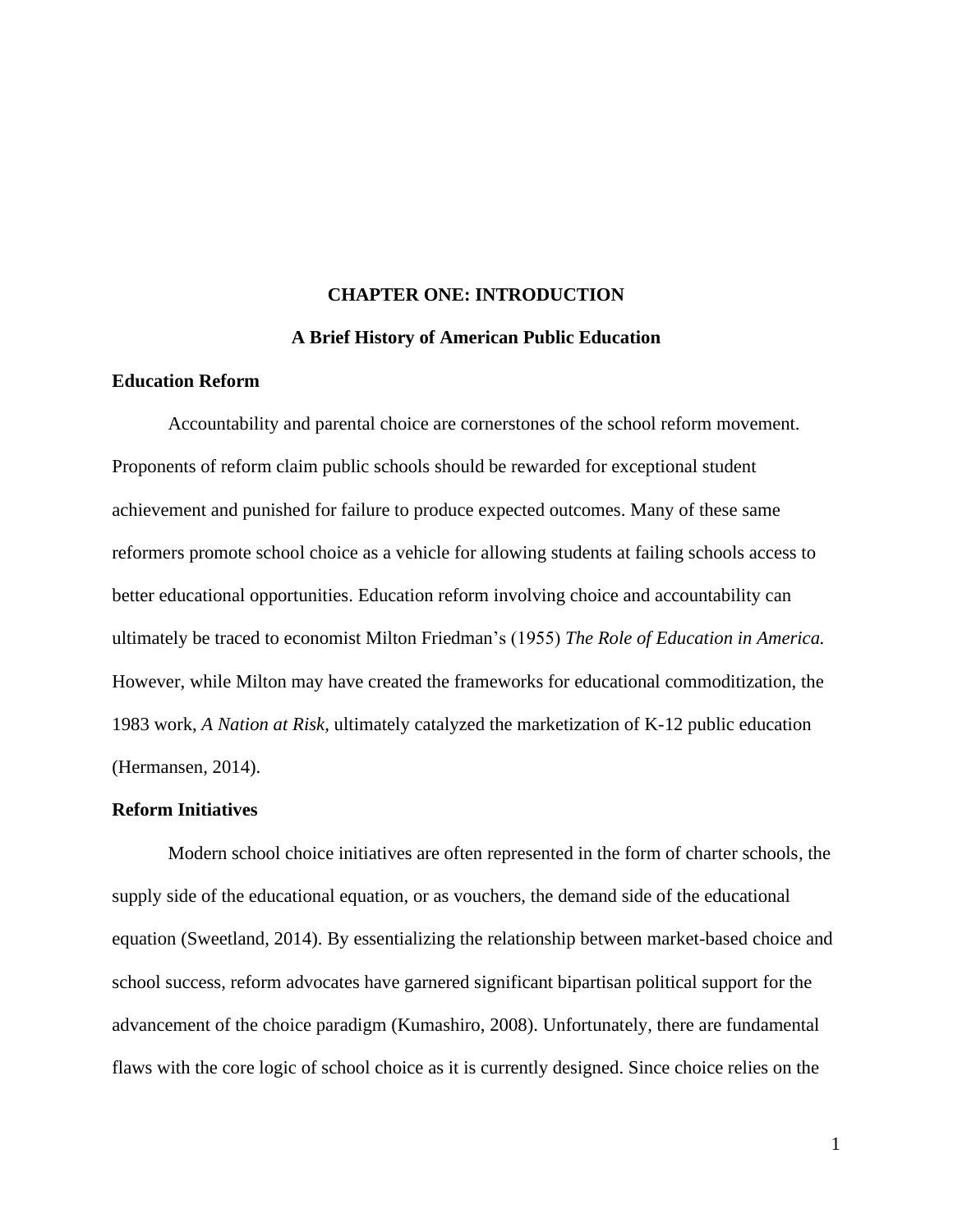# CHAPTER ONE: INTRODUCTION

## A Brief History of American Public Education

### Education Reform

Accountability and parental choice are cornerstones of the school reform movement. Proponents of reform claim public schools should be rewarded for exceptional student achievement and punished for failure to produce expected outcomes. Many of these same reformers promote school choice as a vehicle for allowing students at failing schools access to better educational opportunities. Education reform involving choice and accountability can ultimately be traced to economist Milton Friedman's (1955) *The Role of Education in America.* However, while Milton may have created the frameworks for educational commoditization, the 1983 work, *A Nation at Risk,* ultimately catalyzed the marketization of K-12 public education (Hermansen, 2014).

### Reform Initiatives

Modern school choice initiatives are often represented in the form of charter schools, the supply side of the educational equation, or as vouchers, the demand side of the educational equation (Sweetland, 2014). By essentializing the relationship between market-based choice and school success, reform advocates have garnered significant bipartisan political support for the advancement of the choice paradigm (Kumashiro, 2008). Unfortunately, there are fundamental flaws with the core logic of school choice as it is currently designed. Since choice relies on the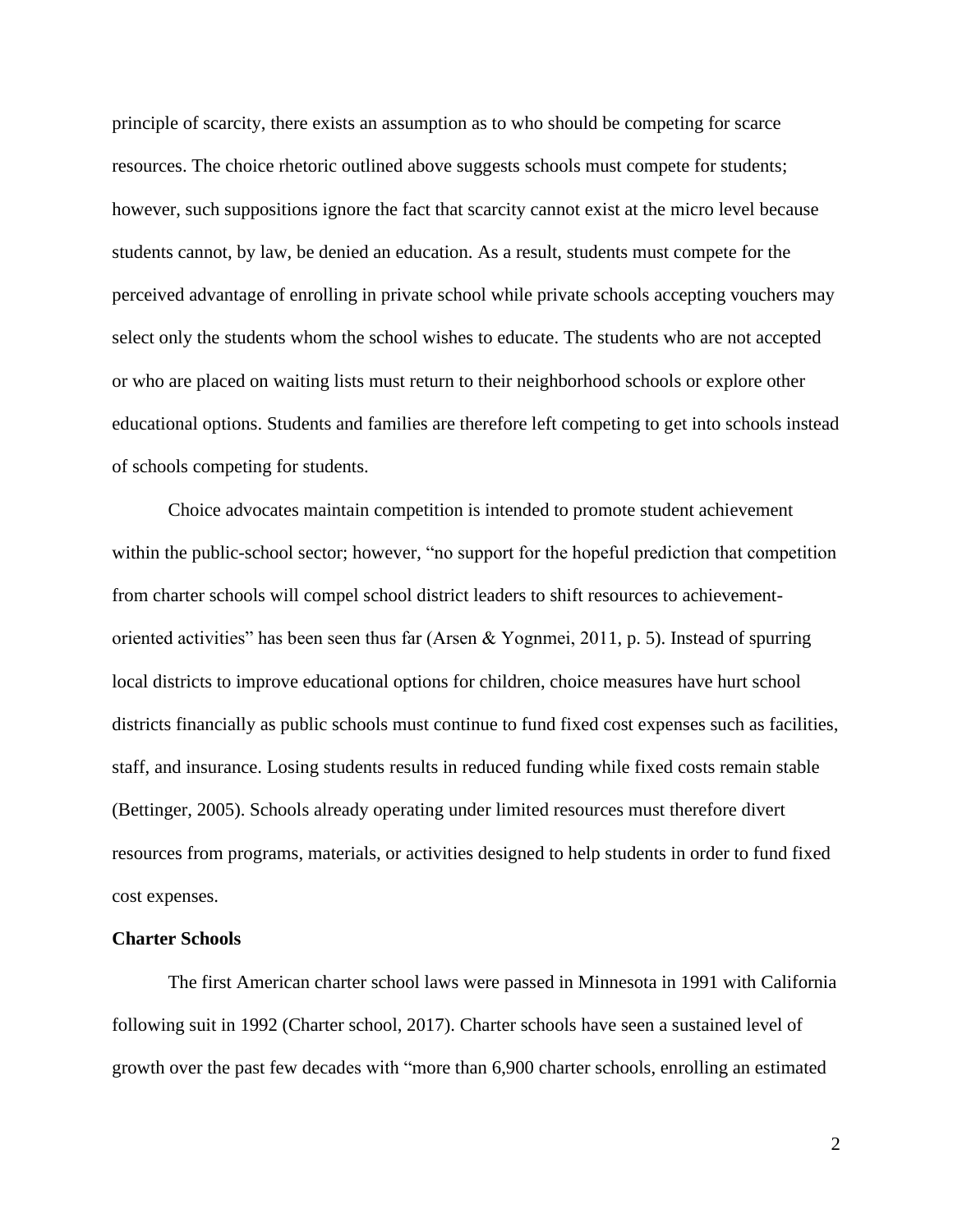principle of scarcity, there exists an assumption as to who should be competing for scarce resources. The choice rhetoric outlined above suggests schools must compete for students; however, such suppositions ignore the fact that scarcity cannot exist at the micro level because students cannot, by law, be denied an education. As a result, students must compete for the perceived advantage of enrolling in private school while private schools accepting vouchers may select only the students whom the school wishes to educate. The students who are not accepted or who are placed on waiting lists must return to their neighborhood schools or explore other educational options. Students and families are therefore left competing to get into schools instead of schools competing for students.

Choice advocates maintain competition is intended to promote student achievement within the public-school sector; however, "no support for the hopeful prediction that competition from charter schools will compel school district leaders to shift resources to achievement-oriented activities" has been seen thus far (Arsen & Yognmei, 2011, p. 5). Instead of spurring local districts to improve educational options for children, choice measures have hurt school districts financially as public schools must continue to fund fixed cost expenses such as facilities, staff, and insurance. Losing students results in reduced funding while fixed costs remain stable (Bettinger, 2005). Schools already operating under limited resources must therefore divert resources from programs, materials, or activities designed to help students in order to fund fixed cost expenses.

**Charter Schools**

The first American charter school laws were passed in Minnesota in 1991 with California following suit in 1992 (Charter school, 2017). Charter schools have seen a sustained level of growth over the past few decades with "more than 6,900 charter schools, enrolling an estimated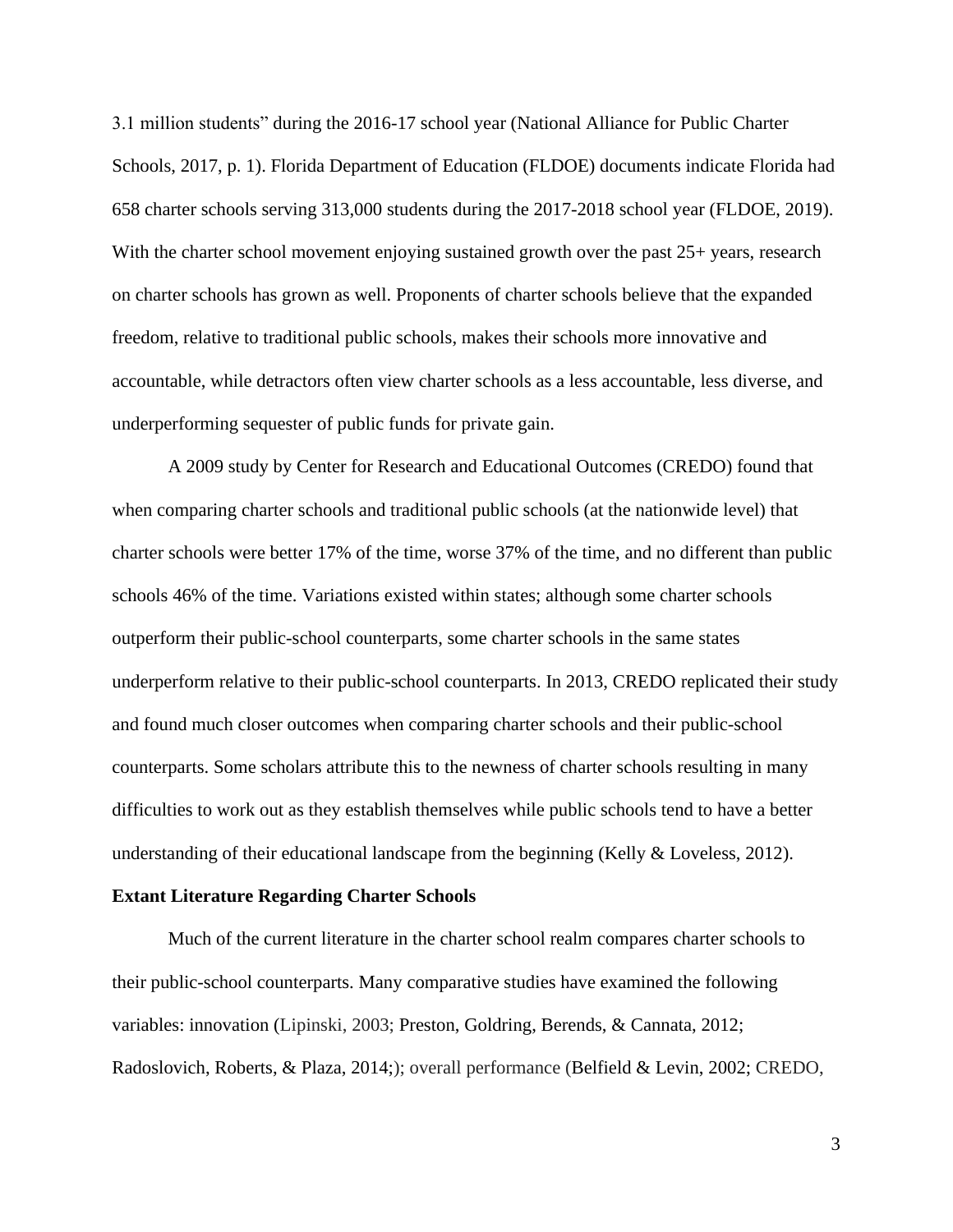3.1 million students" during the 2016-17 school year (National Alliance for Public Charter Schools, 2017, p. 1). Florida Department of Education (FLDOE) documents indicate Florida had 658 charter schools serving 313,000 students during the 2017-2018 school year (FLDOE, 2019). With the charter school movement enjoying sustained growth over the past 25+ years, research on charter schools has grown as well. Proponents of charter schools believe that the expanded freedom, relative to traditional public schools, makes their schools more innovative and accountable, while detractors often view charter schools as a less accountable, less diverse, and underperforming sequester of public funds for private gain.

A 2009 study by Center for Research and Educational Outcomes (CREDO) found that when comparing charter schools and traditional public schools (at the nationwide level) that charter schools were better 17% of the time, worse 37% of the time, and no different than public schools 46% of the time. Variations existed within states; although some charter schools outperform their public-school counterparts, some charter schools in the same states underperform relative to their public-school counterparts. In 2013, CREDO replicated their study and found much closer outcomes when comparing charter schools and their public-school counterparts. Some scholars attribute this to the newness of charter schools resulting in many difficulties to work out as they establish themselves while public schools tend to have a better understanding of their educational landscape from the beginning (Kelly & Loveless, 2012).

**Extant Literature Regarding Charter Schools**

Much of the current literature in the charter school realm compares charter schools to their public-school counterparts. Many comparative studies have examined the following variables: innovation (Lipinski, 2003; Preston, Goldring, Berends, & Cannata, 2012; Radoslovich, Roberts, & Plaza, 2014;); overall performance (Belfield & Levin, 2002; CREDO,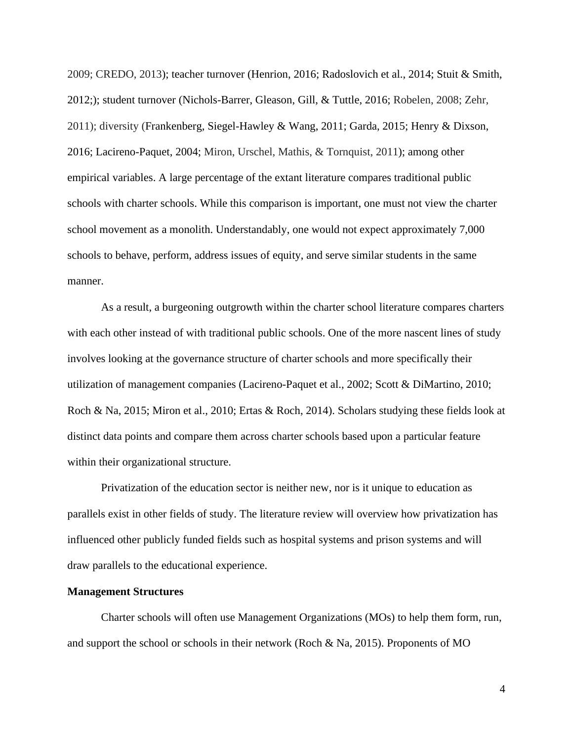2009; CREDO, 2013); teacher turnover (Henrion, 2016; Radoslovich et al., 2014; Stuit & Smith, 2012;); student turnover (Nichols-Barrer, Gleason, Gill, & Tuttle, 2016; Robelen, 2008; Zehr, 2011); diversity (Frankenberg, Siegel-Hawley & Wang, 2011; Garda, 2015; Henry & Dixson, 2016; Lacireno-Paquet, 2004; Miron, Urschel, Mathis, & Tornquist, 2011); among other empirical variables. A large percentage of the extant literature compares traditional public schools with charter schools. While this comparison is important, one must not view the charter school movement as a monolith. Understandably, one would not expect approximately 7,000 schools to behave, perform, address issues of equity, and serve similar students in the same manner.

As a result, a burgeoning outgrowth within the charter school literature compares charters with each other instead of with traditional public schools. One of the more nascent lines of study involves looking at the governance structure of charter schools and more specifically their utilization of management companies (Lacireno-Paquet et al., 2002; Scott & DiMartino, 2010; Roch & Na, 2015; Miron et al., 2010; Ertas & Roch, 2014). Scholars studying these fields look at distinct data points and compare them across charter schools based upon a particular feature within their organizational structure.

Privatization of the education sector is neither new, nor is it unique to education as parallels exist in other fields of study. The literature review will overview how privatization has influenced other publicly funded fields such as hospital systems and prison systems and will draw parallels to the educational experience.

**Management Structures**

Charter schools will often use Management Organizations (MOs) to help them form, run, and support the school or schools in their network (Roch & Na, 2015). Proponents of MO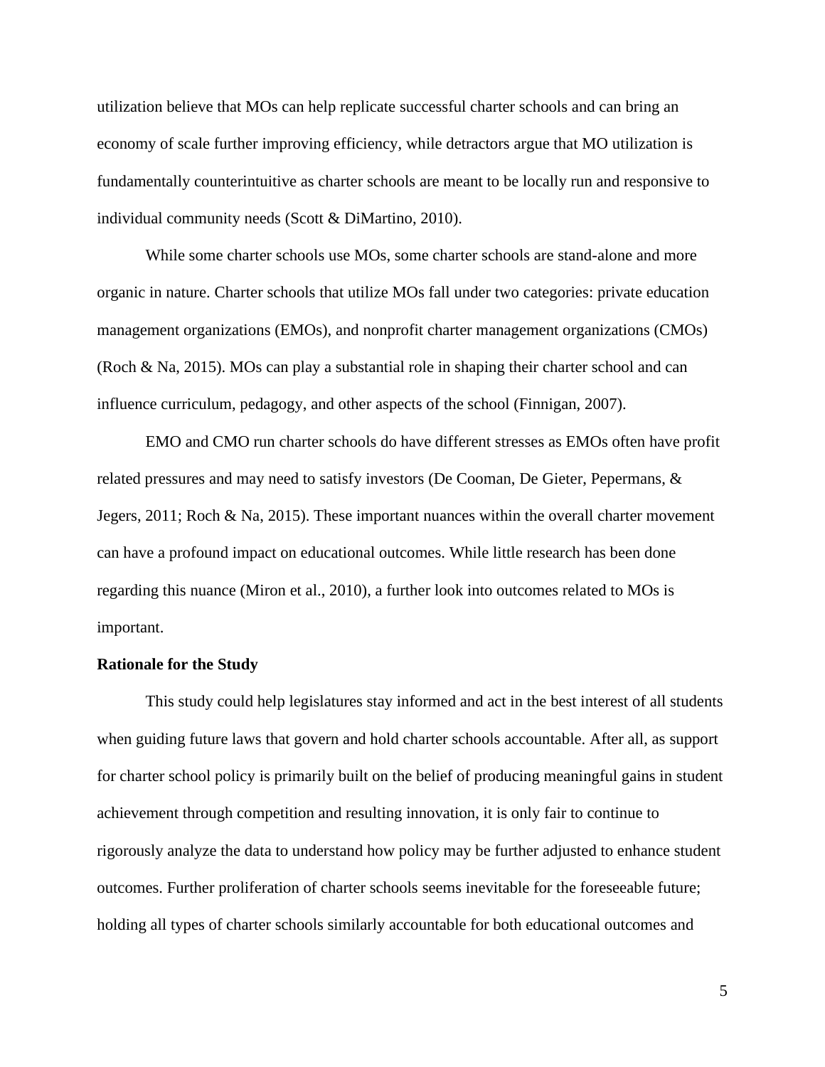utilization believe that MOs can help replicate successful charter schools and can bring an economy of scale further improving efficiency, while detractors argue that MO utilization is fundamentally counterintuitive as charter schools are meant to be locally run and responsive to individual community needs (Scott & DiMartino, 2010).

While some charter schools use MOs, some charter schools are stand-alone and more organic in nature. Charter schools that utilize MOs fall under two categories: private education management organizations (EMOs), and nonprofit charter management organizations (CMOs) (Roch & Na, 2015). MOs can play a substantial role in shaping their charter school and can influence curriculum, pedagogy, and other aspects of the school (Finnigan, 2007).

EMO and CMO run charter schools do have different stresses as EMOs often have profit related pressures and may need to satisfy investors (De Cooman, De Gieter, Pepermans, & Jegers, 2011; Roch & Na, 2015). These important nuances within the overall charter movement can have a profound impact on educational outcomes. While little research has been done regarding this nuance (Miron et al., 2010), a further look into outcomes related to MOs is important.

**Rationale for the Study**

This study could help legislatures stay informed and act in the best interest of all students when guiding future laws that govern and hold charter schools accountable. After all, as support for charter school policy is primarily built on the belief of producing meaningful gains in student achievement through competition and resulting innovation, it is only fair to continue to rigorously analyze the data to understand how policy may be further adjusted to enhance student outcomes. Further proliferation of charter schools seems inevitable for the foreseeable future; holding all types of charter schools similarly accountable for both educational outcomes and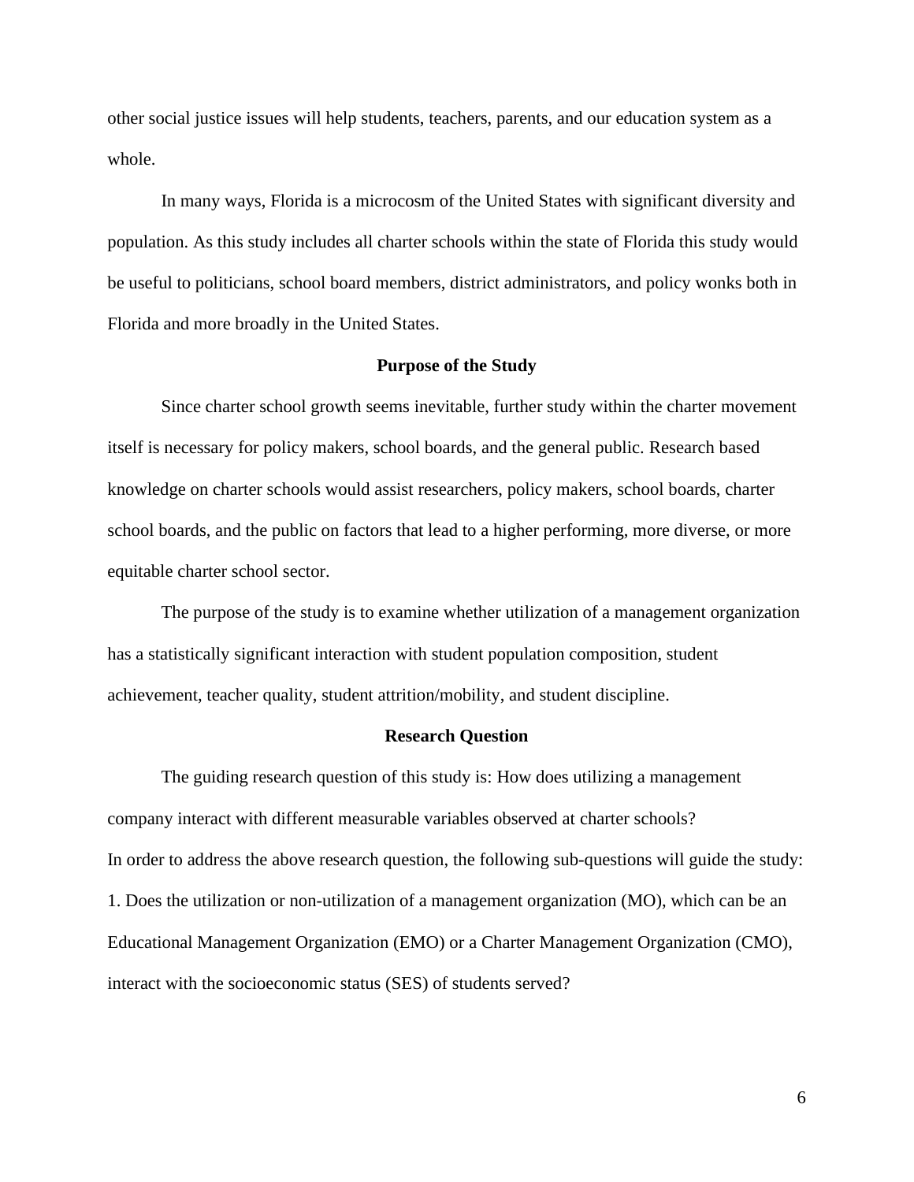other social justice issues will help students, teachers, parents, and our education system as a whole.

In many ways, Florida is a microcosm of the United States with significant diversity and population. As this study includes all charter schools within the state of Florida this study would be useful to politicians, school board members, district administrators, and policy wonks both in Florida and more broadly in the United States.

## Purpose of the Study

Since charter school growth seems inevitable, further study within the charter movement itself is necessary for policy makers, school boards, and the general public. Research based knowledge on charter schools would assist researchers, policy makers, school boards, charter school boards, and the public on factors that lead to a higher performing, more diverse, or more equitable charter school sector.

The purpose of the study is to examine whether utilization of a management organization has a statistically significant interaction with student population composition, student achievement, teacher quality, student attrition/mobility, and student discipline.

## Research Question

The guiding research question of this study is: How does utilizing a management company interact with different measurable variables observed at charter schools?

In order to address the above research question, the following sub-questions will guide the study:

1. Does the utilization or non-utilization of a management organization (MO), which can be an Educational Management Organization (EMO) or a Charter Management Organization (CMO), interact with the socioeconomic status (SES) of students served?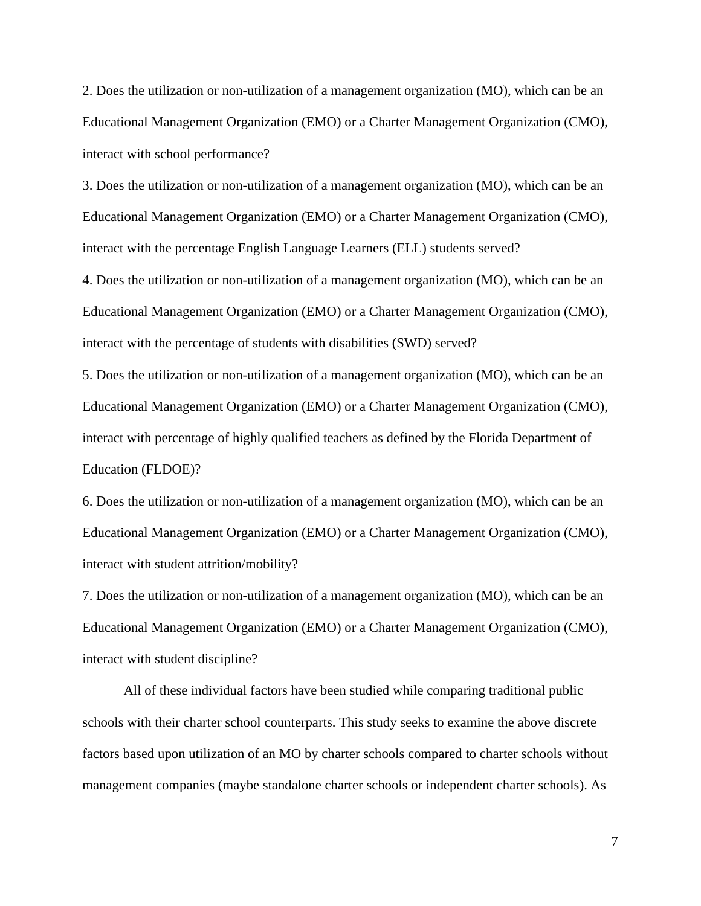2. Does the utilization or non-utilization of a management organization (MO), which can be an Educational Management Organization (EMO) or a Charter Management Organization (CMO), interact with school performance?

3. Does the utilization or non-utilization of a management organization (MO), which can be an Educational Management Organization (EMO) or a Charter Management Organization (CMO), interact with the percentage English Language Learners (ELL) students served?

4. Does the utilization or non-utilization of a management organization (MO), which can be an Educational Management Organization (EMO) or a Charter Management Organization (CMO), interact with the percentage of students with disabilities (SWD) served?

5. Does the utilization or non-utilization of a management organization (MO), which can be an Educational Management Organization (EMO) or a Charter Management Organization (CMO), interact with percentage of highly qualified teachers as defined by the Florida Department of Education (FLDOE)?

6. Does the utilization or non-utilization of a management organization (MO), which can be an Educational Management Organization (EMO) or a Charter Management Organization (CMO), interact with student attrition/mobility?

7. Does the utilization or non-utilization of a management organization (MO), which can be an Educational Management Organization (EMO) or a Charter Management Organization (CMO), interact with student discipline?

All of these individual factors have been studied while comparing traditional public schools with their charter school counterparts. This study seeks to examine the above discrete factors based upon utilization of an MO by charter schools compared to charter schools without management companies (maybe standalone charter schools or independent charter schools). As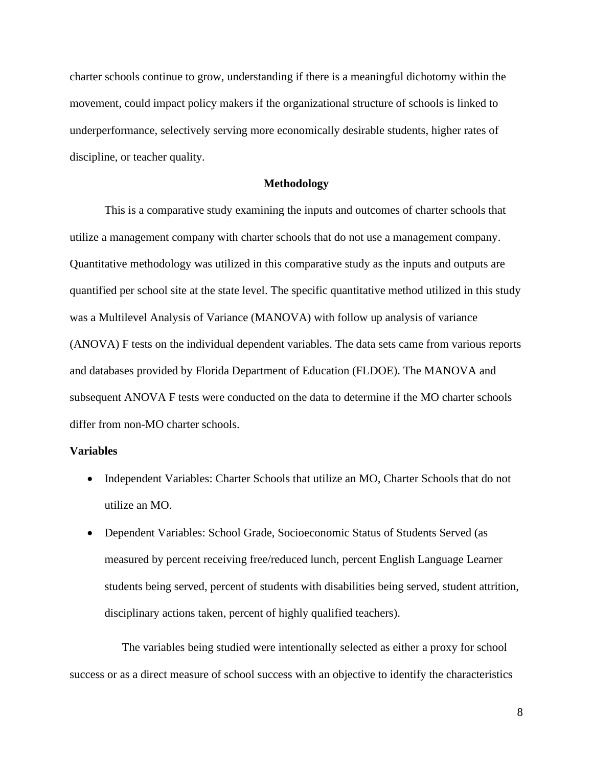charter schools continue to grow, understanding if there is a meaningful dichotomy within the movement, could impact policy makers if the organizational structure of schools is linked to underperformance, selectively serving more economically desirable students, higher rates of discipline, or teacher quality.

## Methodology

This is a comparative study examining the inputs and outcomes of charter schools that utilize a management company with charter schools that do not use a management company. Quantitative methodology was utilized in this comparative study as the inputs and outputs are quantified per school site at the state level. The specific quantitative method utilized in this study was a Multilevel Analysis of Variance (MANOVA) with follow up analysis of variance (ANOVA) F tests on the individual dependent variables. The data sets came from various reports and databases provided by Florida Department of Education (FLDOE). The MANOVA and subsequent ANOVA F tests were conducted on the data to determine if the MO charter schools differ from non-MO charter schools.

### Variables

- Independent Variables: Charter Schools that utilize an MO, Charter Schools that do not utilize an MO.
- Dependent Variables: School Grade, Socioeconomic Status of Students Served (as measured by percent receiving free/reduced lunch, percent English Language Learner students being served, percent of students with disabilities being served, student attrition, disciplinary actions taken, percent of highly qualified teachers).

The variables being studied were intentionally selected as either a proxy for school success or as a direct measure of school success with an objective to identify the characteristics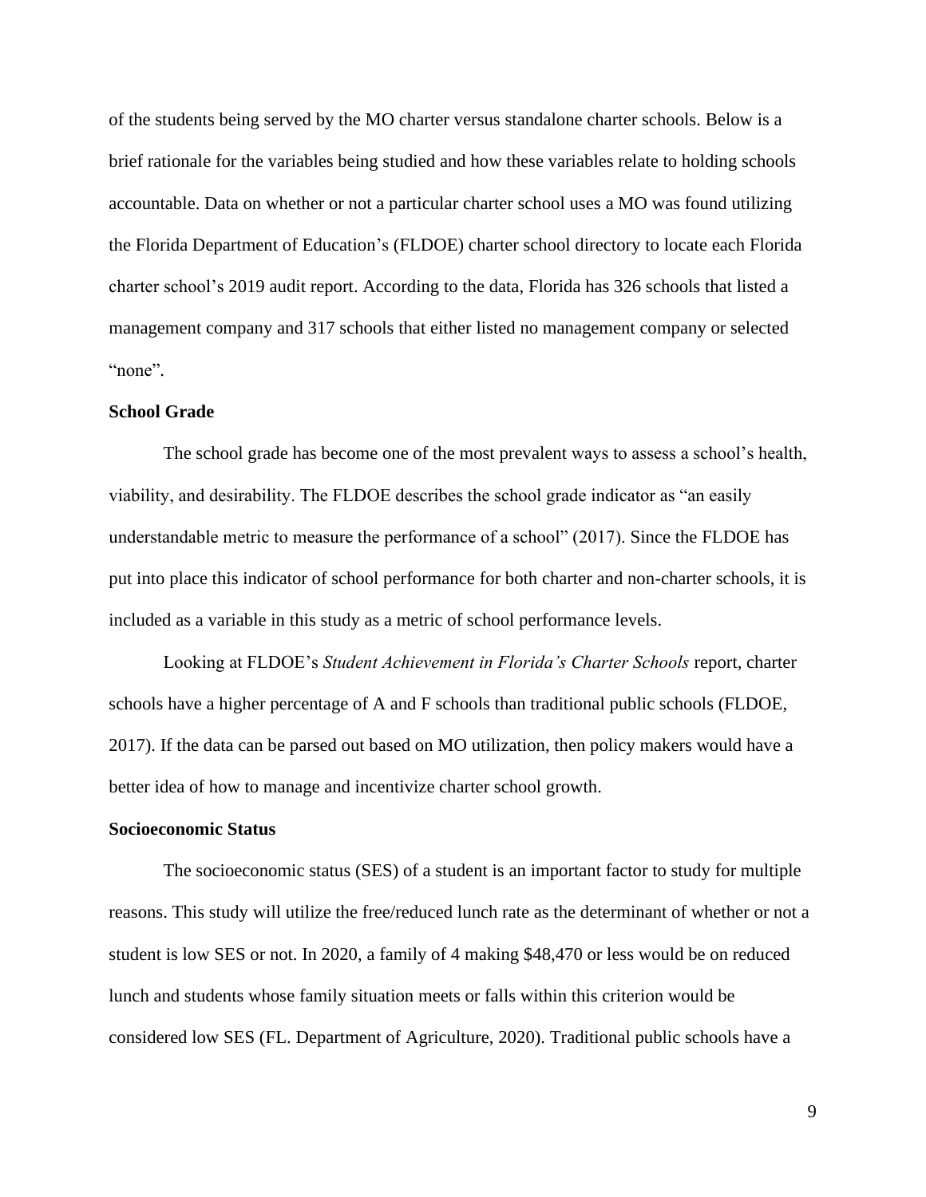of the students being served by the MO charter versus standalone charter schools. Below is a brief rationale for the variables being studied and how these variables relate to holding schools accountable. Data on whether or not a particular charter school uses a MO was found utilizing the Florida Department of Education's (FLDOE) charter school directory to locate each Florida charter school's 2019 audit report. According to the data, Florida has 326 schools that listed a management company and 317 schools that either listed no management company or selected "none".

**School Grade**

The school grade has become one of the most prevalent ways to assess a school's health, viability, and desirability. The FLDOE describes the school grade indicator as "an easily understandable metric to measure the performance of a school" (2017). Since the FLDOE has put into place this indicator of school performance for both charter and non-charter schools, it is included as a variable in this study as a metric of school performance levels.

Looking at FLDOE's *Student Achievement in Florida's Charter Schools* report, charter schools have a higher percentage of A and F schools than traditional public schools (FLDOE, 2017). If the data can be parsed out based on MO utilization, then policy makers would have a better idea of how to manage and incentivize charter school growth.

**Socioeconomic Status**

The socioeconomic status (SES) of a student is an important factor to study for multiple reasons. This study will utilize the free/reduced lunch rate as the determinant of whether or not a student is low SES or not. In 2020, a family of 4 making $48,470 or less would be on reduced lunch and students whose family situation meets or falls within this criterion would be considered low SES (FL. Department of Agriculture, 2020). Traditional public schools have a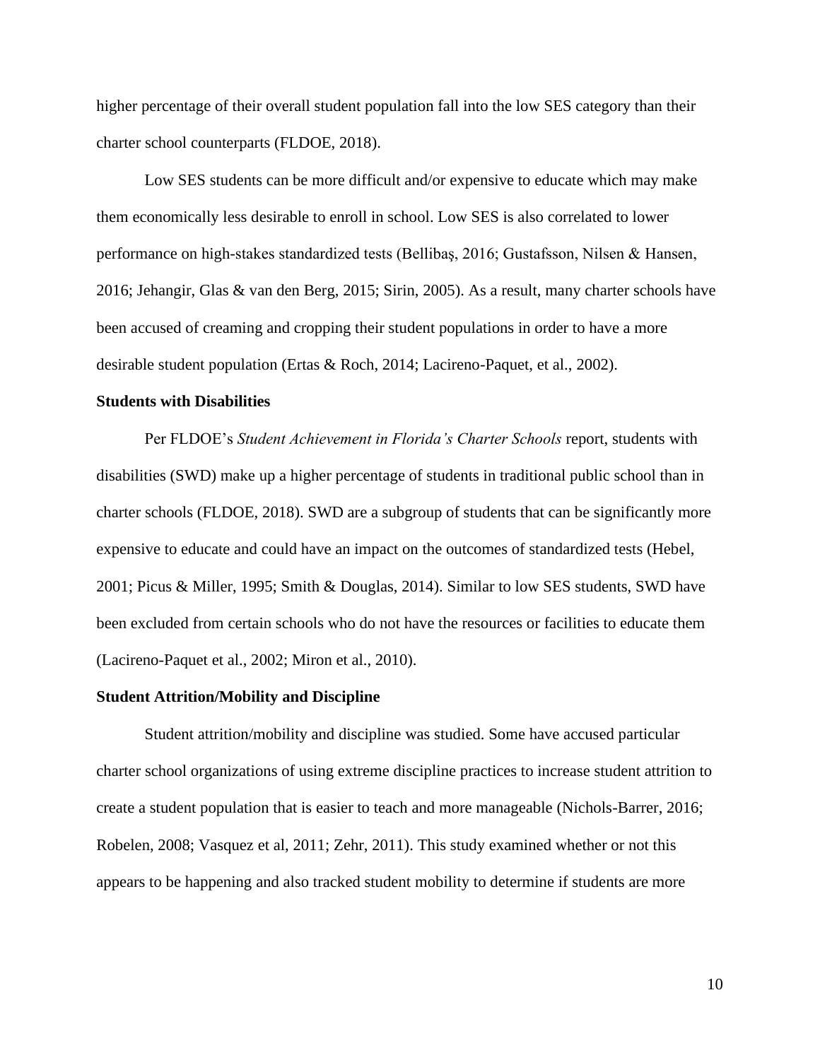higher percentage of their overall student population fall into the low SES category than their charter school counterparts (FLDOE, 2018).

Low SES students can be more difficult and/or expensive to educate which may make them economically less desirable to enroll in school. Low SES is also correlated to lower performance on high-stakes standardized tests (Bellibaş, 2016; Gustafsson, Nilsen & Hansen, 2016; Jehangir, Glas & van den Berg, 2015; Sirin, 2005). As a result, many charter schools have been accused of creaming and cropping their student populations in order to have a more desirable student population (Ertas & Roch, 2014; Lacireno-Paquet, et al., 2002).

**Students with Disabilities**

Per FLDOE's *Student Achievement in Florida's Charter Schools* report, students with disabilities (SWD) make up a higher percentage of students in traditional public school than in charter schools (FLDOE, 2018). SWD are a subgroup of students that can be significantly more expensive to educate and could have an impact on the outcomes of standardized tests (Hebel, 2001; Picus & Miller, 1995; Smith & Douglas, 2014). Similar to low SES students, SWD have been excluded from certain schools who do not have the resources or facilities to educate them (Lacireno-Paquet et al., 2002; Miron et al., 2010).

**Student Attrition/Mobility and Discipline**

Student attrition/mobility and discipline was studied. Some have accused particular charter school organizations of using extreme discipline practices to increase student attrition to create a student population that is easier to teach and more manageable (Nichols-Barrer, 2016; Robelen, 2008; Vasquez et al, 2011; Zehr, 2011). This study examined whether or not this appears to be happening and also tracked student mobility to determine if students are more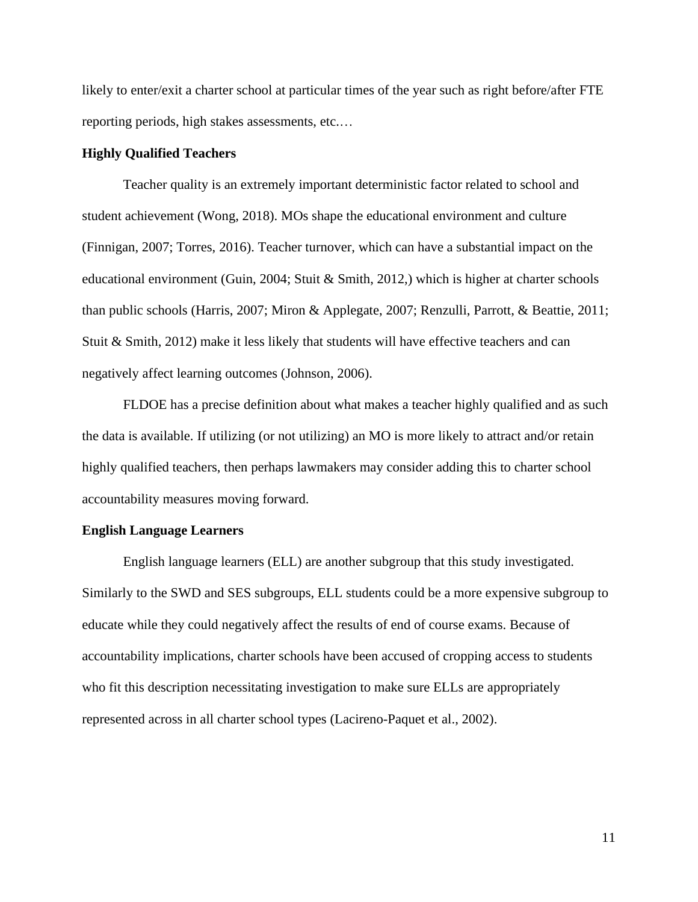likely to enter/exit a charter school at particular times of the year such as right before/after FTE reporting periods, high stakes assessments, etc.…

**Highly Qualified Teachers**

Teacher quality is an extremely important deterministic factor related to school and student achievement (Wong, 2018). MOs shape the educational environment and culture (Finnigan, 2007; Torres, 2016). Teacher turnover, which can have a substantial impact on the educational environment (Guin, 2004; Stuit & Smith, 2012,) which is higher at charter schools than public schools (Harris, 2007; Miron & Applegate, 2007; Renzulli, Parrott, & Beattie, 2011; Stuit & Smith, 2012) make it less likely that students will have effective teachers and can negatively affect learning outcomes (Johnson, 2006).

FLDOE has a precise definition about what makes a teacher highly qualified and as such the data is available. If utilizing (or not utilizing) an MO is more likely to attract and/or retain highly qualified teachers, then perhaps lawmakers may consider adding this to charter school accountability measures moving forward.

**English Language Learners**

English language learners (ELL) are another subgroup that this study investigated. Similarly to the SWD and SES subgroups, ELL students could be a more expensive subgroup to educate while they could negatively affect the results of end of course exams. Because of accountability implications, charter schools have been accused of cropping access to students who fit this description necessitating investigation to make sure ELLs are appropriately represented across in all charter school types (Lacireno-Paquet et al., 2002).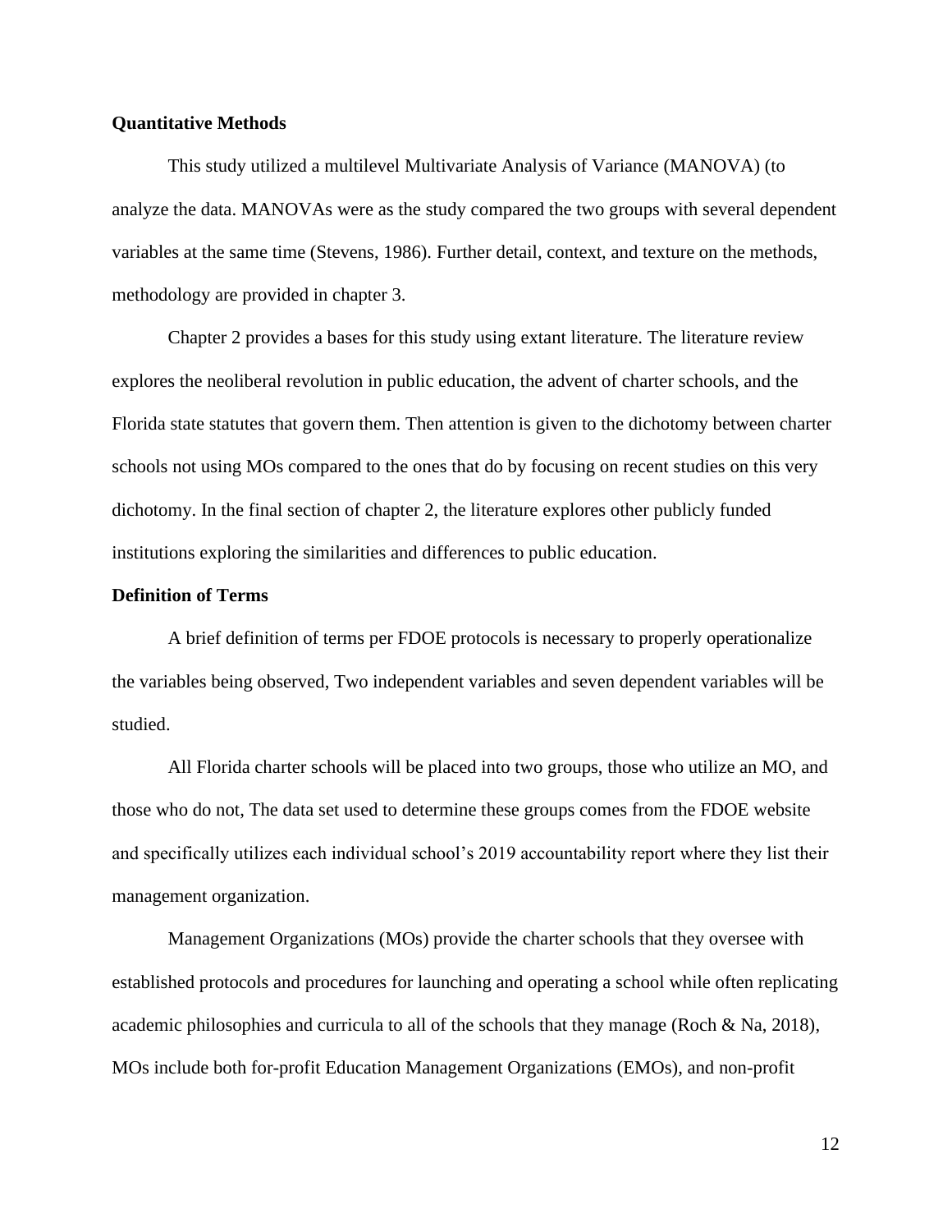**Quantitative Methods**

This study utilized a multilevel Multivariate Analysis of Variance (MANOVA) (to analyze the data. MANOVAs were as the study compared the two groups with several dependent variables at the same time (Stevens, 1986). Further detail, context, and texture on the methods, methodology are provided in chapter 3.

Chapter 2 provides a bases for this study using extant literature. The literature review explores the neoliberal revolution in public education, the advent of charter schools, and the Florida state statutes that govern them. Then attention is given to the dichotomy between charter schools not using MOs compared to the ones that do by focusing on recent studies on this very dichotomy. In the final section of chapter 2, the literature explores other publicly funded institutions exploring the similarities and differences to public education.

**Definition of Terms**

A brief definition of terms per FDOE protocols is necessary to properly operationalize the variables being observed, Two independent variables and seven dependent variables will be studied.

All Florida charter schools will be placed into two groups, those who utilize an MO, and those who do not, The data set used to determine these groups comes from the FDOE website and specifically utilizes each individual school's 2019 accountability report where they list their management organization.

Management Organizations (MOs) provide the charter schools that they oversee with established protocols and procedures for launching and operating a school while often replicating academic philosophies and curricula to all of the schools that they manage (Roch & Na, 2018), MOs include both for-profit Education Management Organizations (EMOs), and non-profit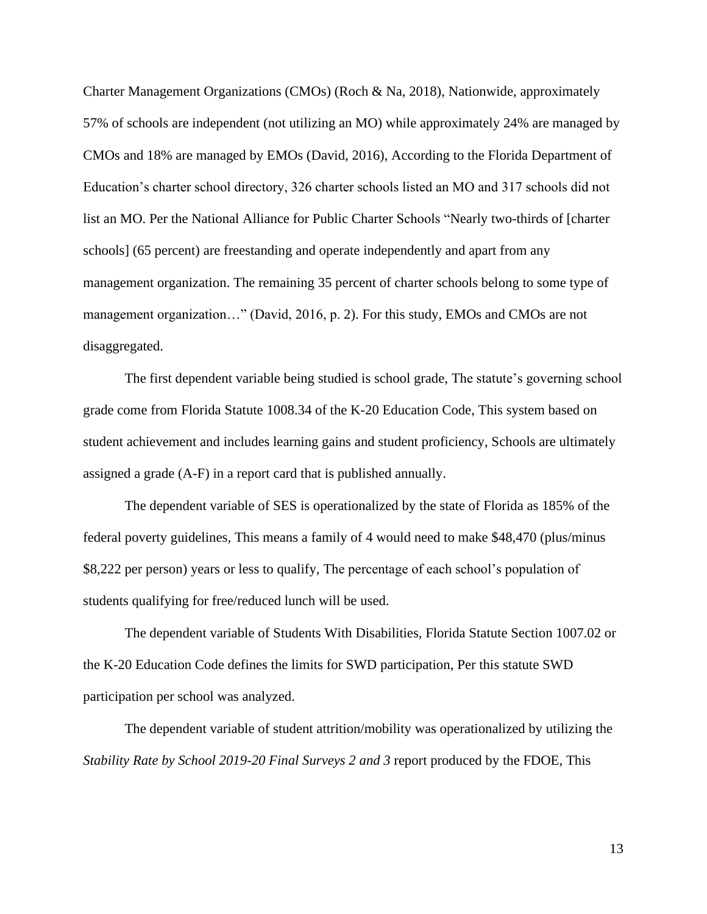Charter Management Organizations (CMOs) (Roch & Na, 2018), Nationwide, approximately 57% of schools are independent (not utilizing an MO) while approximately 24% are managed by CMOs and 18% are managed by EMOs (David, 2016), According to the Florida Department of Education's charter school directory, 326 charter schools listed an MO and 317 schools did not list an MO. Per the National Alliance for Public Charter Schools "Nearly two-thirds of [charter schools] (65 percent) are freestanding and operate independently and apart from any management organization. The remaining 35 percent of charter schools belong to some type of management organization…" (David, 2016, p. 2). For this study, EMOs and CMOs are not disaggregated.

The first dependent variable being studied is school grade, The statute's governing school grade come from Florida Statute 1008.34 of the K-20 Education Code, This system based on student achievement and includes learning gains and student proficiency, Schools are ultimately assigned a grade (A-F) in a report card that is published annually.

The dependent variable of SES is operationalized by the state of Florida as 185% of the federal poverty guidelines, This means a family of 4 would need to make $48,470 (plus/minus $8,222 per person) years or less to qualify, The percentage of each school's population of students qualifying for free/reduced lunch will be used.

The dependent variable of Students With Disabilities, Florida Statute Section 1007.02 or the K-20 Education Code defines the limits for SWD participation, Per this statute SWD participation per school was analyzed.

The dependent variable of student attrition/mobility was operationalized by utilizing the *Stability Rate by School 2019-20 Final Surveys 2 and 3* report produced by the FDOE, This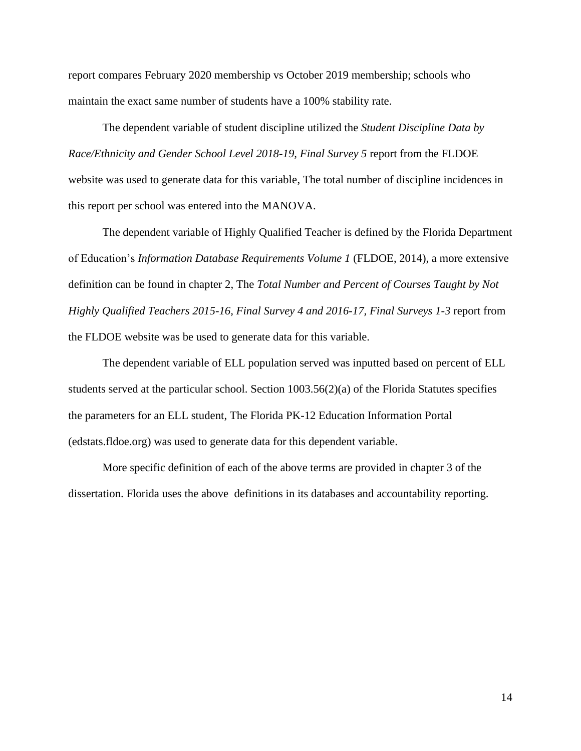report compares February 2020 membership vs October 2019 membership; schools who maintain the exact same number of students have a 100% stability rate.

The dependent variable of student discipline utilized the *Student Discipline Data by Race/Ethnicity and Gender School Level 2018-19, Final Survey 5* report from the FLDOE website was used to generate data for this variable, The total number of discipline incidences in this report per school was entered into the MANOVA.

The dependent variable of Highly Qualified Teacher is defined by the Florida Department of Education's *Information Database Requirements Volume 1* (FLDOE, 2014), a more extensive definition can be found in chapter 2, The *Total Number and Percent of Courses Taught by Not Highly Qualified Teachers 2015-16, Final Survey 4 and 2016-17, Final Surveys 1-3* report from the FLDOE website was be used to generate data for this variable.

The dependent variable of ELL population served was inputted based on percent of ELL students served at the particular school. Section 1003.56(2)(a) of the Florida Statutes specifies the parameters for an ELL student, The Florida PK-12 Education Information Portal (edstats.fldoe.org) was used to generate data for this dependent variable.

More specific definition of each of the above terms are provided in chapter 3 of the dissertation. Florida uses the above definitions in its databases and accountability reporting.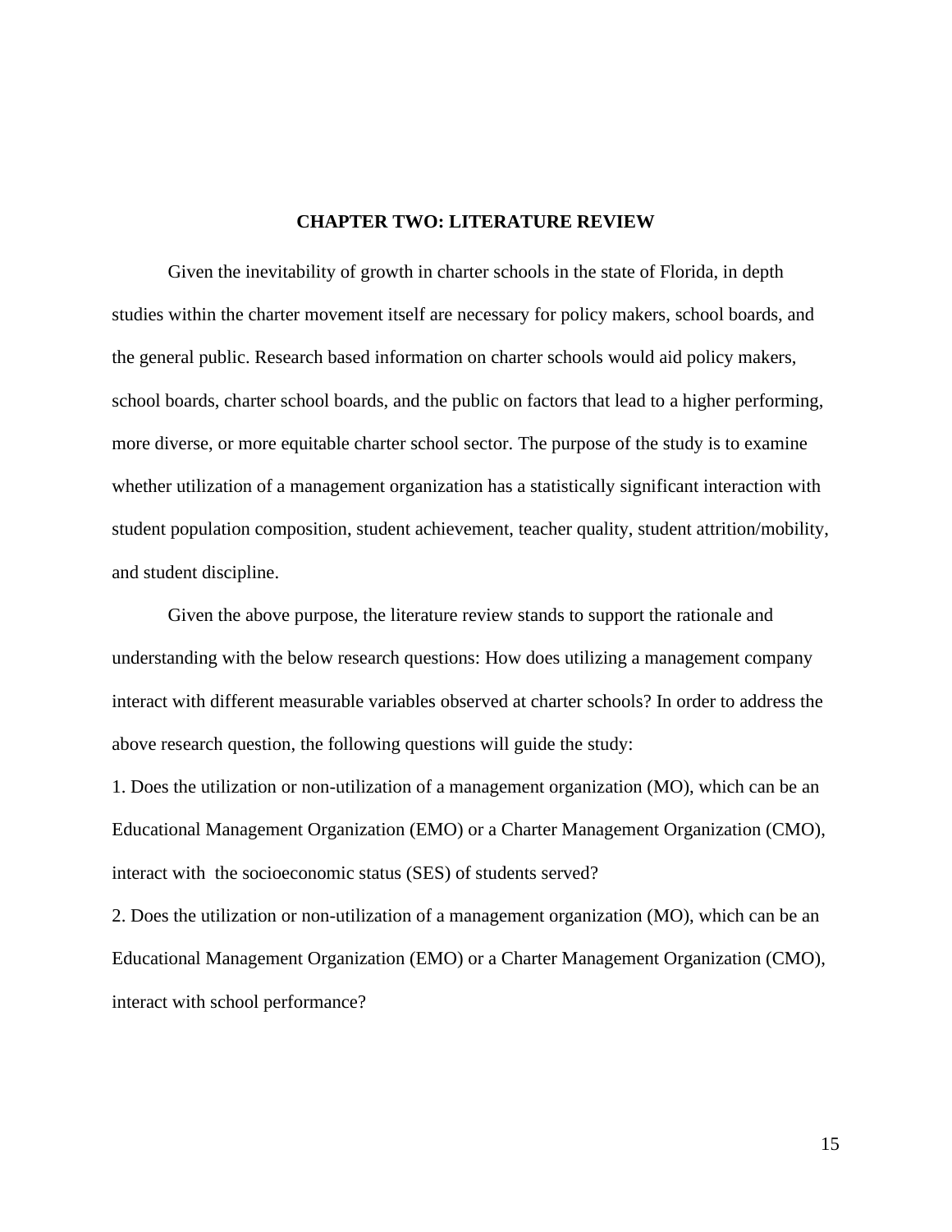# CHAPTER TWO: LITERATURE REVIEW

Given the inevitability of growth in charter schools in the state of Florida, in depth studies within the charter movement itself are necessary for policy makers, school boards, and the general public. Research based information on charter schools would aid policy makers, school boards, charter school boards, and the public on factors that lead to a higher performing, more diverse, or more equitable charter school sector. The purpose of the study is to examine whether utilization of a management organization has a statistically significant interaction with student population composition, student achievement, teacher quality, student attrition/mobility, and student discipline.

Given the above purpose, the literature review stands to support the rationale and understanding with the below research questions: How does utilizing a management company interact with different measurable variables observed at charter schools? In order to address the above research question, the following questions will guide the study:

1. Does the utilization or non-utilization of a management organization (MO), which can be an Educational Management Organization (EMO) or a Charter Management Organization (CMO), interact with the socioeconomic status (SES) of students served?
2. Does the utilization or non-utilization of a management organization (MO), which can be an Educational Management Organization (EMO) or a Charter Management Organization (CMO), interact with school performance?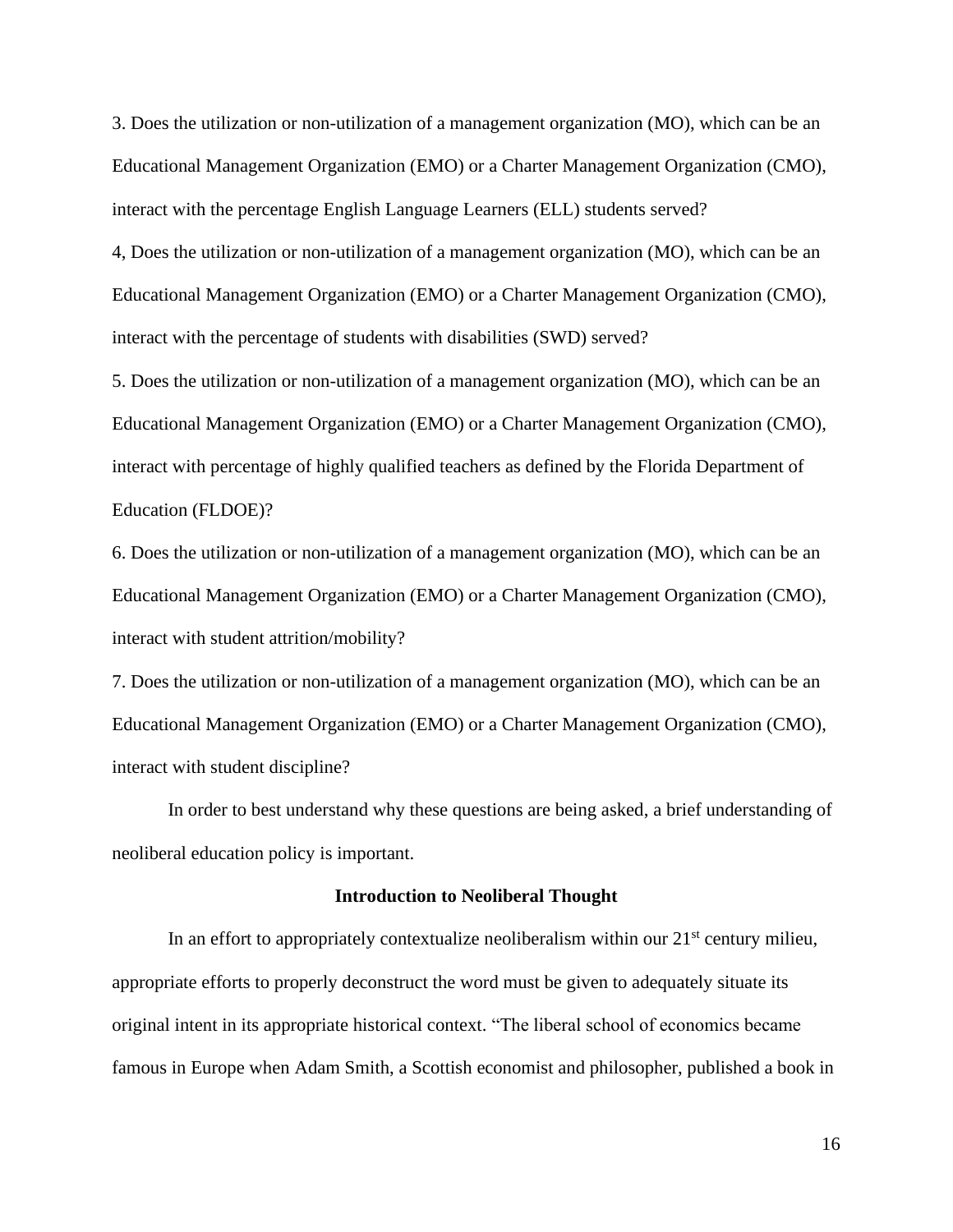3. Does the utilization or non-utilization of a management organization (MO), which can be an Educational Management Organization (EMO) or a Charter Management Organization (CMO), interact with the percentage English Language Learners (ELL) students served?

4, Does the utilization or non-utilization of a management organization (MO), which can be an Educational Management Organization (EMO) or a Charter Management Organization (CMO), interact with the percentage of students with disabilities (SWD) served?

5. Does the utilization or non-utilization of a management organization (MO), which can be an Educational Management Organization (EMO) or a Charter Management Organization (CMO), interact with percentage of highly qualified teachers as defined by the Florida Department of Education (FLDOE)?

6. Does the utilization or non-utilization of a management organization (MO), which can be an Educational Management Organization (EMO) or a Charter Management Organization (CMO), interact with student attrition/mobility?

7. Does the utilization or non-utilization of a management organization (MO), which can be an Educational Management Organization (EMO) or a Charter Management Organization (CMO), interact with student discipline?

In order to best understand why these questions are being asked, a brief understanding of neoliberal education policy is important.

**Introduction to Neoliberal Thought**

In an effort to appropriately contextualize neoliberalism within our 21st century milieu, appropriate efforts to properly deconstruct the word must be given to adequately situate its original intent in its appropriate historical context. "The liberal school of economics became famous in Europe when Adam Smith, a Scottish economist and philosopher, published a book in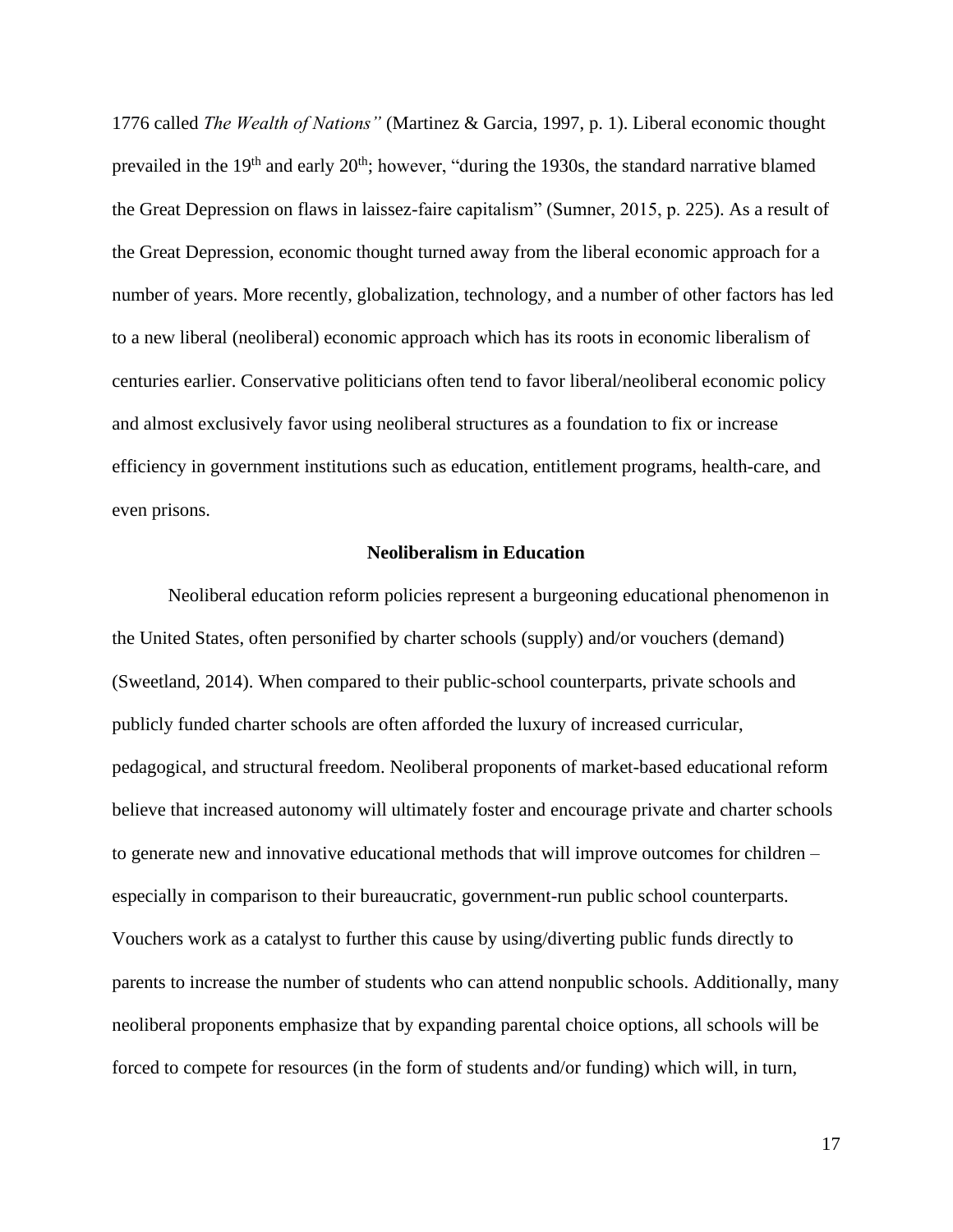1776 called *The Wealth of Nations"* (Martinez & Garcia, 1997, p. 1). Liberal economic thought prevailed in the 19th and early 20th; however, "during the 1930s, the standard narrative blamed the Great Depression on flaws in laissez-faire capitalism" (Sumner, 2015, p. 225). As a result of the Great Depression, economic thought turned away from the liberal economic approach for a number of years. More recently, globalization, technology, and a number of other factors has led to a new liberal (neoliberal) economic approach which has its roots in economic liberalism of centuries earlier. Conservative politicians often tend to favor liberal/neoliberal economic policy and almost exclusively favor using neoliberal structures as a foundation to fix or increase efficiency in government institutions such as education, entitlement programs, health-care, and even prisons.

## Neoliberalism in Education

Neoliberal education reform policies represent a burgeoning educational phenomenon in the United States, often personified by charter schools (supply) and/or vouchers (demand) (Sweetland, 2014). When compared to their public-school counterparts, private schools and publicly funded charter schools are often afforded the luxury of increased curricular, pedagogical, and structural freedom. Neoliberal proponents of market-based educational reform believe that increased autonomy will ultimately foster and encourage private and charter schools to generate new and innovative educational methods that will improve outcomes for children – especially in comparison to their bureaucratic, government-run public school counterparts. Vouchers work as a catalyst to further this cause by using/diverting public funds directly to parents to increase the number of students who can attend nonpublic schools. Additionally, many neoliberal proponents emphasize that by expanding parental choice options, all schools will be forced to compete for resources (in the form of students and/or funding) which will, in turn,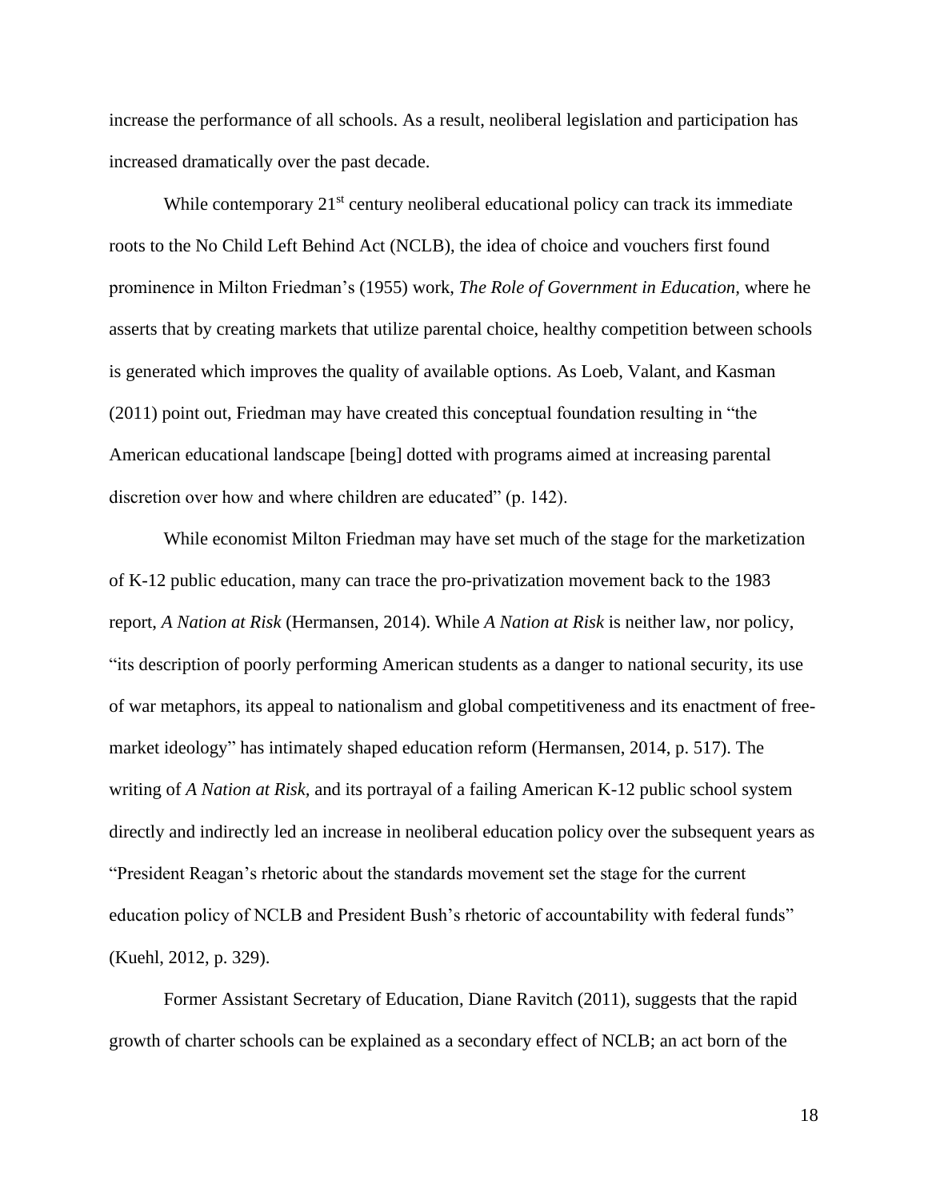increase the performance of all schools. As a result, neoliberal legislation and participation has increased dramatically over the past decade.

While contemporary 21st century neoliberal educational policy can track its immediate roots to the No Child Left Behind Act (NCLB), the idea of choice and vouchers first found prominence in Milton Friedman's (1955) work, *The Role of Government in Education*, where he asserts that by creating markets that utilize parental choice, healthy competition between schools is generated which improves the quality of available options. As Loeb, Valant, and Kasman (2011) point out, Friedman may have created this conceptual foundation resulting in "the American educational landscape [being] dotted with programs aimed at increasing parental discretion over how and where children are educated" (p. 142).

While economist Milton Friedman may have set much of the stage for the marketization of K-12 public education, many can trace the pro-privatization movement back to the 1983 report, *A Nation at Risk* (Hermansen, 2014). While *A Nation at Risk* is neither law, nor policy, "its description of poorly performing American students as a danger to national security, its use of war metaphors, its appeal to nationalism and global competitiveness and its enactment of free-market ideology" has intimately shaped education reform (Hermansen, 2014, p. 517). The writing of *A Nation at Risk*, and its portrayal of a failing American K-12 public school system directly and indirectly led an increase in neoliberal education policy over the subsequent years as "President Reagan's rhetoric about the standards movement set the stage for the current education policy of NCLB and President Bush's rhetoric of accountability with federal funds" (Kuehl, 2012, p. 329).

Former Assistant Secretary of Education, Diane Ravitch (2011), suggests that the rapid growth of charter schools can be explained as a secondary effect of NCLB; an act born of the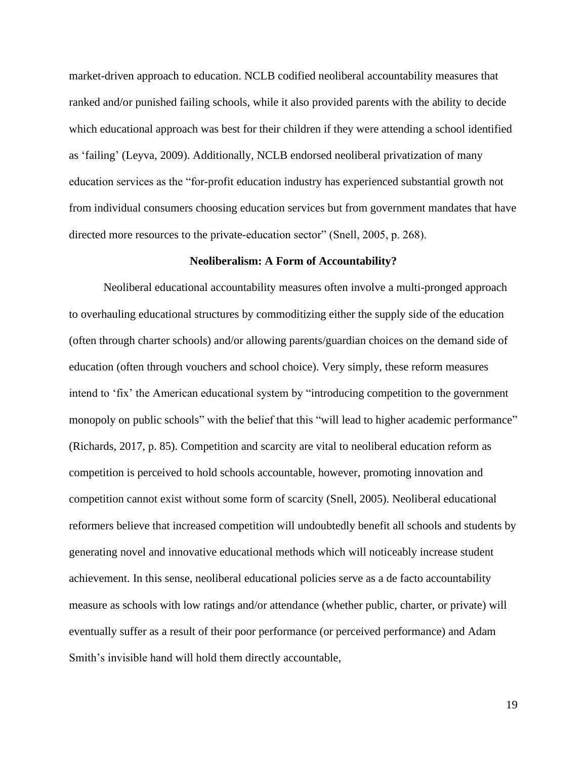market-driven approach to education. NCLB codified neoliberal accountability measures that ranked and/or punished failing schools, while it also provided parents with the ability to decide which educational approach was best for their children if they were attending a school identified as 'failing' (Leyva, 2009). Additionally, NCLB endorsed neoliberal privatization of many education services as the "for-profit education industry has experienced substantial growth not from individual consumers choosing education services but from government mandates that have directed more resources to the private-education sector" (Snell, 2005, p. 268).

### Neoliberalism: A Form of Accountability?

Neoliberal educational accountability measures often involve a multi-pronged approach to overhauling educational structures by commoditizing either the supply side of the education (often through charter schools) and/or allowing parents/guardian choices on the demand side of education (often through vouchers and school choice). Very simply, these reform measures intend to 'fix' the American educational system by "introducing competition to the government monopoly on public schools" with the belief that this "will lead to higher academic performance" (Richards, 2017, p. 85). Competition and scarcity are vital to neoliberal education reform as competition is perceived to hold schools accountable, however, promoting innovation and competition cannot exist without some form of scarcity (Snell, 2005). Neoliberal educational reformers believe that increased competition will undoubtedly benefit all schools and students by generating novel and innovative educational methods which will noticeably increase student achievement. In this sense, neoliberal educational policies serve as a de facto accountability measure as schools with low ratings and/or attendance (whether public, charter, or private) will eventually suffer as a result of their poor performance (or perceived performance) and Adam Smith's invisible hand will hold them directly accountable,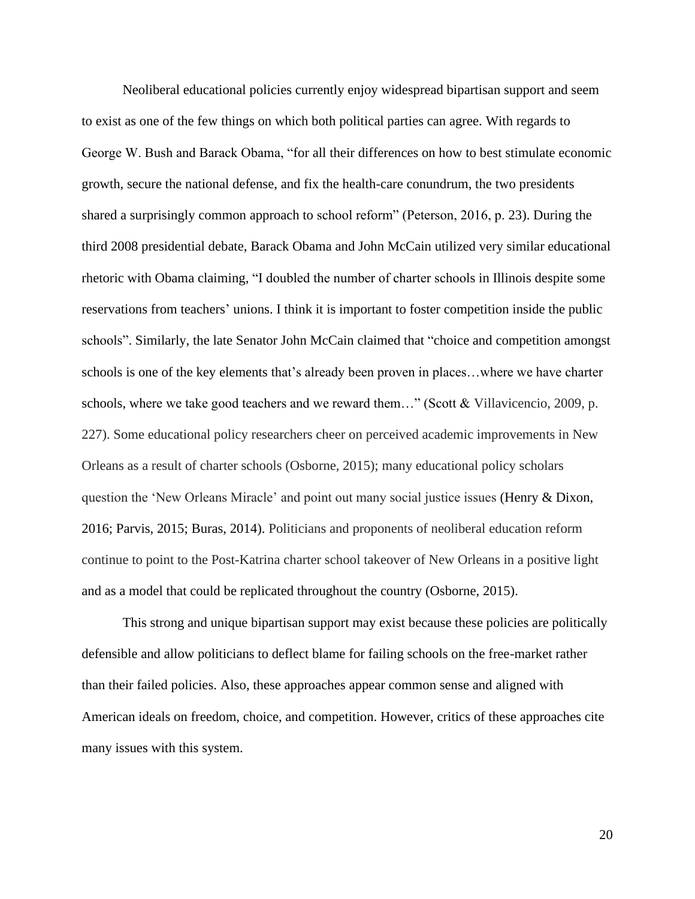Neoliberal educational policies currently enjoy widespread bipartisan support and seem to exist as one of the few things on which both political parties can agree. With regards to George W. Bush and Barack Obama, "for all their differences on how to best stimulate economic growth, secure the national defense, and fix the health-care conundrum, the two presidents shared a surprisingly common approach to school reform" (Peterson, 2016, p. 23). During the third 2008 presidential debate, Barack Obama and John McCain utilized very similar educational rhetoric with Obama claiming, "I doubled the number of charter schools in Illinois despite some reservations from teachers' unions. I think it is important to foster competition inside the public schools". Similarly, the late Senator John McCain claimed that "choice and competition amongst schools is one of the key elements that's already been proven in places…where we have charter schools, where we take good teachers and we reward them…" (Scott & Villavicencio, 2009, p. 227). Some educational policy researchers cheer on perceived academic improvements in New Orleans as a result of charter schools (Osborne, 2015); many educational policy scholars question the 'New Orleans Miracle' and point out many social justice issues (Henry & Dixon, 2016; Parvis, 2015; Buras, 2014). Politicians and proponents of neoliberal education reform continue to point to the Post-Katrina charter school takeover of New Orleans in a positive light and as a model that could be replicated throughout the country (Osborne, 2015).

This strong and unique bipartisan support may exist because these policies are politically defensible and allow politicians to deflect blame for failing schools on the free-market rather than their failed policies. Also, these approaches appear common sense and aligned with American ideals on freedom, choice, and competition. However, critics of these approaches cite many issues with this system.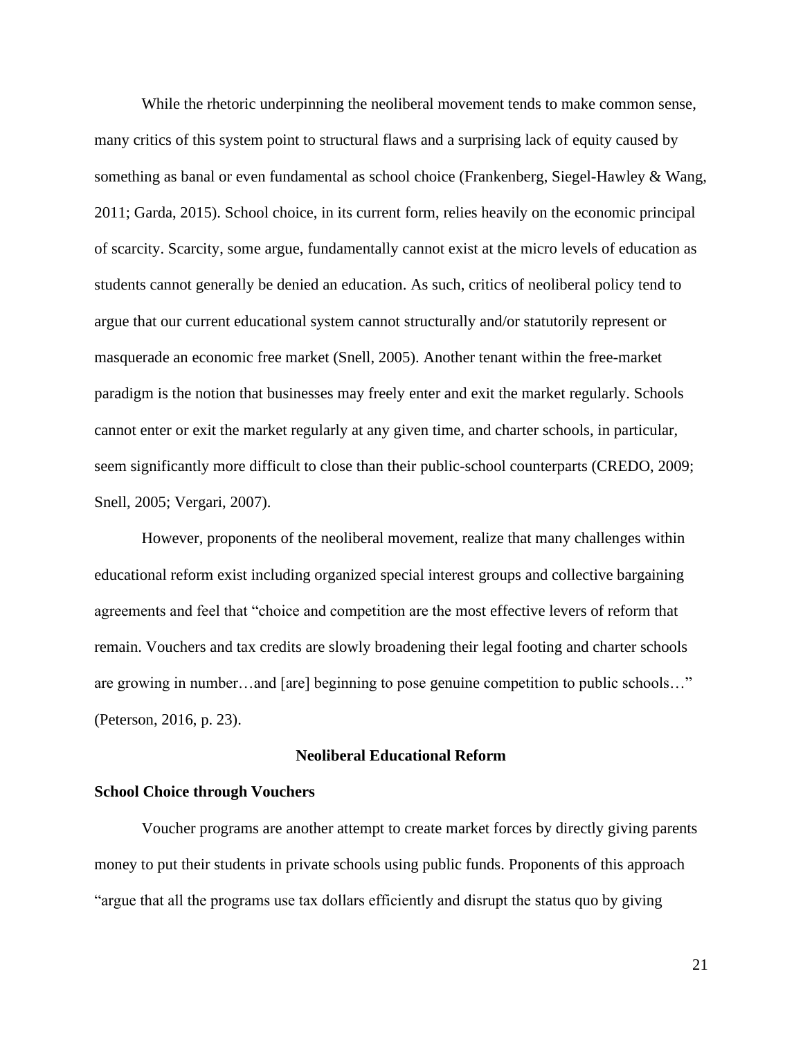While the rhetoric underpinning the neoliberal movement tends to make common sense, many critics of this system point to structural flaws and a surprising lack of equity caused by something as banal or even fundamental as school choice (Frankenberg, Siegel-Hawley & Wang, 2011; Garda, 2015). School choice, in its current form, relies heavily on the economic principal of scarcity. Scarcity, some argue, fundamentally cannot exist at the micro levels of education as students cannot generally be denied an education. As such, critics of neoliberal policy tend to argue that our current educational system cannot structurally and/or statutorily represent or masquerade an economic free market (Snell, 2005). Another tenant within the free-market paradigm is the notion that businesses may freely enter and exit the market regularly. Schools cannot enter or exit the market regularly at any given time, and charter schools, in particular, seem significantly more difficult to close than their public-school counterparts (CREDO, 2009; Snell, 2005; Vergari, 2007).

However, proponents of the neoliberal movement, realize that many challenges within educational reform exist including organized special interest groups and collective bargaining agreements and feel that "choice and competition are the most effective levers of reform that remain. Vouchers and tax credits are slowly broadening their legal footing and charter schools are growing in number…and [are] beginning to pose genuine competition to public schools…" (Peterson, 2016, p. 23).

## Neoliberal Educational Reform

### School Choice through Vouchers

Voucher programs are another attempt to create market forces by directly giving parents money to put their students in private schools using public funds. Proponents of this approach "argue that all the programs use tax dollars efficiently and disrupt the status quo by giving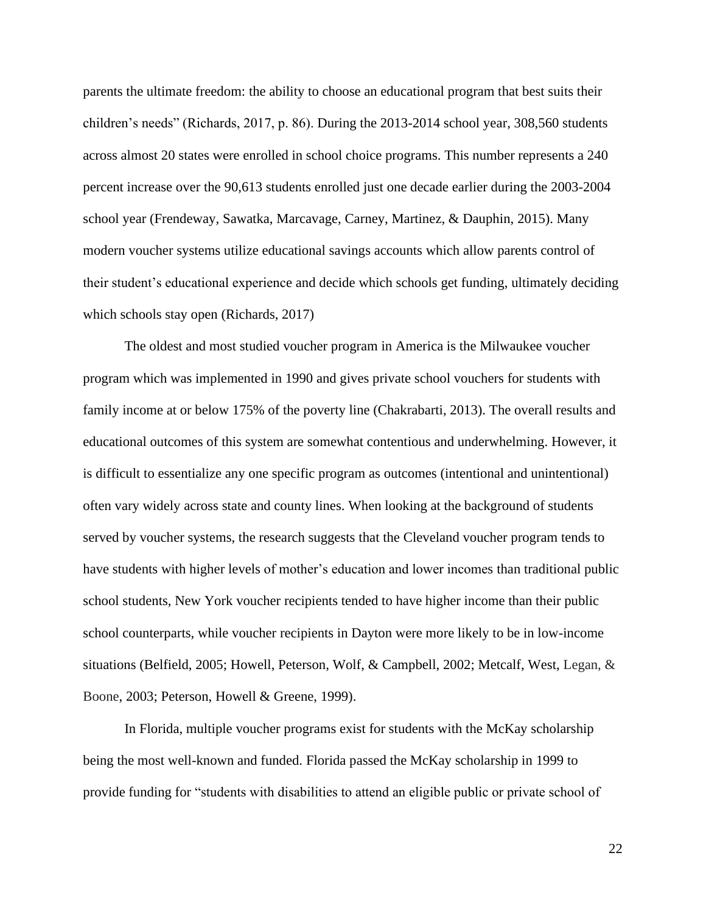parents the ultimate freedom: the ability to choose an educational program that best suits their children's needs" (Richards, 2017, p. 86). During the 2013-2014 school year, 308,560 students across almost 20 states were enrolled in school choice programs. This number represents a 240 percent increase over the 90,613 students enrolled just one decade earlier during the 2003-2004 school year (Frendeway, Sawatka, Marcavage, Carney, Martinez, & Dauphin, 2015). Many modern voucher systems utilize educational savings accounts which allow parents control of their student's educational experience and decide which schools get funding, ultimately deciding which schools stay open (Richards, 2017)

The oldest and most studied voucher program in America is the Milwaukee voucher program which was implemented in 1990 and gives private school vouchers for students with family income at or below 175% of the poverty line (Chakrabarti, 2013). The overall results and educational outcomes of this system are somewhat contentious and underwhelming. However, it is difficult to essentialize any one specific program as outcomes (intentional and unintentional) often vary widely across state and county lines. When looking at the background of students served by voucher systems, the research suggests that the Cleveland voucher program tends to have students with higher levels of mother's education and lower incomes than traditional public school students, New York voucher recipients tended to have higher income than their public school counterparts, while voucher recipients in Dayton were more likely to be in low-income situations (Belfield, 2005; Howell, Peterson, Wolf, & Campbell, 2002; Metcalf, West, Legan, & Boone, 2003; Peterson, Howell & Greene, 1999).

In Florida, multiple voucher programs exist for students with the McKay scholarship being the most well-known and funded. Florida passed the McKay scholarship in 1999 to provide funding for "students with disabilities to attend an eligible public or private school of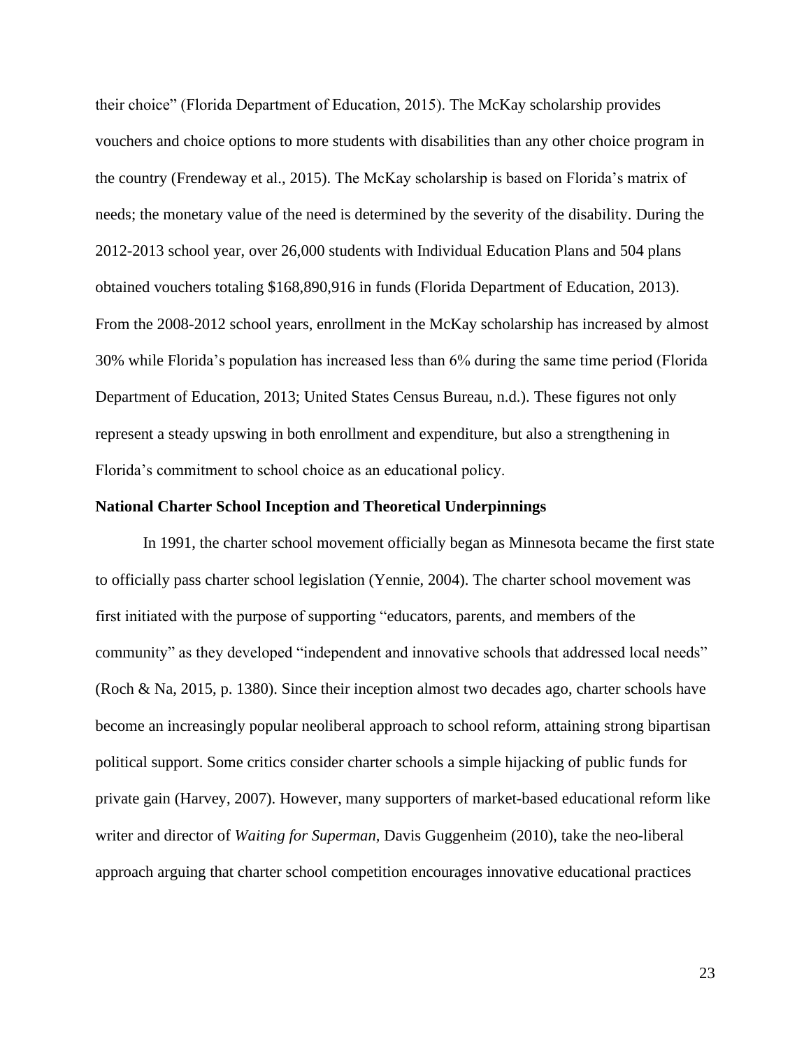their choice" (Florida Department of Education, 2015). The McKay scholarship provides vouchers and choice options to more students with disabilities than any other choice program in the country (Frendeway et al., 2015). The McKay scholarship is based on Florida's matrix of needs; the monetary value of the need is determined by the severity of the disability. During the 2012-2013 school year, over 26,000 students with Individual Education Plans and 504 plans obtained vouchers totaling $168,890,916 in funds (Florida Department of Education, 2013). From the 2008-2012 school years, enrollment in the McKay scholarship has increased by almost 30% while Florida's population has increased less than 6% during the same time period (Florida Department of Education, 2013; United States Census Bureau, n.d.). These figures not only represent a steady upswing in both enrollment and expenditure, but also a strengthening in Florida's commitment to school choice as an educational policy.

**National Charter School Inception and Theoretical Underpinnings**

In 1991, the charter school movement officially began as Minnesota became the first state to officially pass charter school legislation (Yennie, 2004). The charter school movement was first initiated with the purpose of supporting "educators, parents, and members of the community" as they developed "independent and innovative schools that addressed local needs" (Roch & Na, 2015, p. 1380). Since their inception almost two decades ago, charter schools have become an increasingly popular neoliberal approach to school reform, attaining strong bipartisan political support. Some critics consider charter schools a simple hijacking of public funds for private gain (Harvey, 2007). However, many supporters of market-based educational reform like writer and director of *Waiting for Superman,* Davis Guggenheim (2010), take the neo-liberal approach arguing that charter school competition encourages innovative educational practices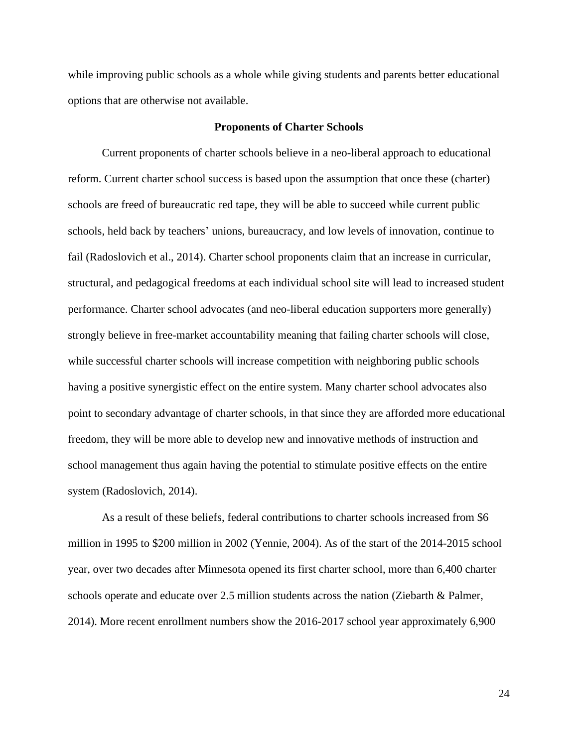while improving public schools as a whole while giving students and parents better educational options that are otherwise not available.

### Proponents of Charter Schools

Current proponents of charter schools believe in a neo-liberal approach to educational reform. Current charter school success is based upon the assumption that once these (charter) schools are freed of bureaucratic red tape, they will be able to succeed while current public schools, held back by teachers' unions, bureaucracy, and low levels of innovation, continue to fail (Radoslovich et al., 2014). Charter school proponents claim that an increase in curricular, structural, and pedagogical freedoms at each individual school site will lead to increased student performance. Charter school advocates (and neo-liberal education supporters more generally) strongly believe in free-market accountability meaning that failing charter schools will close, while successful charter schools will increase competition with neighboring public schools having a positive synergistic effect on the entire system. Many charter school advocates also point to secondary advantage of charter schools, in that since they are afforded more educational freedom, they will be more able to develop new and innovative methods of instruction and school management thus again having the potential to stimulate positive effects on the entire system (Radoslovich, 2014).

As a result of these beliefs, federal contributions to charter schools increased from $6 million in 1995 to $200 million in 2002 (Yennie, 2004). As of the start of the 2014-2015 school year, over two decades after Minnesota opened its first charter school, more than 6,400 charter schools operate and educate over 2.5 million students across the nation (Ziebarth & Palmer, 2014). More recent enrollment numbers show the 2016-2017 school year approximately 6,900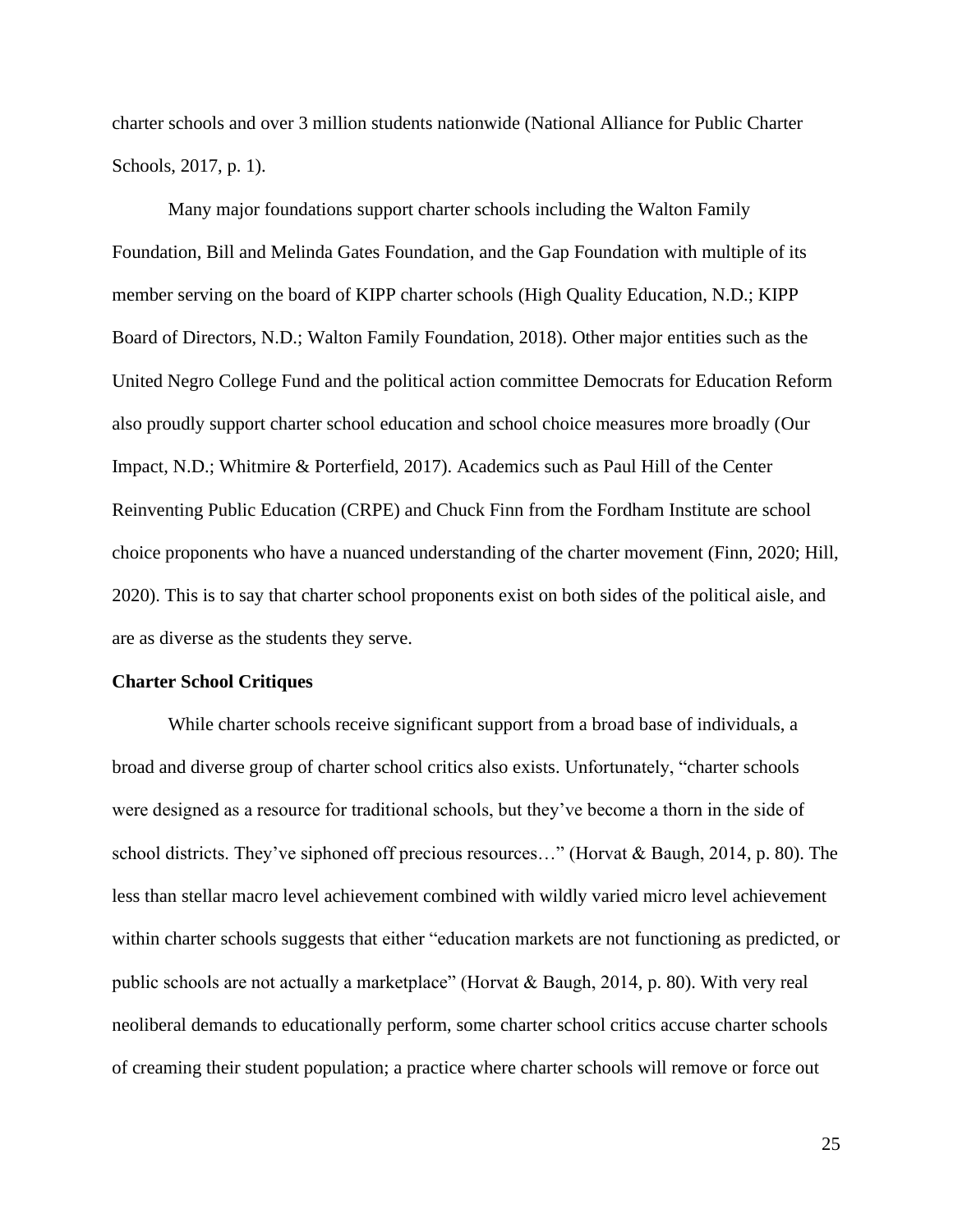charter schools and over 3 million students nationwide (National Alliance for Public Charter Schools, 2017, p. 1).

Many major foundations support charter schools including the Walton Family Foundation, Bill and Melinda Gates Foundation, and the Gap Foundation with multiple of its member serving on the board of KIPP charter schools (High Quality Education, N.D.; KIPP Board of Directors, N.D.; Walton Family Foundation, 2018). Other major entities such as the United Negro College Fund and the political action committee Democrats for Education Reform also proudly support charter school education and school choice measures more broadly (Our Impact, N.D.; Whitmire & Porterfield, 2017). Academics such as Paul Hill of the Center Reinventing Public Education (CRPE) and Chuck Finn from the Fordham Institute are school choice proponents who have a nuanced understanding of the charter movement (Finn, 2020; Hill, 2020). This is to say that charter school proponents exist on both sides of the political aisle, and are as diverse as the students they serve.

**Charter School Critiques**

While charter schools receive significant support from a broad base of individuals, a broad and diverse group of charter school critics also exists. Unfortunately, "charter schools were designed as a resource for traditional schools, but they've become a thorn in the side of school districts. They've siphoned off precious resources…" (Horvat & Baugh, 2014, p. 80). The less than stellar macro level achievement combined with wildly varied micro level achievement within charter schools suggests that either "education markets are not functioning as predicted, or public schools are not actually a marketplace" (Horvat & Baugh, 2014, p. 80). With very real neoliberal demands to educationally perform, some charter school critics accuse charter schools of creaming their student population; a practice where charter schools will remove or force out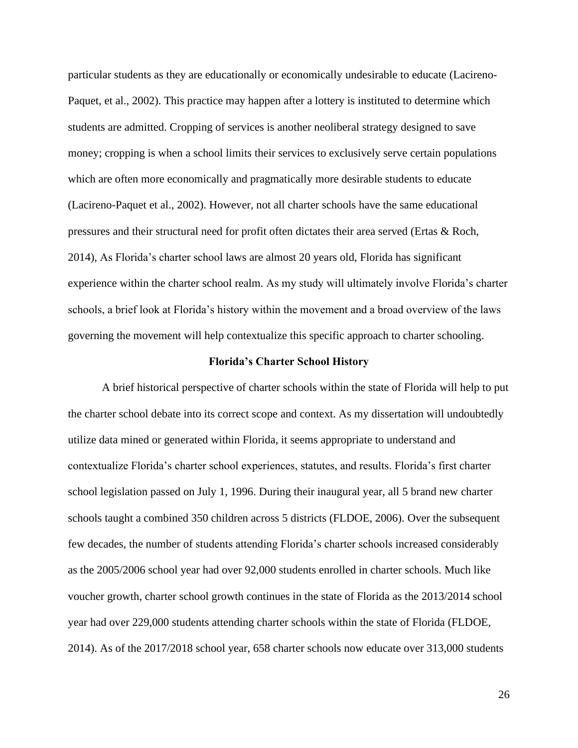particular students as they are educationally or economically undesirable to educate (Lacireno-Paquet, et al., 2002). This practice may happen after a lottery is instituted to determine which students are admitted. Cropping of services is another neoliberal strategy designed to save money; cropping is when a school limits their services to exclusively serve certain populations which are often more economically and pragmatically more desirable students to educate (Lacireno-Paquet et al., 2002). However, not all charter schools have the same educational pressures and their structural need for profit often dictates their area served (Ertas & Roch, 2014), As Florida's charter school laws are almost 20 years old, Florida has significant experience within the charter school realm. As my study will ultimately involve Florida's charter schools, a brief look at Florida's history within the movement and a broad overview of the laws governing the movement will help contextualize this specific approach to charter schooling.

## Florida's Charter School History

A brief historical perspective of charter schools within the state of Florida will help to put the charter school debate into its correct scope and context. As my dissertation will undoubtedly utilize data mined or generated within Florida, it seems appropriate to understand and contextualize Florida's charter school experiences, statutes, and results. Florida's first charter school legislation passed on July 1, 1996. During their inaugural year, all 5 brand new charter schools taught a combined 350 children across 5 districts (FLDOE, 2006). Over the subsequent few decades, the number of students attending Florida's charter schools increased considerably as the 2005/2006 school year had over 92,000 students enrolled in charter schools. Much like voucher growth, charter school growth continues in the state of Florida as the 2013/2014 school year had over 229,000 students attending charter schools within the state of Florida (FLDOE, 2014). As of the 2017/2018 school year, 658 charter schools now educate over 313,000 students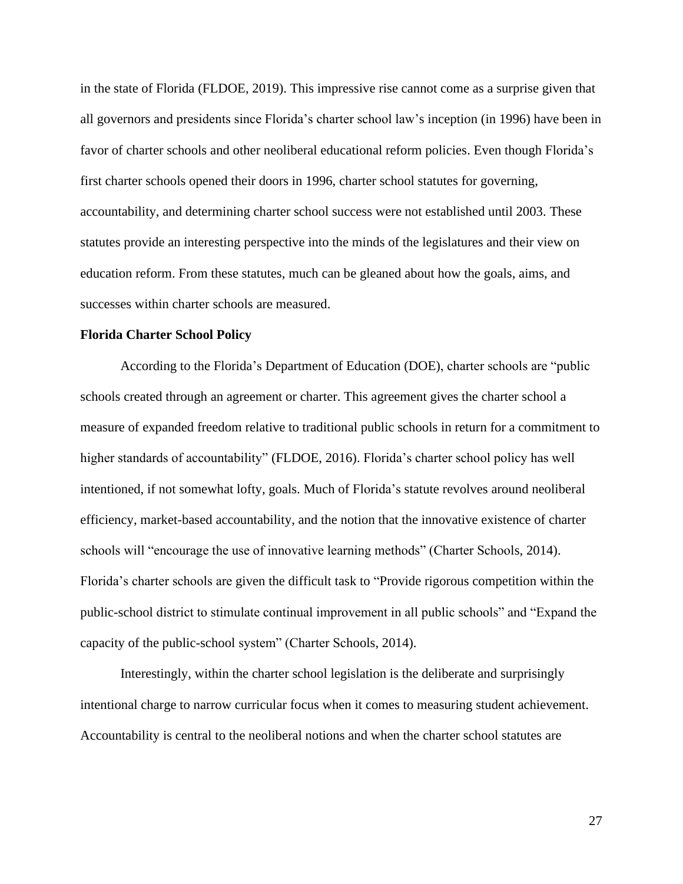in the state of Florida (FLDOE, 2019). This impressive rise cannot come as a surprise given that all governors and presidents since Florida's charter school law's inception (in 1996) have been in favor of charter schools and other neoliberal educational reform policies. Even though Florida's first charter schools opened their doors in 1996, charter school statutes for governing, accountability, and determining charter school success were not established until 2003. These statutes provide an interesting perspective into the minds of the legislatures and their view on education reform. From these statutes, much can be gleaned about how the goals, aims, and successes within charter schools are measured.

**Florida Charter School Policy**

According to the Florida's Department of Education (DOE), charter schools are "public schools created through an agreement or charter. This agreement gives the charter school a measure of expanded freedom relative to traditional public schools in return for a commitment to higher standards of accountability" (FLDOE, 2016). Florida's charter school policy has well intentioned, if not somewhat lofty, goals. Much of Florida's statute revolves around neoliberal efficiency, market-based accountability, and the notion that the innovative existence of charter schools will "encourage the use of innovative learning methods" (Charter Schools, 2014). Florida's charter schools are given the difficult task to "Provide rigorous competition within the public-school district to stimulate continual improvement in all public schools" and "Expand the capacity of the public-school system" (Charter Schools, 2014).

Interestingly, within the charter school legislation is the deliberate and surprisingly intentional charge to narrow curricular focus when it comes to measuring student achievement. Accountability is central to the neoliberal notions and when the charter school statutes are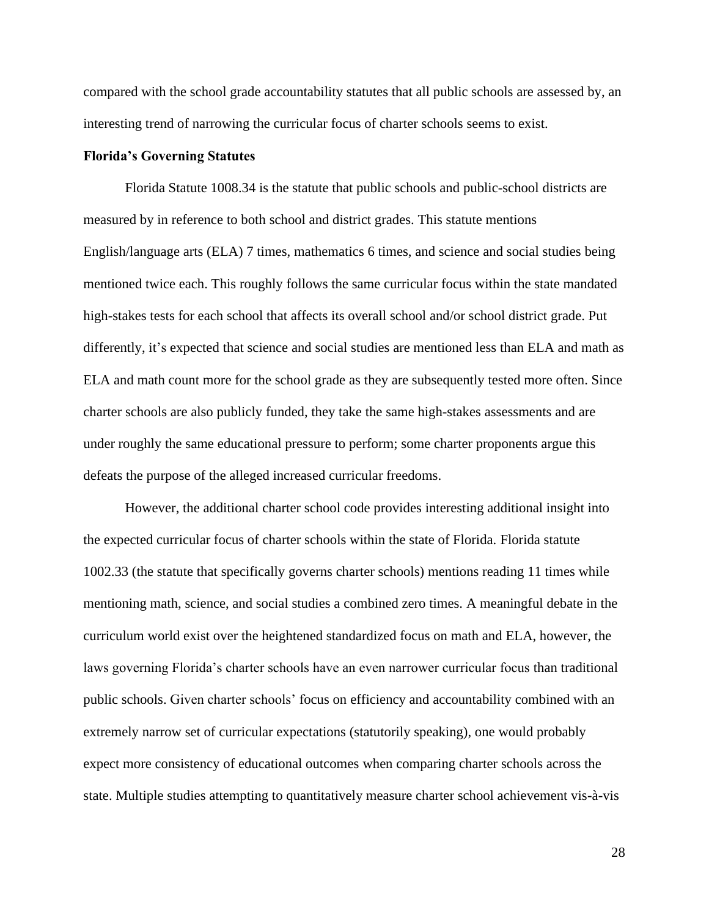compared with the school grade accountability statutes that all public schools are assessed by, an interesting trend of narrowing the curricular focus of charter schools seems to exist.

### Florida's Governing Statutes

Florida Statute 1008.34 is the statute that public schools and public-school districts are measured by in reference to both school and district grades. This statute mentions English/language arts (ELA) 7 times, mathematics 6 times, and science and social studies being mentioned twice each. This roughly follows the same curricular focus within the state mandated high-stakes tests for each school that affects its overall school and/or school district grade. Put differently, it's expected that science and social studies are mentioned less than ELA and math as ELA and math count more for the school grade as they are subsequently tested more often. Since charter schools are also publicly funded, they take the same high-stakes assessments and are under roughly the same educational pressure to perform; some charter proponents argue this defeats the purpose of the alleged increased curricular freedoms.

However, the additional charter school code provides interesting additional insight into the expected curricular focus of charter schools within the state of Florida. Florida statute 1002.33 (the statute that specifically governs charter schools) mentions reading 11 times while mentioning math, science, and social studies a combined zero times. A meaningful debate in the curriculum world exist over the heightened standardized focus on math and ELA, however, the laws governing Florida's charter schools have an even narrower curricular focus than traditional public schools. Given charter schools' focus on efficiency and accountability combined with an extremely narrow set of curricular expectations (statutorily speaking), one would probably expect more consistency of educational outcomes when comparing charter schools across the state. Multiple studies attempting to quantitatively measure charter school achievement vis-à-vis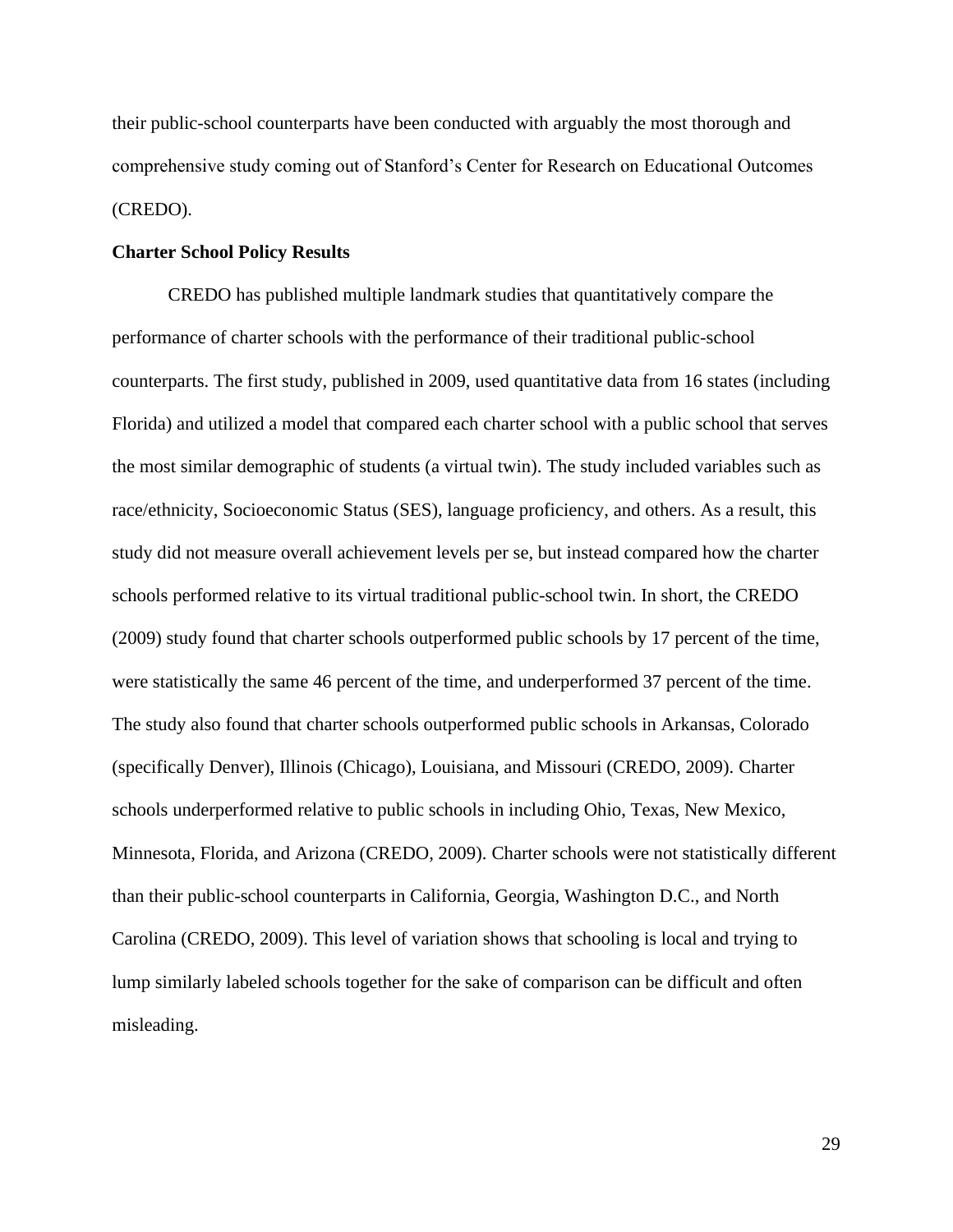their public-school counterparts have been conducted with arguably the most thorough and comprehensive study coming out of Stanford's Center for Research on Educational Outcomes (CREDO).

**Charter School Policy Results**

CREDO has published multiple landmark studies that quantitatively compare the performance of charter schools with the performance of their traditional public-school counterparts. The first study, published in 2009, used quantitative data from 16 states (including Florida) and utilized a model that compared each charter school with a public school that serves the most similar demographic of students (a virtual twin). The study included variables such as race/ethnicity, Socioeconomic Status (SES), language proficiency, and others. As a result, this study did not measure overall achievement levels per se, but instead compared how the charter schools performed relative to its virtual traditional public-school twin. In short, the CREDO (2009) study found that charter schools outperformed public schools by 17 percent of the time, were statistically the same 46 percent of the time, and underperformed 37 percent of the time. The study also found that charter schools outperformed public schools in Arkansas, Colorado (specifically Denver), Illinois (Chicago), Louisiana, and Missouri (CREDO, 2009). Charter schools underperformed relative to public schools in including Ohio, Texas, New Mexico, Minnesota, Florida, and Arizona (CREDO, 2009). Charter schools were not statistically different than their public-school counterparts in California, Georgia, Washington D.C., and North Carolina (CREDO, 2009). This level of variation shows that schooling is local and trying to lump similarly labeled schools together for the sake of comparison can be difficult and often misleading.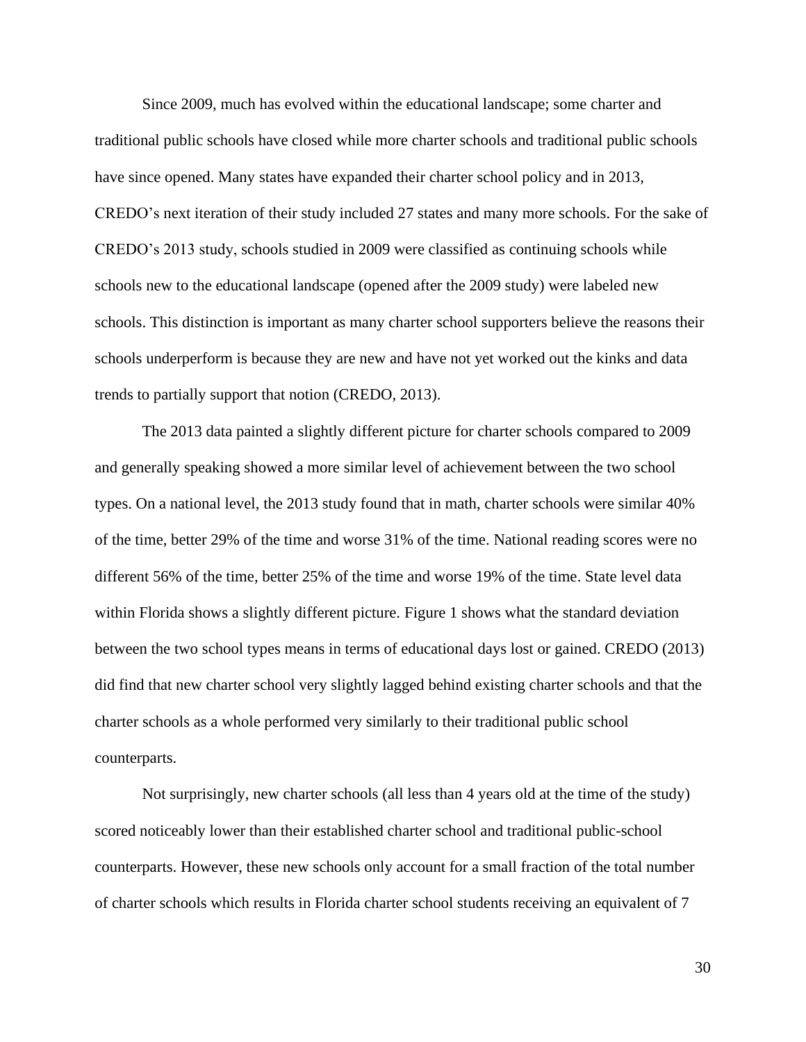Since 2009, much has evolved within the educational landscape; some charter and traditional public schools have closed while more charter schools and traditional public schools have since opened. Many states have expanded their charter school policy and in 2013, CREDO's next iteration of their study included 27 states and many more schools. For the sake of CREDO's 2013 study, schools studied in 2009 were classified as continuing schools while schools new to the educational landscape (opened after the 2009 study) were labeled new schools. This distinction is important as many charter school supporters believe the reasons their schools underperform is because they are new and have not yet worked out the kinks and data trends to partially support that notion (CREDO, 2013).

The 2013 data painted a slightly different picture for charter schools compared to 2009 and generally speaking showed a more similar level of achievement between the two school types. On a national level, the 2013 study found that in math, charter schools were similar 40% of the time, better 29% of the time and worse 31% of the time. National reading scores were no different 56% of the time, better 25% of the time and worse 19% of the time. State level data within Florida shows a slightly different picture. Figure 1 shows what the standard deviation between the two school types means in terms of educational days lost or gained. CREDO (2013) did find that new charter school very slightly lagged behind existing charter schools and that the charter schools as a whole performed very similarly to their traditional public school counterparts.

Not surprisingly, new charter schools (all less than 4 years old at the time of the study) scored noticeably lower than their established charter school and traditional public-school counterparts. However, these new schools only account for a small fraction of the total number of charter schools which results in Florida charter school students receiving an equivalent of 7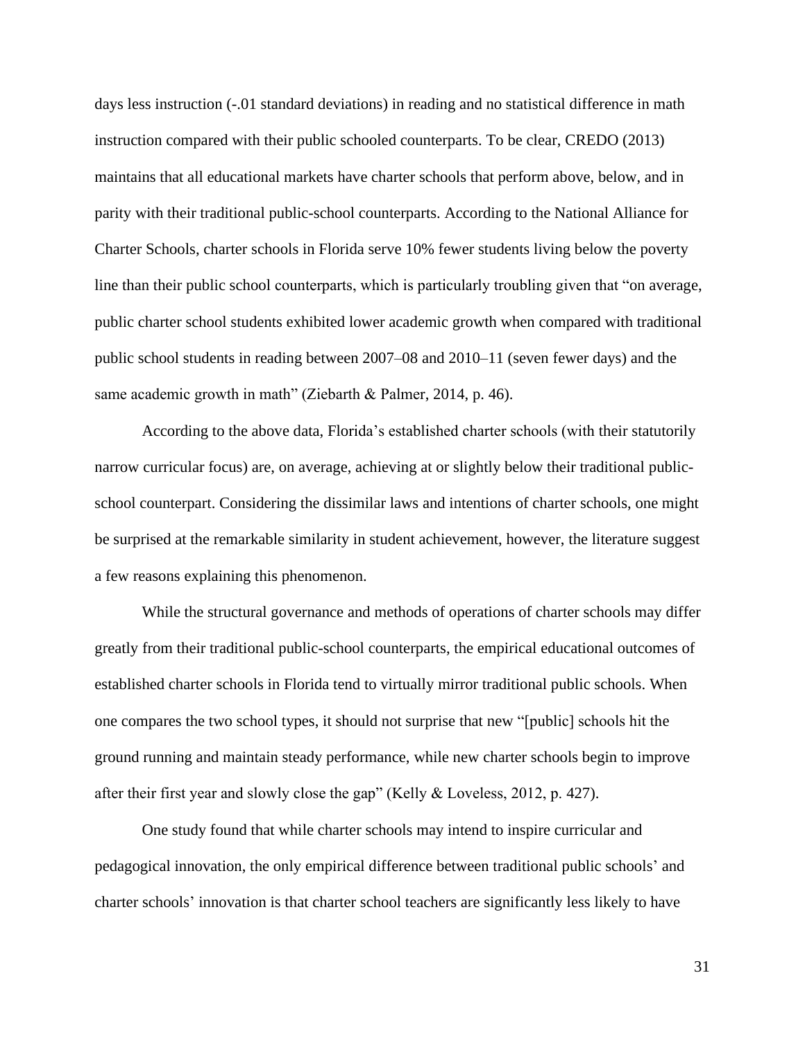days less instruction (-.01 standard deviations) in reading and no statistical difference in math instruction compared with their public schooled counterparts. To be clear, CREDO (2013) maintains that all educational markets have charter schools that perform above, below, and in parity with their traditional public-school counterparts. According to the National Alliance for Charter Schools, charter schools in Florida serve 10% fewer students living below the poverty line than their public school counterparts, which is particularly troubling given that "on average, public charter school students exhibited lower academic growth when compared with traditional public school students in reading between 2007–08 and 2010–11 (seven fewer days) and the same academic growth in math" (Ziebarth & Palmer, 2014, p. 46).

According to the above data, Florida's established charter schools (with their statutorily narrow curricular focus) are, on average, achieving at or slightly below their traditional public-school counterpart. Considering the dissimilar laws and intentions of charter schools, one might be surprised at the remarkable similarity in student achievement, however, the literature suggest a few reasons explaining this phenomenon.

While the structural governance and methods of operations of charter schools may differ greatly from their traditional public-school counterparts, the empirical educational outcomes of established charter schools in Florida tend to virtually mirror traditional public schools. When one compares the two school types, it should not surprise that new "[public] schools hit the ground running and maintain steady performance, while new charter schools begin to improve after their first year and slowly close the gap" (Kelly & Loveless, 2012, p. 427).

One study found that while charter schools may intend to inspire curricular and pedagogical innovation, the only empirical difference between traditional public schools' and charter schools' innovation is that charter school teachers are significantly less likely to have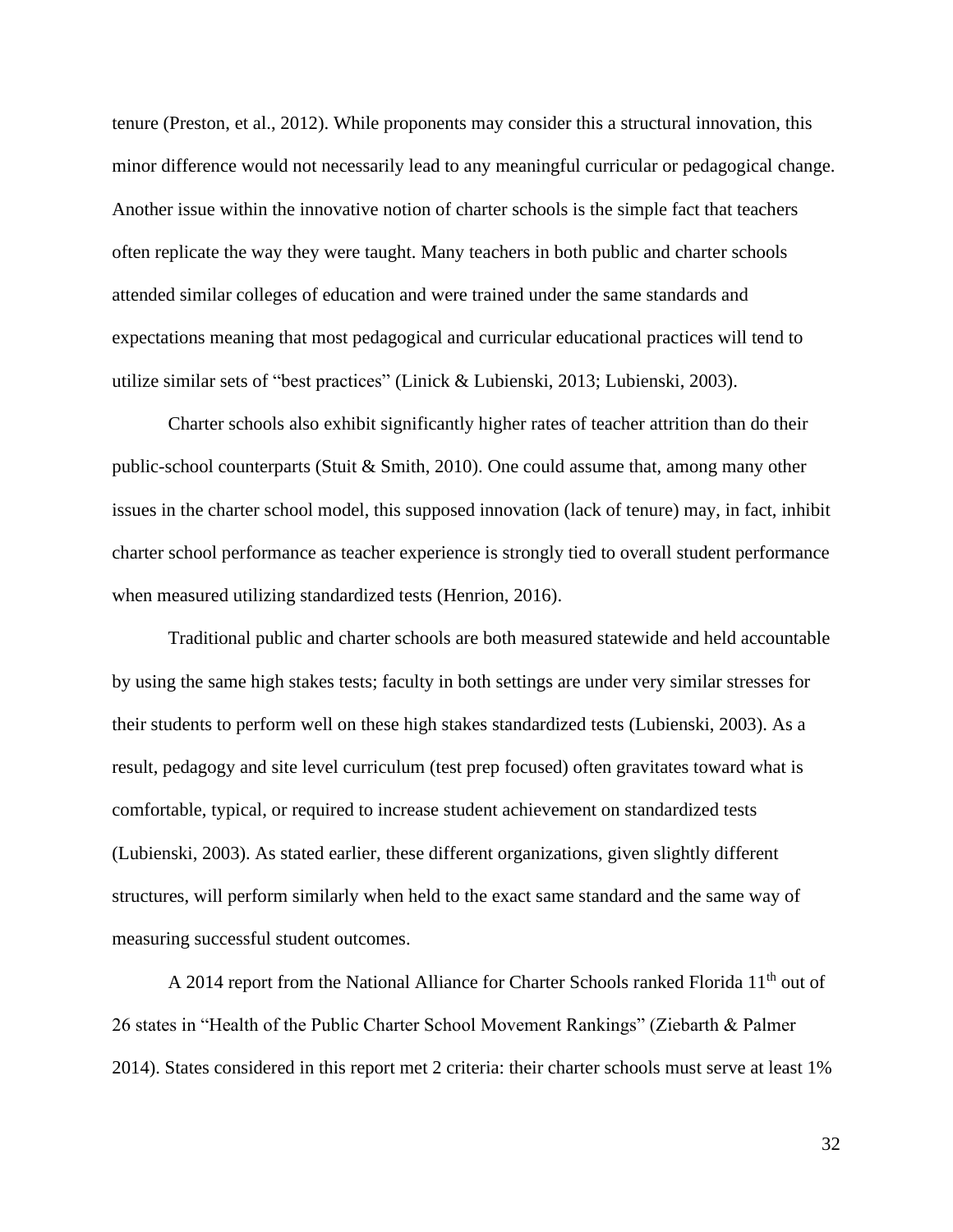tenure (Preston, et al., 2012). While proponents may consider this a structural innovation, this minor difference would not necessarily lead to any meaningful curricular or pedagogical change. Another issue within the innovative notion of charter schools is the simple fact that teachers often replicate the way they were taught. Many teachers in both public and charter schools attended similar colleges of education and were trained under the same standards and expectations meaning that most pedagogical and curricular educational practices will tend to utilize similar sets of "best practices" (Linick & Lubienski, 2013; Lubienski, 2003).

Charter schools also exhibit significantly higher rates of teacher attrition than do their public-school counterparts (Stuit & Smith, 2010). One could assume that, among many other issues in the charter school model, this supposed innovation (lack of tenure) may, in fact, inhibit charter school performance as teacher experience is strongly tied to overall student performance when measured utilizing standardized tests (Henrion, 2016).

Traditional public and charter schools are both measured statewide and held accountable by using the same high stakes tests; faculty in both settings are under very similar stresses for their students to perform well on these high stakes standardized tests (Lubienski, 2003). As a result, pedagogy and site level curriculum (test prep focused) often gravitates toward what is comfortable, typical, or required to increase student achievement on standardized tests (Lubienski, 2003). As stated earlier, these different organizations, given slightly different structures, will perform similarly when held to the exact same standard and the same way of measuring successful student outcomes.

A 2014 report from the National Alliance for Charter Schools ranked Florida 11th out of 26 states in "Health of the Public Charter School Movement Rankings" (Ziebarth & Palmer 2014). States considered in this report met 2 criteria: their charter schools must serve at least 1%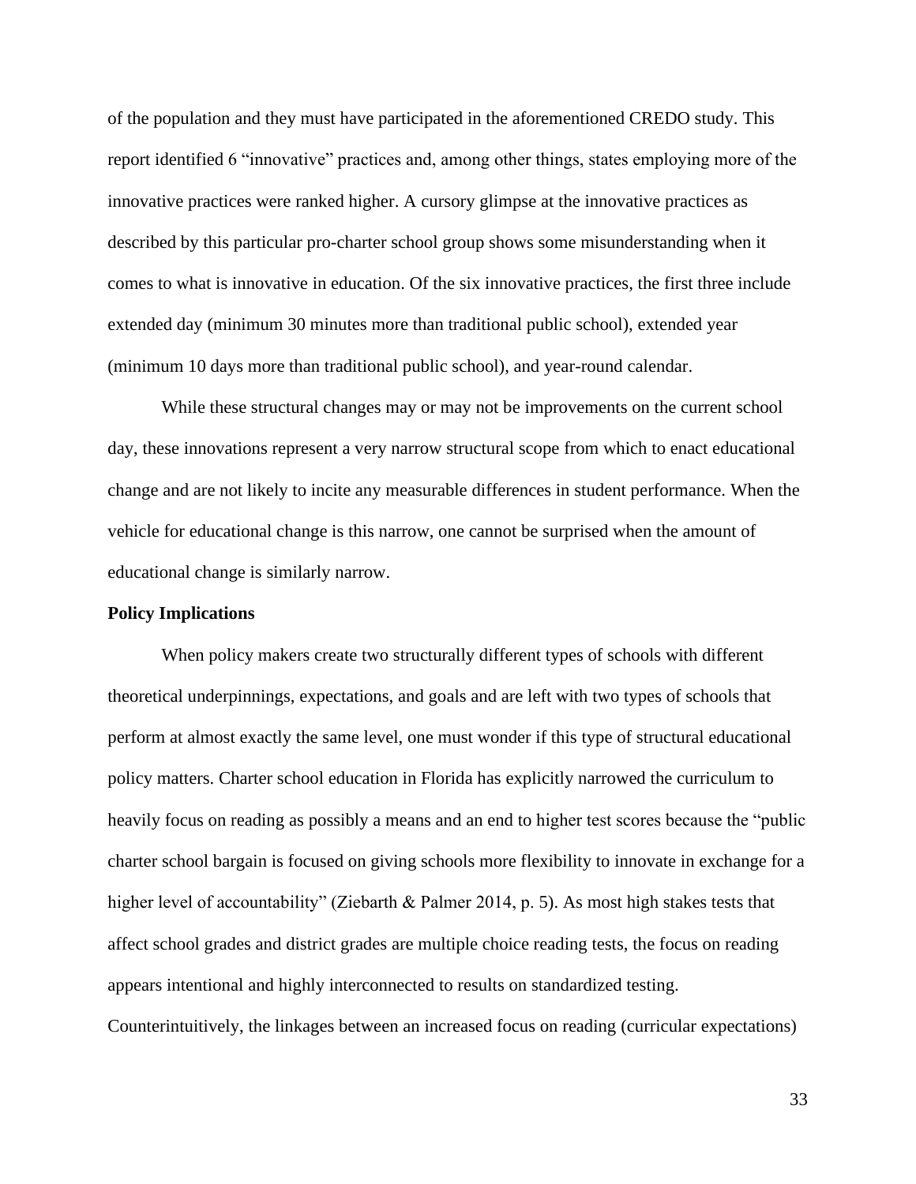of the population and they must have participated in the aforementioned CREDO study. This report identified 6 "innovative" practices and, among other things, states employing more of the innovative practices were ranked higher. A cursory glimpse at the innovative practices as described by this particular pro-charter school group shows some misunderstanding when it comes to what is innovative in education. Of the six innovative practices, the first three include extended day (minimum 30 minutes more than traditional public school), extended year (minimum 10 days more than traditional public school), and year-round calendar.

While these structural changes may or may not be improvements on the current school day, these innovations represent a very narrow structural scope from which to enact educational change and are not likely to incite any measurable differences in student performance. When the vehicle for educational change is this narrow, one cannot be surprised when the amount of educational change is similarly narrow.

**Policy Implications**

When policy makers create two structurally different types of schools with different theoretical underpinnings, expectations, and goals and are left with two types of schools that perform at almost exactly the same level, one must wonder if this type of structural educational policy matters. Charter school education in Florida has explicitly narrowed the curriculum to heavily focus on reading as possibly a means and an end to higher test scores because the "public charter school bargain is focused on giving schools more flexibility to innovate in exchange for a higher level of accountability" (Ziebarth & Palmer 2014, p. 5). As most high stakes tests that affect school grades and district grades are multiple choice reading tests, the focus on reading appears intentional and highly interconnected to results on standardized testing. Counterintuitively, the linkages between an increased focus on reading (curricular expectations)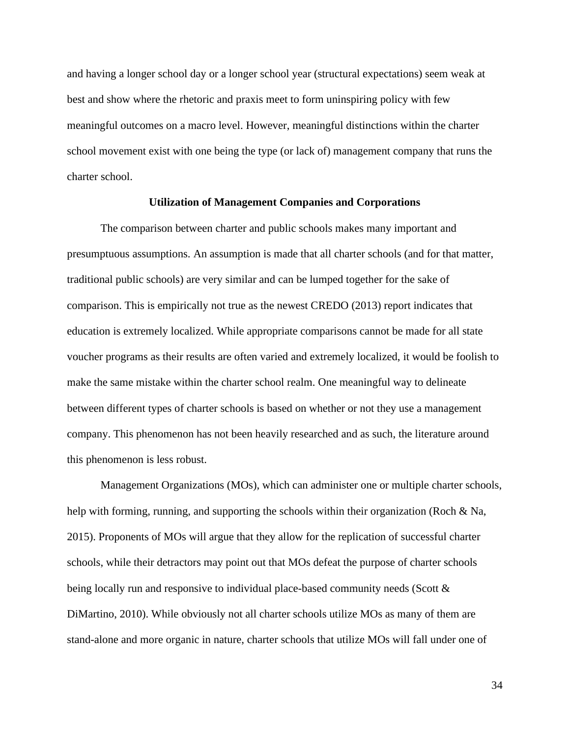and having a longer school day or a longer school year (structural expectations) seem weak at best and show where the rhetoric and praxis meet to form uninspiring policy with few meaningful outcomes on a macro level. However, meaningful distinctions within the charter school movement exist with one being the type (or lack of) management company that runs the charter school.

### Utilization of Management Companies and Corporations

The comparison between charter and public schools makes many important and presumptuous assumptions. An assumption is made that all charter schools (and for that matter, traditional public schools) are very similar and can be lumped together for the sake of comparison. This is empirically not true as the newest CREDO (2013) report indicates that education is extremely localized. While appropriate comparisons cannot be made for all state voucher programs as their results are often varied and extremely localized, it would be foolish to make the same mistake within the charter school realm. One meaningful way to delineate between different types of charter schools is based on whether or not they use a management company. This phenomenon has not been heavily researched and as such, the literature around this phenomenon is less robust.

Management Organizations (MOs), which can administer one or multiple charter schools, help with forming, running, and supporting the schools within their organization (Roch & Na, 2015). Proponents of MOs will argue that they allow for the replication of successful charter schools, while their detractors may point out that MOs defeat the purpose of charter schools being locally run and responsive to individual place-based community needs (Scott & DiMartino, 2010). While obviously not all charter schools utilize MOs as many of them are stand-alone and more organic in nature, charter schools that utilize MOs will fall under one of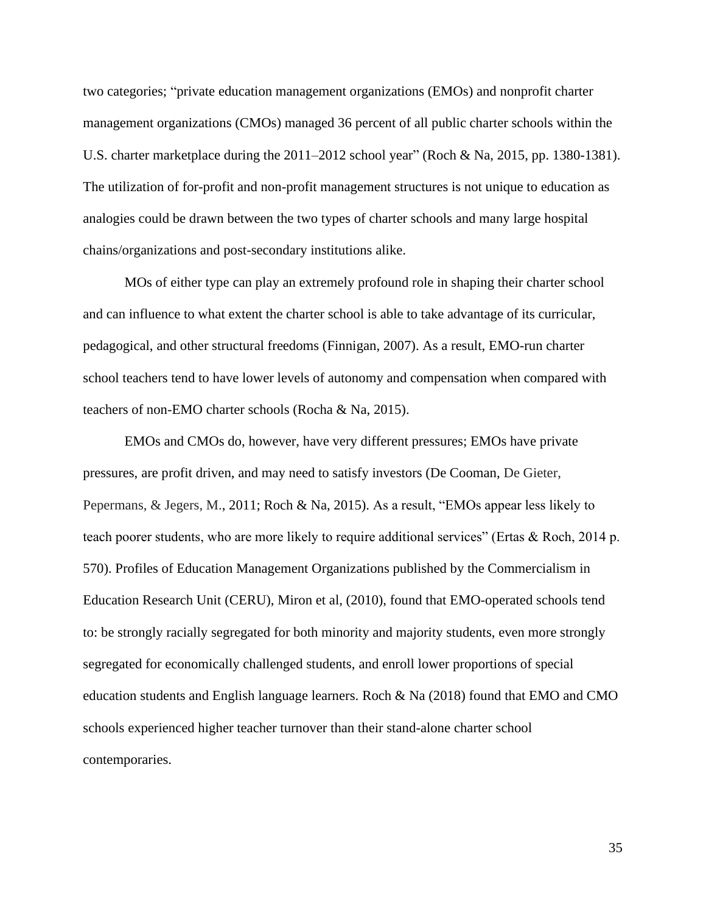two categories; "private education management organizations (EMOs) and nonprofit charter management organizations (CMOs) managed 36 percent of all public charter schools within the U.S. charter marketplace during the 2011–2012 school year" (Roch & Na, 2015, pp. 1380-1381). The utilization of for-profit and non-profit management structures is not unique to education as analogies could be drawn between the two types of charter schools and many large hospital chains/organizations and post-secondary institutions alike.

MOs of either type can play an extremely profound role in shaping their charter school and can influence to what extent the charter school is able to take advantage of its curricular, pedagogical, and other structural freedoms (Finnigan, 2007). As a result, EMO-run charter school teachers tend to have lower levels of autonomy and compensation when compared with teachers of non-EMO charter schools (Rocha & Na, 2015).

EMOs and CMOs do, however, have very different pressures; EMOs have private pressures, are profit driven, and may need to satisfy investors (De Cooman, De Gieter, Pepermans, & Jegers, M., 2011; Roch & Na, 2015). As a result, "EMOs appear less likely to teach poorer students, who are more likely to require additional services" (Ertas & Roch, 2014 p. 570). Profiles of Education Management Organizations published by the Commercialism in Education Research Unit (CERU), Miron et al, (2010), found that EMO-operated schools tend to: be strongly racially segregated for both minority and majority students, even more strongly segregated for economically challenged students, and enroll lower proportions of special education students and English language learners. Roch & Na (2018) found that EMO and CMO schools experienced higher teacher turnover than their stand-alone charter school contemporaries.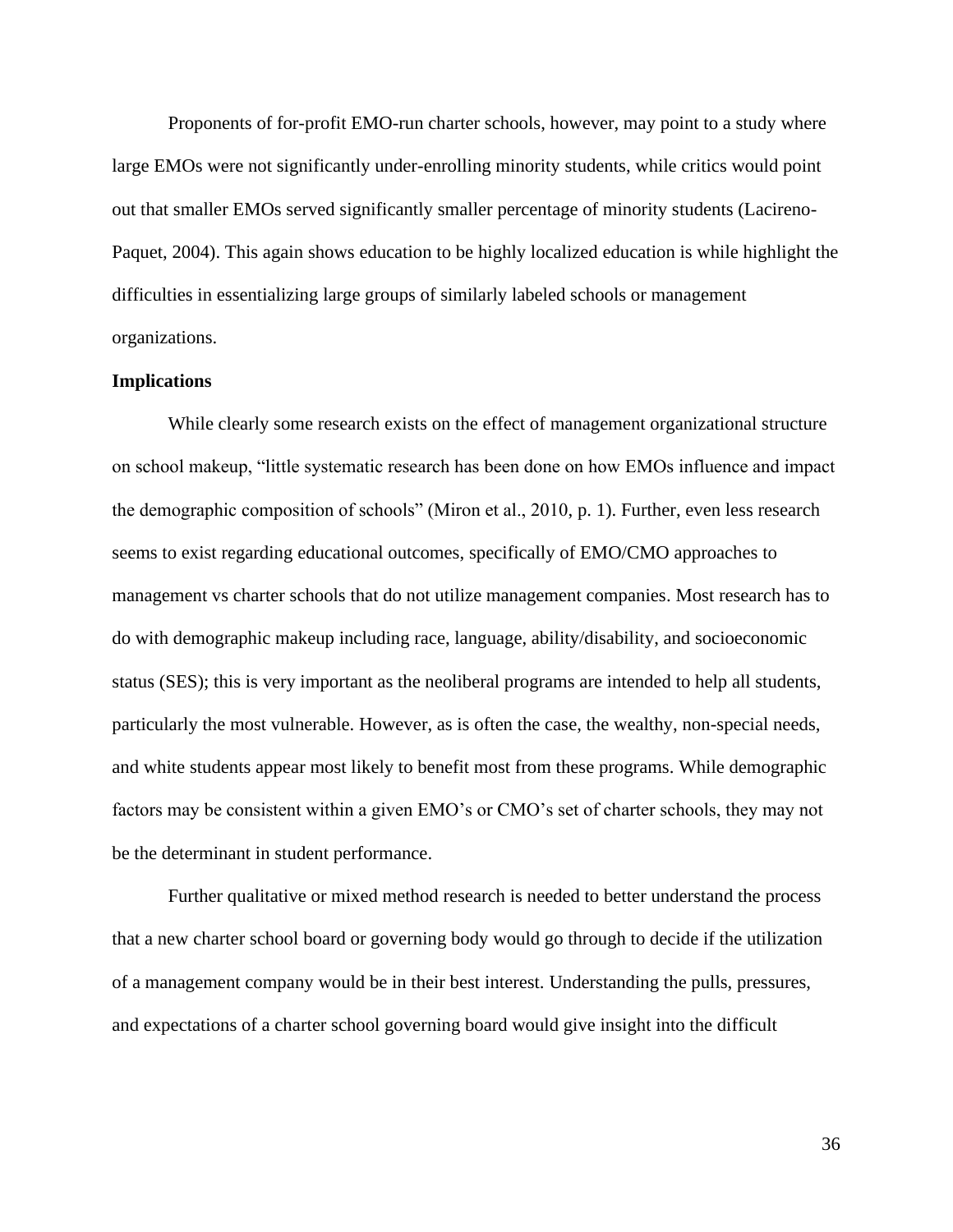Proponents of for-profit EMO-run charter schools, however, may point to a study where large EMOs were not significantly under-enrolling minority students, while critics would point out that smaller EMOs served significantly smaller percentage of minority students (Lacireno-Paquet, 2004). This again shows education to be highly localized education is while highlight the difficulties in essentializing large groups of similarly labeled schools or management organizations.

**Implications**

While clearly some research exists on the effect of management organizational structure on school makeup, "little systematic research has been done on how EMOs influence and impact the demographic composition of schools" (Miron et al., 2010, p. 1). Further, even less research seems to exist regarding educational outcomes, specifically of EMO/CMO approaches to management vs charter schools that do not utilize management companies. Most research has to do with demographic makeup including race, language, ability/disability, and socioeconomic status (SES); this is very important as the neoliberal programs are intended to help all students, particularly the most vulnerable. However, as is often the case, the wealthy, non-special needs, and white students appear most likely to benefit most from these programs. While demographic factors may be consistent within a given EMO's or CMO's set of charter schools, they may not be the determinant in student performance.

Further qualitative or mixed method research is needed to better understand the process that a new charter school board or governing body would go through to decide if the utilization of a management company would be in their best interest. Understanding the pulls, pressures, and expectations of a charter school governing board would give insight into the difficult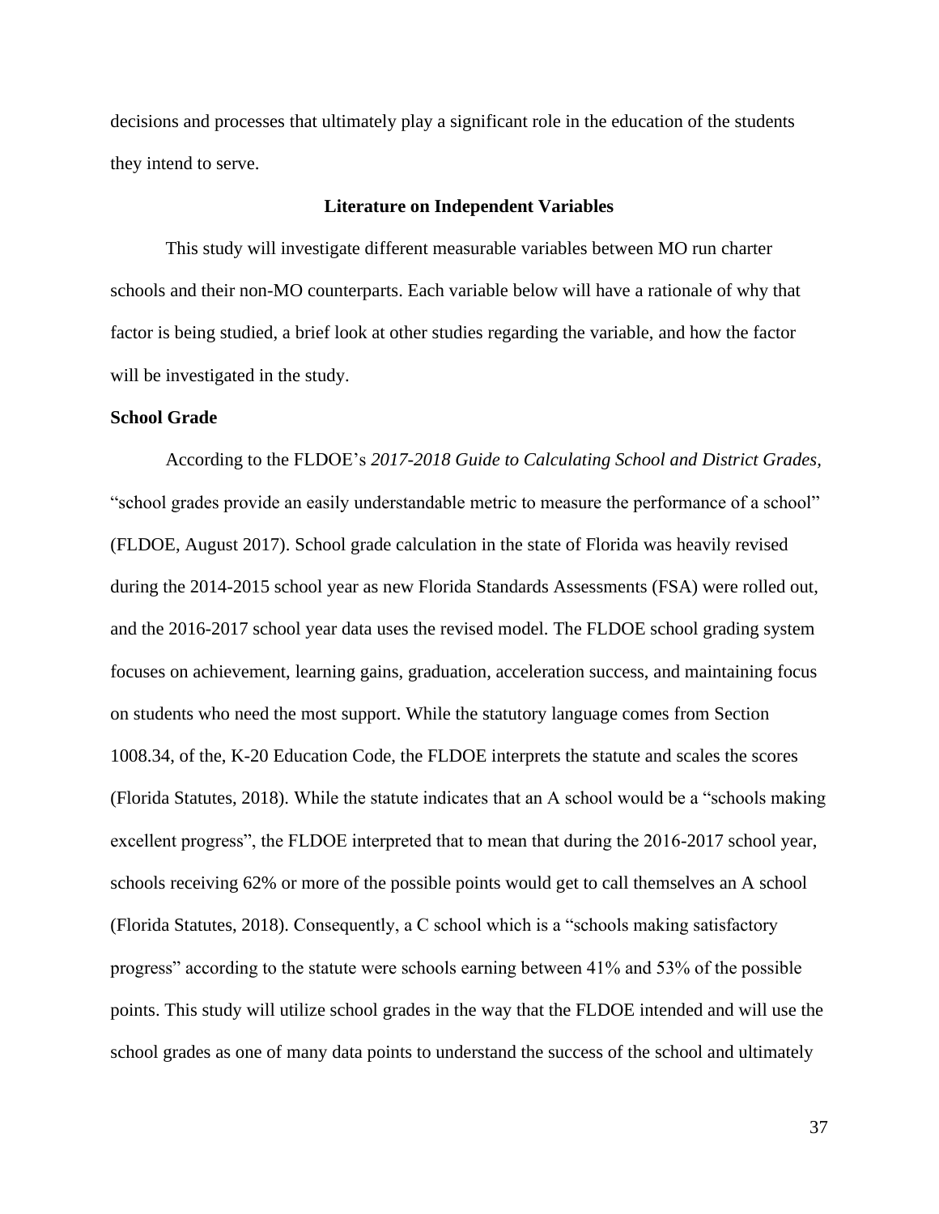decisions and processes that ultimately play a significant role in the education of the students they intend to serve.

## Literature on Independent Variables

This study will investigate different measurable variables between MO run charter schools and their non-MO counterparts. Each variable below will have a rationale of why that factor is being studied, a brief look at other studies regarding the variable, and how the factor will be investigated in the study.

### School Grade

According to the FLDOE's *2017-2018 Guide to Calculating School and District Grades,* "school grades provide an easily understandable metric to measure the performance of a school" (FLDOE, August 2017). School grade calculation in the state of Florida was heavily revised during the 2014-2015 school year as new Florida Standards Assessments (FSA) were rolled out, and the 2016-2017 school year data uses the revised model. The FLDOE school grading system focuses on achievement, learning gains, graduation, acceleration success, and maintaining focus on students who need the most support. While the statutory language comes from Section 1008.34, of the, K-20 Education Code, the FLDOE interprets the statute and scales the scores (Florida Statutes, 2018). While the statute indicates that an A school would be a "schools making excellent progress", the FLDOE interpreted that to mean that during the 2016-2017 school year, schools receiving 62% or more of the possible points would get to call themselves an A school (Florida Statutes, 2018). Consequently, a C school which is a "schools making satisfactory progress" according to the statute were schools earning between 41% and 53% of the possible points. This study will utilize school grades in the way that the FLDOE intended and will use the school grades as one of many data points to understand the success of the school and ultimately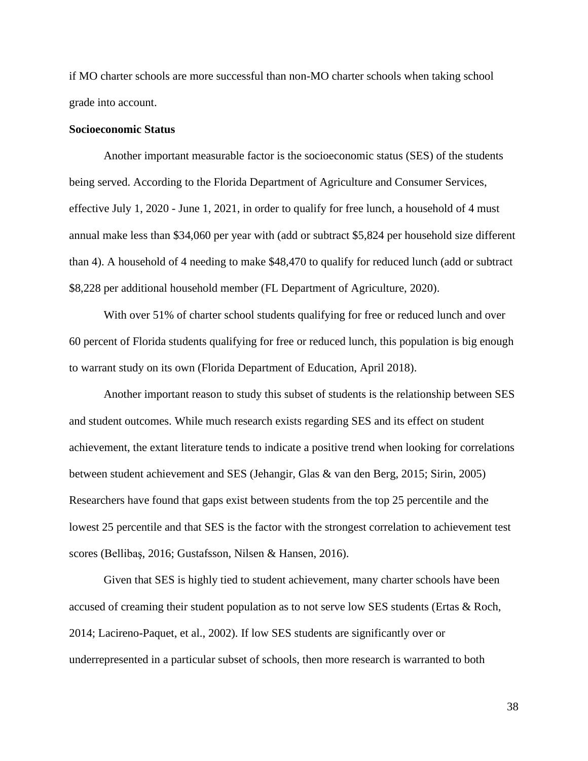if MO charter schools are more successful than non-MO charter schools when taking school grade into account.

**Socioeconomic Status**

Another important measurable factor is the socioeconomic status (SES) of the students being served. According to the Florida Department of Agriculture and Consumer Services, effective July 1, 2020 - June 1, 2021, in order to qualify for free lunch, a household of 4 must annual make less than $34,060 per year with (add or subtract $5,824 per household size different than 4). A household of 4 needing to make $48,470 to qualify for reduced lunch (add or subtract $8,228 per additional household member (FL Department of Agriculture, 2020).

With over 51% of charter school students qualifying for free or reduced lunch and over 60 percent of Florida students qualifying for free or reduced lunch, this population is big enough to warrant study on its own (Florida Department of Education, April 2018).

Another important reason to study this subset of students is the relationship between SES and student outcomes. While much research exists regarding SES and its effect on student achievement, the extant literature tends to indicate a positive trend when looking for correlations between student achievement and SES (Jehangir, Glas & van den Berg, 2015; Sirin, 2005) Researchers have found that gaps exist between students from the top 25 percentile and the lowest 25 percentile and that SES is the factor with the strongest correlation to achievement test scores (Bellibaş, 2016; Gustafsson, Nilsen & Hansen, 2016).

Given that SES is highly tied to student achievement, many charter schools have been accused of creaming their student population as to not serve low SES students (Ertas & Roch, 2014; Lacireno-Paquet, et al., 2002). If low SES students are significantly over or underrepresented in a particular subset of schools, then more research is warranted to both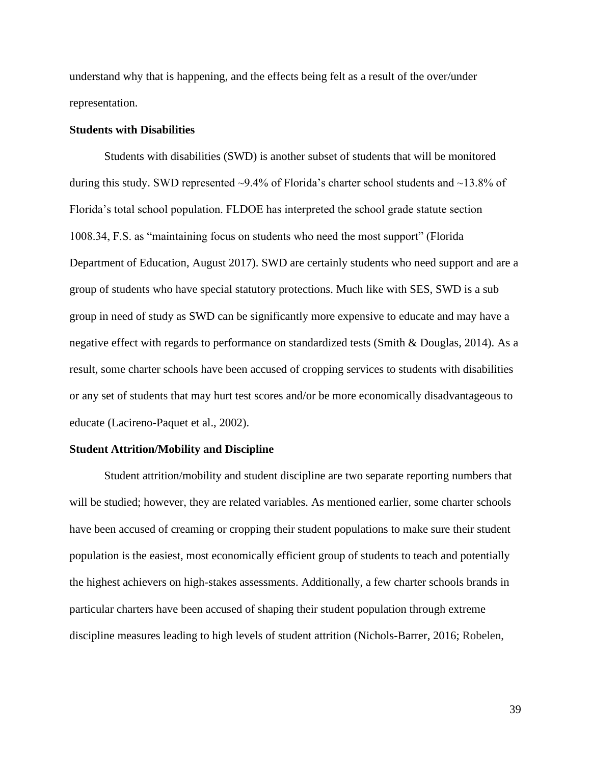understand why that is happening, and the effects being felt as a result of the over/under representation.

**Students with Disabilities**

Students with disabilities (SWD) is another subset of students that will be monitored during this study. SWD represented ~9.4% of Florida's charter school students and ~13.8% of Florida's total school population. FLDOE has interpreted the school grade statute section 1008.34, F.S. as "maintaining focus on students who need the most support" (Florida Department of Education, August 2017). SWD are certainly students who need support and are a group of students who have special statutory protections. Much like with SES, SWD is a sub group in need of study as SWD can be significantly more expensive to educate and may have a negative effect with regards to performance on standardized tests (Smith & Douglas, 2014). As a result, some charter schools have been accused of cropping services to students with disabilities or any set of students that may hurt test scores and/or be more economically disadvantageous to educate (Lacireno-Paquet et al., 2002).

**Student Attrition/Mobility and Discipline**

Student attrition/mobility and student discipline are two separate reporting numbers that will be studied; however, they are related variables. As mentioned earlier, some charter schools have been accused of creaming or cropping their student populations to make sure their student population is the easiest, most economically efficient group of students to teach and potentially the highest achievers on high-stakes assessments. Additionally, a few charter schools brands in particular charters have been accused of shaping their student population through extreme discipline measures leading to high levels of student attrition (Nichols-Barrer, 2016; Robelen,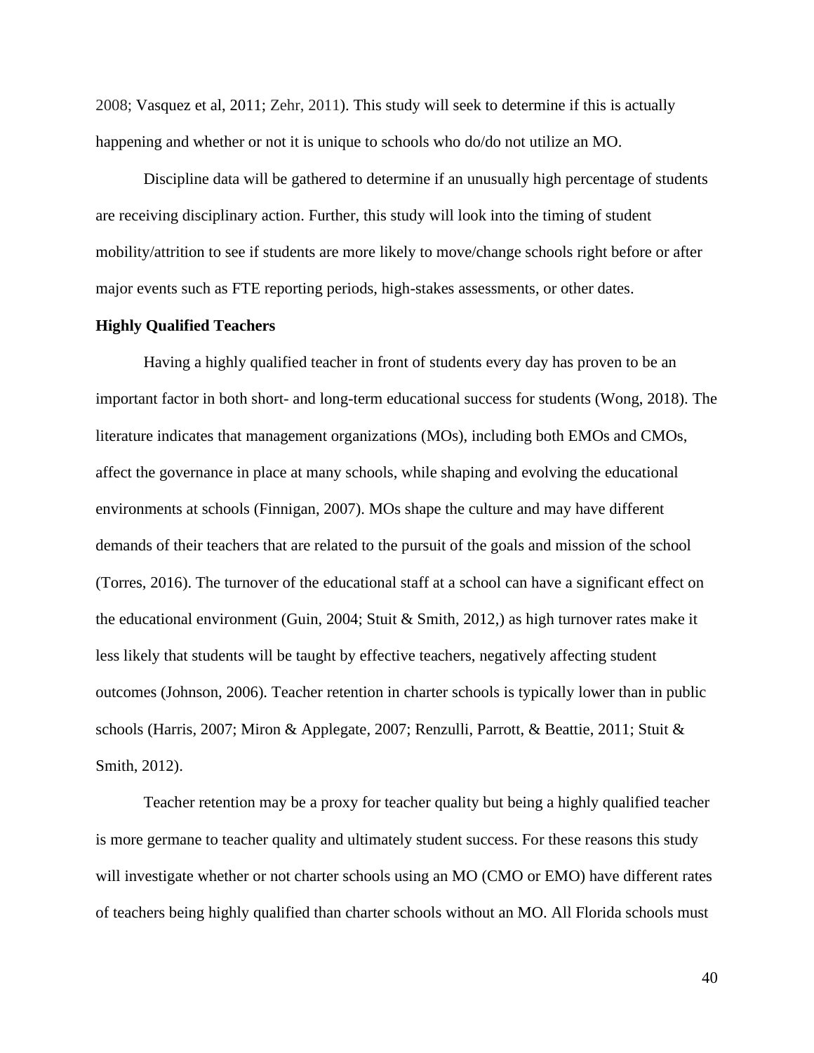2008; Vasquez et al, 2011; Zehr, 2011). This study will seek to determine if this is actually happening and whether or not it is unique to schools who do/do not utilize an MO.

Discipline data will be gathered to determine if an unusually high percentage of students are receiving disciplinary action. Further, this study will look into the timing of student mobility/attrition to see if students are more likely to move/change schools right before or after major events such as FTE reporting periods, high-stakes assessments, or other dates.

**Highly Qualified Teachers**

Having a highly qualified teacher in front of students every day has proven to be an important factor in both short- and long-term educational success for students (Wong, 2018). The literature indicates that management organizations (MOs), including both EMOs and CMOs, affect the governance in place at many schools, while shaping and evolving the educational environments at schools (Finnigan, 2007). MOs shape the culture and may have different demands of their teachers that are related to the pursuit of the goals and mission of the school (Torres, 2016). The turnover of the educational staff at a school can have a significant effect on the educational environment (Guin, 2004; Stuit & Smith, 2012,) as high turnover rates make it less likely that students will be taught by effective teachers, negatively affecting student outcomes (Johnson, 2006). Teacher retention in charter schools is typically lower than in public schools (Harris, 2007; Miron & Applegate, 2007; Renzulli, Parrott, & Beattie, 2011; Stuit & Smith, 2012).

Teacher retention may be a proxy for teacher quality but being a highly qualified teacher is more germane to teacher quality and ultimately student success. For these reasons this study will investigate whether or not charter schools using an MO (CMO or EMO) have different rates of teachers being highly qualified than charter schools without an MO. All Florida schools must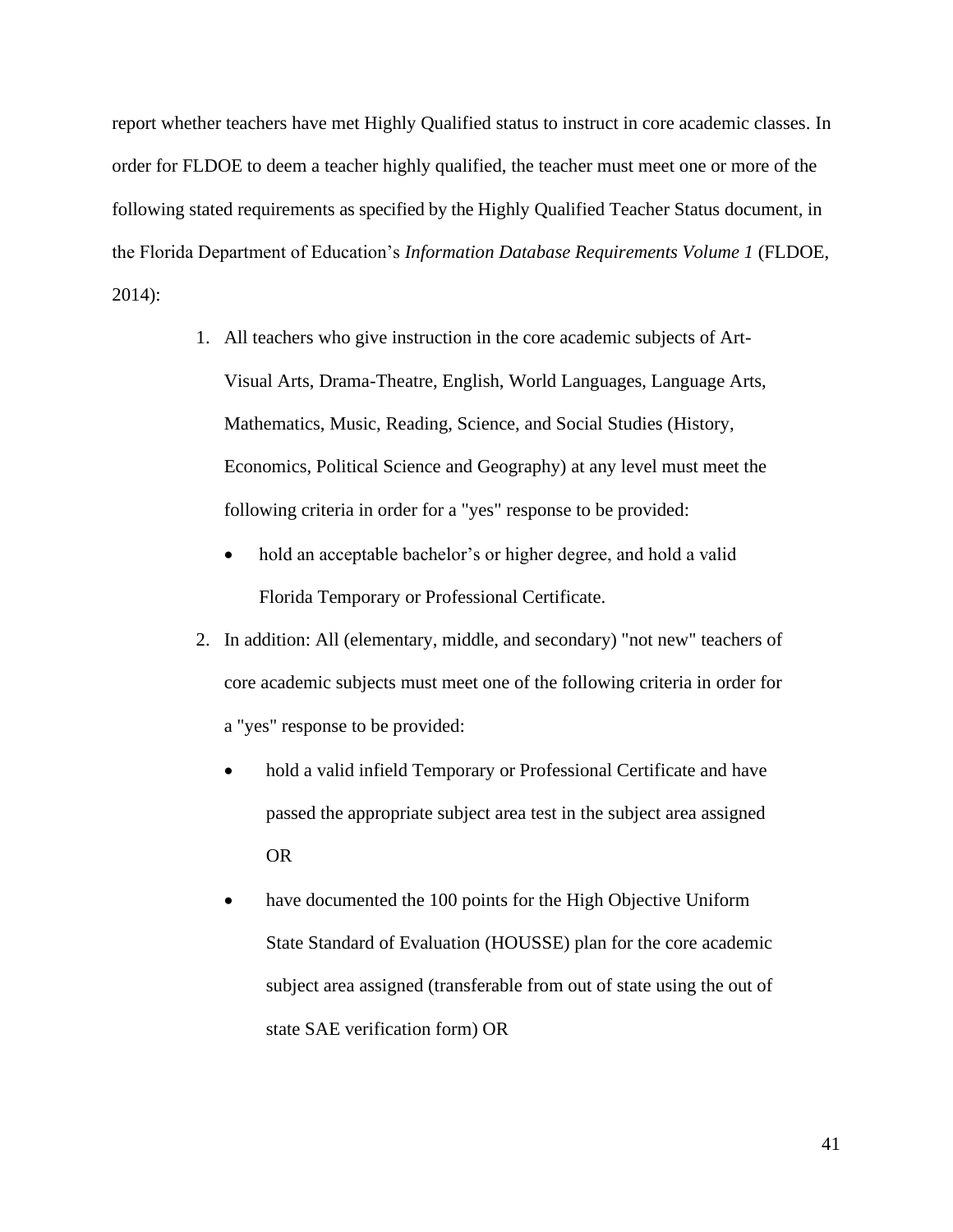report whether teachers have met Highly Qualified status to instruct in core academic classes. In order for FLDOE to deem a teacher highly qualified, the teacher must meet one or more of the following stated requirements as specified by the Highly Qualified Teacher Status document, in the Florida Department of Education's *Information Database Requirements Volume 1* (FLDOE, 2014):

1. All teachers who give instruction in the core academic subjects of Art-Visual Arts, Drama-Theatre, English, World Languages, Language Arts, Mathematics, Music, Reading, Science, and Social Studies (History, Economics, Political Science and Geography) at any level must meet the following criteria in order for a "yes" response to be provided:
   - hold an acceptable bachelor's or higher degree, and hold a valid Florida Temporary or Professional Certificate.
2. In addition: All (elementary, middle, and secondary) "not new" teachers of core academic subjects must meet one of the following criteria in order for a "yes" response to be provided:
   - hold a valid infield Temporary or Professional Certificate and have passed the appropriate subject area test in the subject area assigned OR
   - have documented the 100 points for the High Objective Uniform State Standard of Evaluation (HOUSSE) plan for the core academic subject area assigned (transferable from out of state using the out of state SAE verification form) OR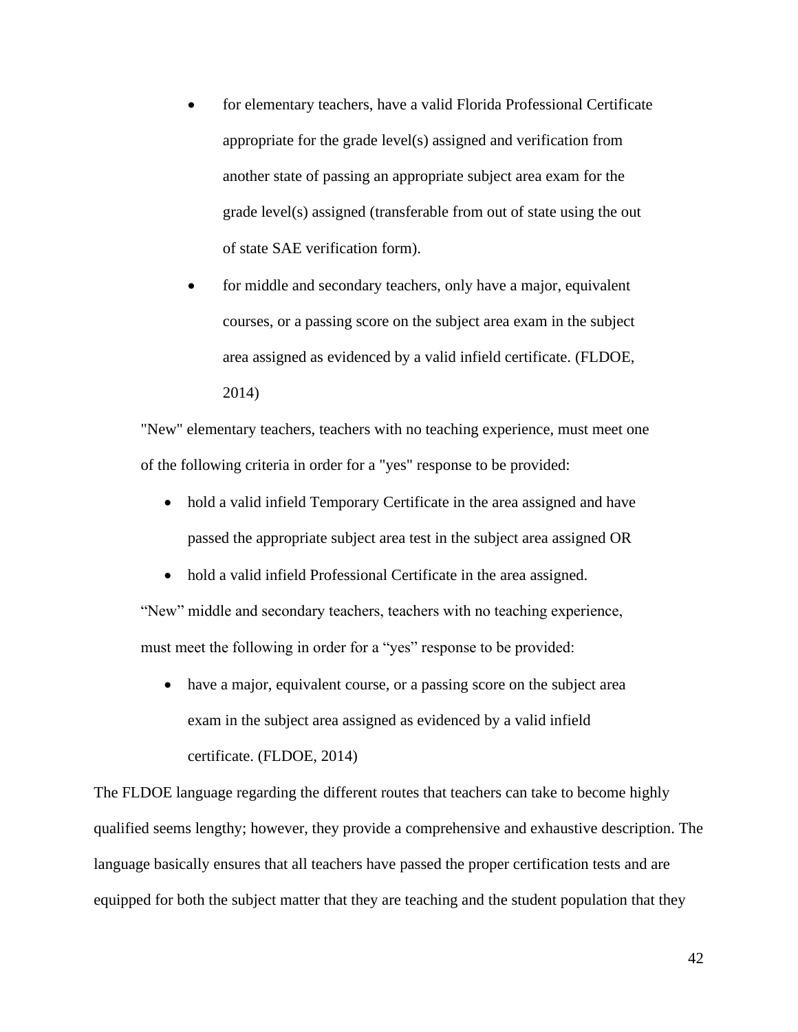- for elementary teachers, have a valid Florida Professional Certificate appropriate for the grade level(s) assigned and verification from another state of passing an appropriate subject area exam for the grade level(s) assigned (transferable from out of state using the out of state SAE verification form).
- for middle and secondary teachers, only have a major, equivalent courses, or a passing score on the subject area exam in the subject area assigned as evidenced by a valid infield certificate. (FLDOE, 2014)

"New" elementary teachers, teachers with no teaching experience, must meet one of the following criteria in order for a "yes" response to be provided:

- hold a valid infield Temporary Certificate in the area assigned and have passed the appropriate subject area test in the subject area assigned OR
- hold a valid infield Professional Certificate in the area assigned.

"New" middle and secondary teachers, teachers with no teaching experience, must meet the following in order for a "yes" response to be provided:

- have a major, equivalent course, or a passing score on the subject area exam in the subject area assigned as evidenced by a valid infield certificate. (FLDOE, 2014)

The FLDOE language regarding the different routes that teachers can take to become highly qualified seems lengthy; however, they provide a comprehensive and exhaustive description. The language basically ensures that all teachers have passed the proper certification tests and are equipped for both the subject matter that they are teaching and the student population that they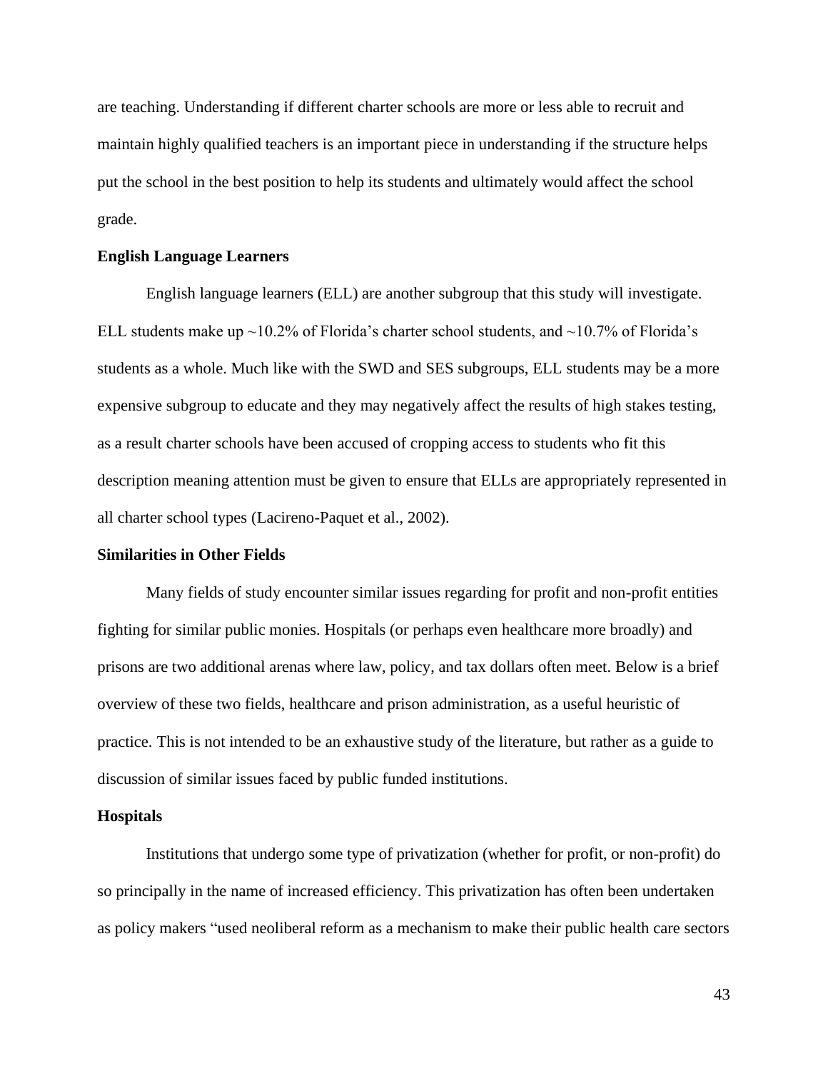are teaching. Understanding if different charter schools are more or less able to recruit and maintain highly qualified teachers is an important piece in understanding if the structure helps put the school in the best position to help its students and ultimately would affect the school grade.

## English Language Learners

English language learners (ELL) are another subgroup that this study will investigate. ELL students make up ~10.2% of Florida's charter school students, and ~10.7% of Florida's students as a whole. Much like with the SWD and SES subgroups, ELL students may be a more expensive subgroup to educate and they may negatively affect the results of high stakes testing, as a result charter schools have been accused of cropping access to students who fit this description meaning attention must be given to ensure that ELLs are appropriately represented in all charter school types (Lacireno-Paquet et al., 2002).

## Similarities in Other Fields

Many fields of study encounter similar issues regarding for profit and non-profit entities fighting for similar public monies. Hospitals (or perhaps even healthcare more broadly) and prisons are two additional arenas where law, policy, and tax dollars often meet. Below is a brief overview of these two fields, healthcare and prison administration, as a useful heuristic of practice. This is not intended to be an exhaustive study of the literature, but rather as a guide to discussion of similar issues faced by public funded institutions.

## Hospitals

Institutions that undergo some type of privatization (whether for profit, or non-profit) do so principally in the name of increased efficiency. This privatization has often been undertaken as policy makers "used neoliberal reform as a mechanism to make their public health care sectors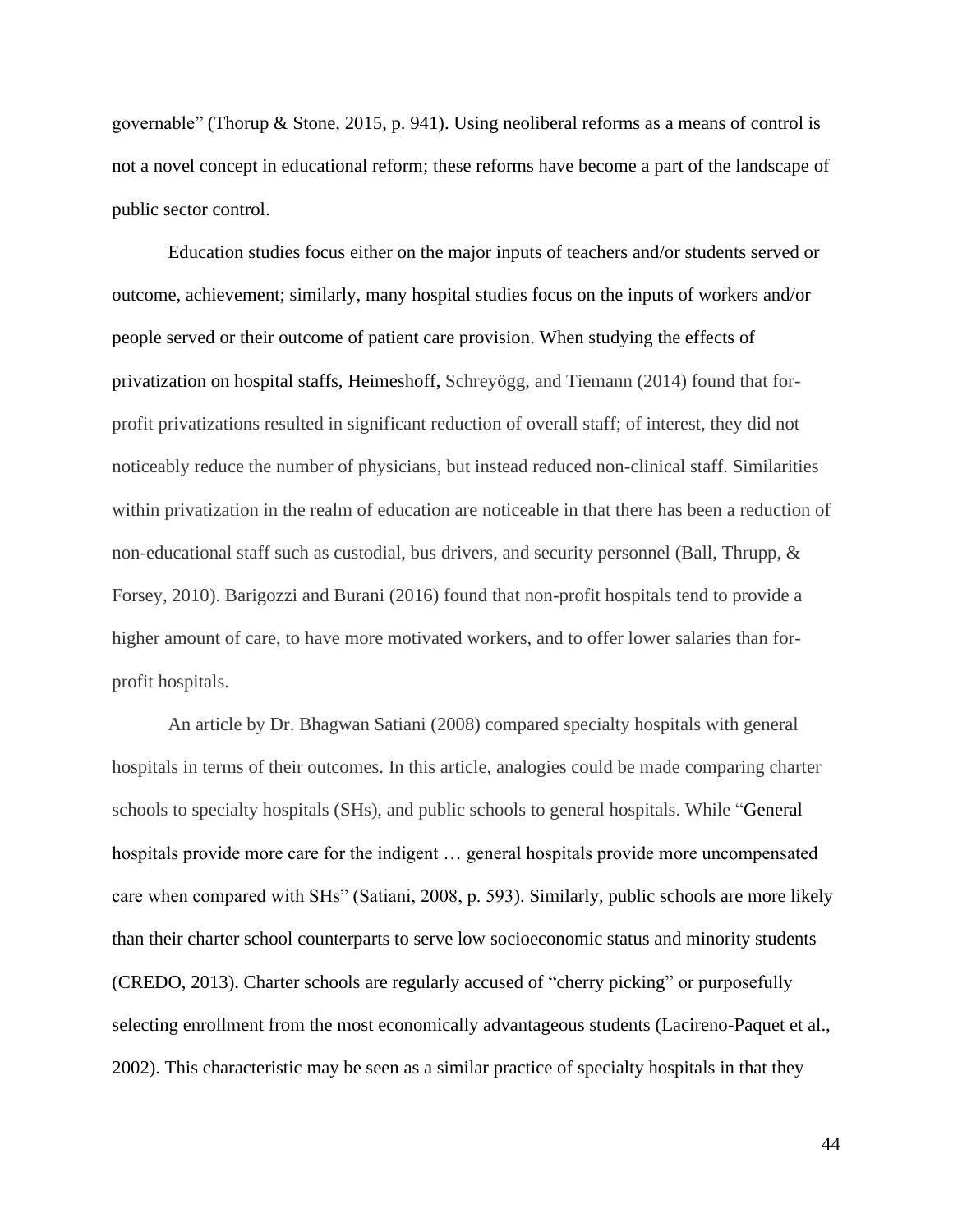governable" (Thorup & Stone, 2015, p. 941). Using neoliberal reforms as a means of control is not a novel concept in educational reform; these reforms have become a part of the landscape of public sector control.

Education studies focus either on the major inputs of teachers and/or students served or outcome, achievement; similarly, many hospital studies focus on the inputs of workers and/or people served or their outcome of patient care provision. When studying the effects of privatization on hospital staffs, Heimeshoff, Schreyögg, and Tiemann (2014) found that for-profit privatizations resulted in significant reduction of overall staff; of interest, they did not noticeably reduce the number of physicians, but instead reduced non-clinical staff. Similarities within privatization in the realm of education are noticeable in that there has been a reduction of non-educational staff such as custodial, bus drivers, and security personnel (Ball, Thrupp, & Forsey, 2010). Barigozzi and Burani (2016) found that non-profit hospitals tend to provide a higher amount of care, to have more motivated workers, and to offer lower salaries than for-profit hospitals.

An article by Dr. Bhagwan Satiani (2008) compared specialty hospitals with general hospitals in terms of their outcomes. In this article, analogies could be made comparing charter schools to specialty hospitals (SHs), and public schools to general hospitals. While "General hospitals provide more care for the indigent … general hospitals provide more uncompensated care when compared with SHs" (Satiani, 2008, p. 593). Similarly, public schools are more likely than their charter school counterparts to serve low socioeconomic status and minority students (CREDO, 2013). Charter schools are regularly accused of "cherry picking" or purposefully selecting enrollment from the most economically advantageous students (Lacireno-Paquet et al., 2002). This characteristic may be seen as a similar practice of specialty hospitals in that they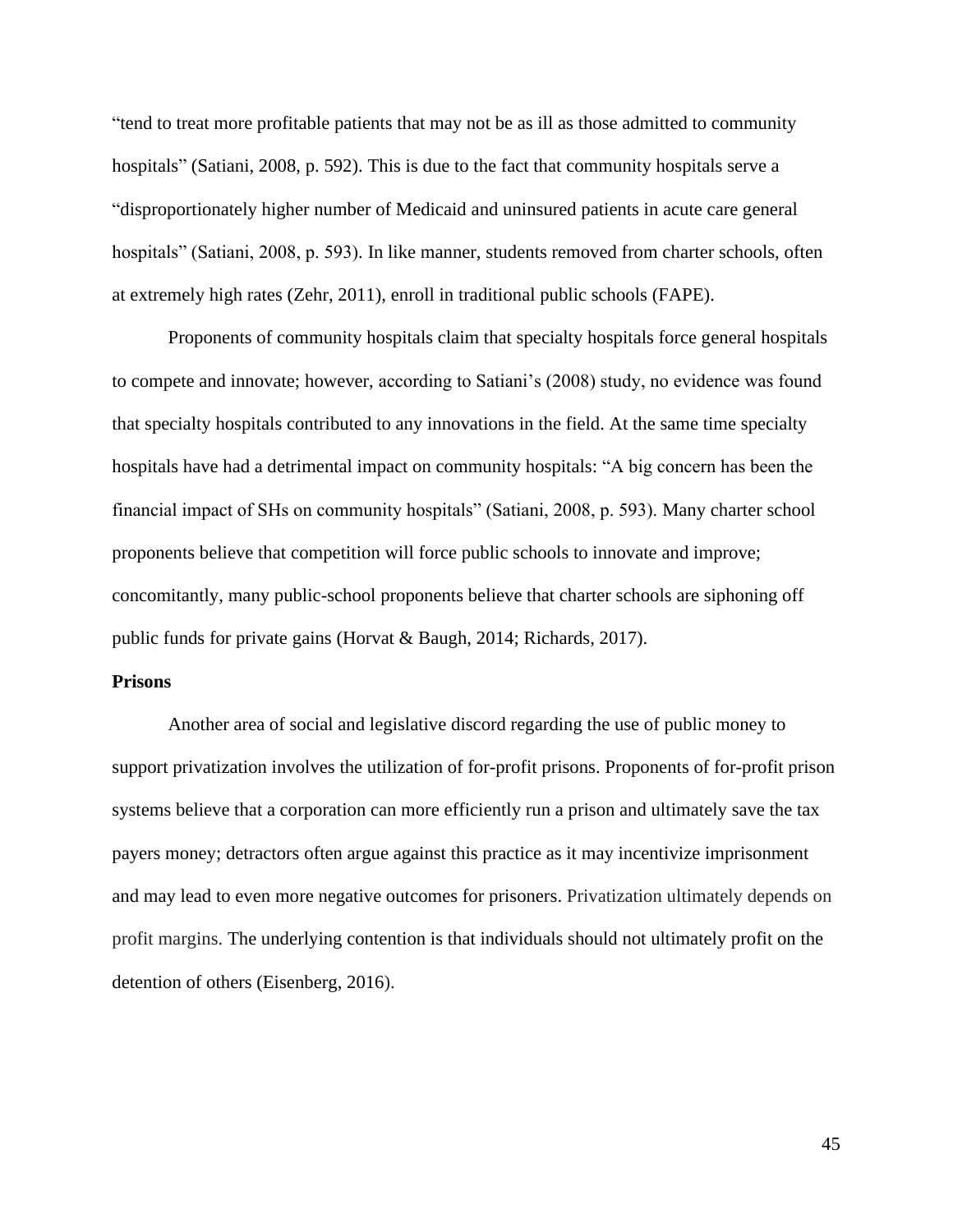"tend to treat more profitable patients that may not be as ill as those admitted to community hospitals" (Satiani, 2008, p. 592). This is due to the fact that community hospitals serve a "disproportionately higher number of Medicaid and uninsured patients in acute care general hospitals" (Satiani, 2008, p. 593). In like manner, students removed from charter schools, often at extremely high rates (Zehr, 2011), enroll in traditional public schools (FAPE).

Proponents of community hospitals claim that specialty hospitals force general hospitals to compete and innovate; however, according to Satiani's (2008) study, no evidence was found that specialty hospitals contributed to any innovations in the field. At the same time specialty hospitals have had a detrimental impact on community hospitals: "A big concern has been the financial impact of SHs on community hospitals" (Satiani, 2008, p. 593). Many charter school proponents believe that competition will force public schools to innovate and improve; concomitantly, many public-school proponents believe that charter schools are siphoning off public funds for private gains (Horvat & Baugh, 2014; Richards, 2017).

**Prisons**

Another area of social and legislative discord regarding the use of public money to support privatization involves the utilization of for-profit prisons. Proponents of for-profit prison systems believe that a corporation can more efficiently run a prison and ultimately save the tax payers money; detractors often argue against this practice as it may incentivize imprisonment and may lead to even more negative outcomes for prisoners. Privatization ultimately depends on profit margins. The underlying contention is that individuals should not ultimately profit on the detention of others (Eisenberg, 2016).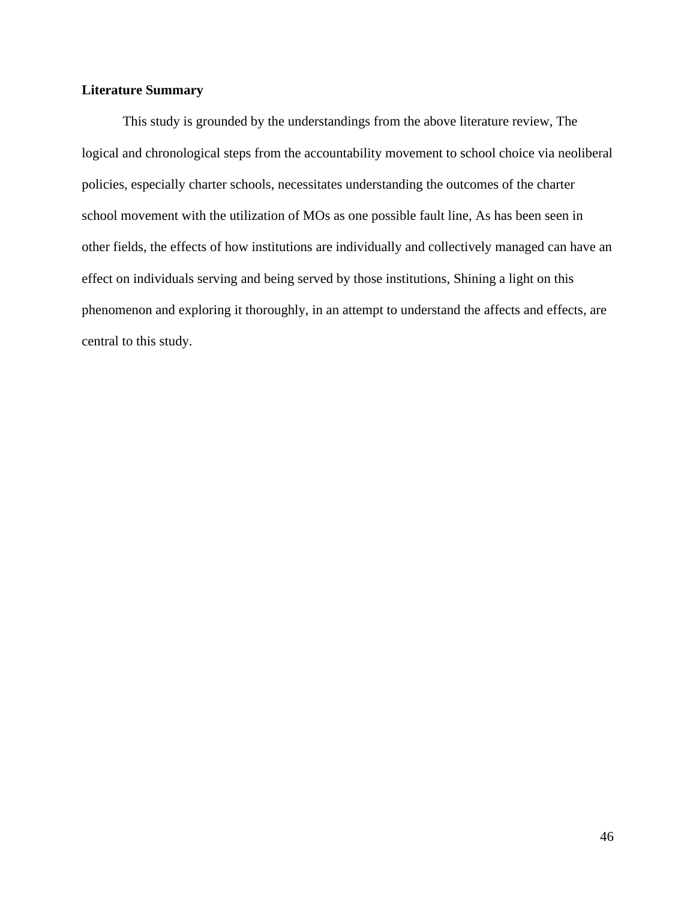**Literature Summary**

This study is grounded by the understandings from the above literature review, The logical and chronological steps from the accountability movement to school choice via neoliberal policies, especially charter schools, necessitates understanding the outcomes of the charter school movement with the utilization of MOs as one possible fault line, As has been seen in other fields, the effects of how institutions are individually and collectively managed can have an effect on individuals serving and being served by those institutions, Shining a light on this phenomenon and exploring it thoroughly, in an attempt to understand the affects and effects, are central to this study.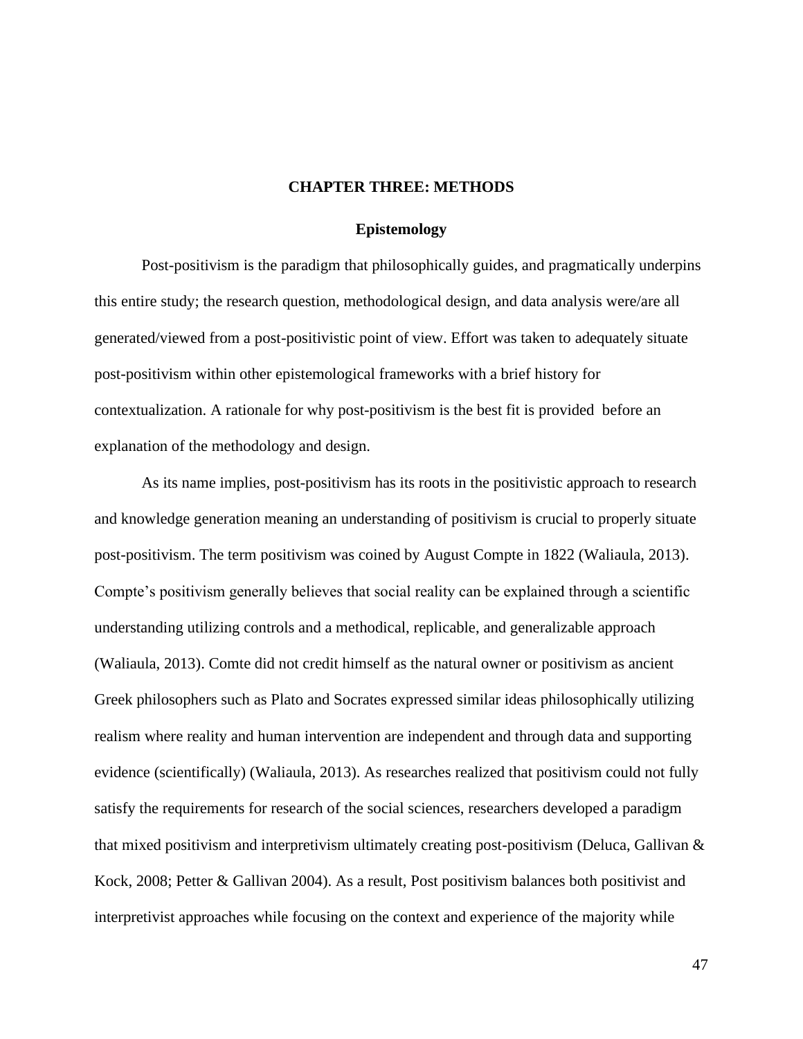# CHAPTER THREE: METHODS

## Epistemology

Post-positivism is the paradigm that philosophically guides, and pragmatically underpins this entire study; the research question, methodological design, and data analysis were/are all generated/viewed from a post-positivistic point of view. Effort was taken to adequately situate post-positivism within other epistemological frameworks with a brief history for contextualization. A rationale for why post-positivism is the best fit is provided before an explanation of the methodology and design.

As its name implies, post-positivism has its roots in the positivistic approach to research and knowledge generation meaning an understanding of positivism is crucial to properly situate post-positivism. The term positivism was coined by August Compte in 1822 (Waliaula, 2013). Compte's positivism generally believes that social reality can be explained through a scientific understanding utilizing controls and a methodical, replicable, and generalizable approach (Waliaula, 2013). Comte did not credit himself as the natural owner or positivism as ancient Greek philosophers such as Plato and Socrates expressed similar ideas philosophically utilizing realism where reality and human intervention are independent and through data and supporting evidence (scientifically) (Waliaula, 2013). As researches realized that positivism could not fully satisfy the requirements for research of the social sciences, researchers developed a paradigm that mixed positivism and interpretivism ultimately creating post-positivism (Deluca, Gallivan & Kock, 2008; Petter & Gallivan 2004). As a result, Post positivism balances both positivist and interpretivist approaches while focusing on the context and experience of the majority while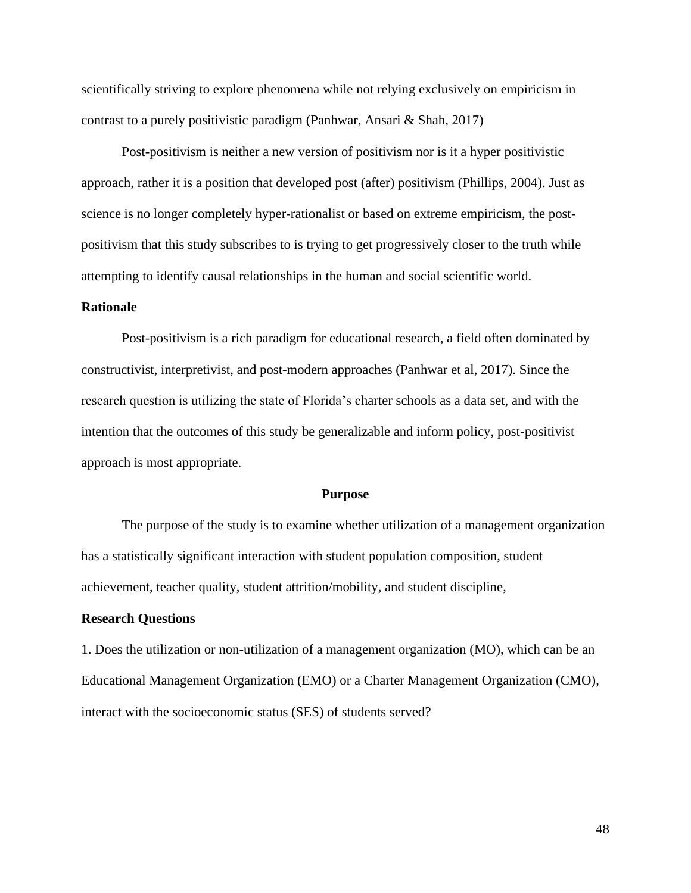scientifically striving to explore phenomena while not relying exclusively on empiricism in contrast to a purely positivistic paradigm (Panhwar, Ansari & Shah, 2017)

Post-positivism is neither a new version of positivism nor is it a hyper positivistic approach, rather it is a position that developed post (after) positivism (Phillips, 2004). Just as science is no longer completely hyper-rationalist or based on extreme empiricism, the post-positivism that this study subscribes to is trying to get progressively closer to the truth while attempting to identify causal relationships in the human and social scientific world.

### Rationale

Post-positivism is a rich paradigm for educational research, a field often dominated by constructivist, interpretivist, and post-modern approaches (Panhwar et al, 2017). Since the research question is utilizing the state of Florida's charter schools as a data set, and with the intention that the outcomes of this study be generalizable and inform policy, post-positivist approach is most appropriate.

## Purpose

The purpose of the study is to examine whether utilization of a management organization has a statistically significant interaction with student population composition, student achievement, teacher quality, student attrition/mobility, and student discipline,

### Research Questions

1. Does the utilization or non-utilization of a management organization (MO), which can be an Educational Management Organization (EMO) or a Charter Management Organization (CMO), interact with the socioeconomic status (SES) of students served?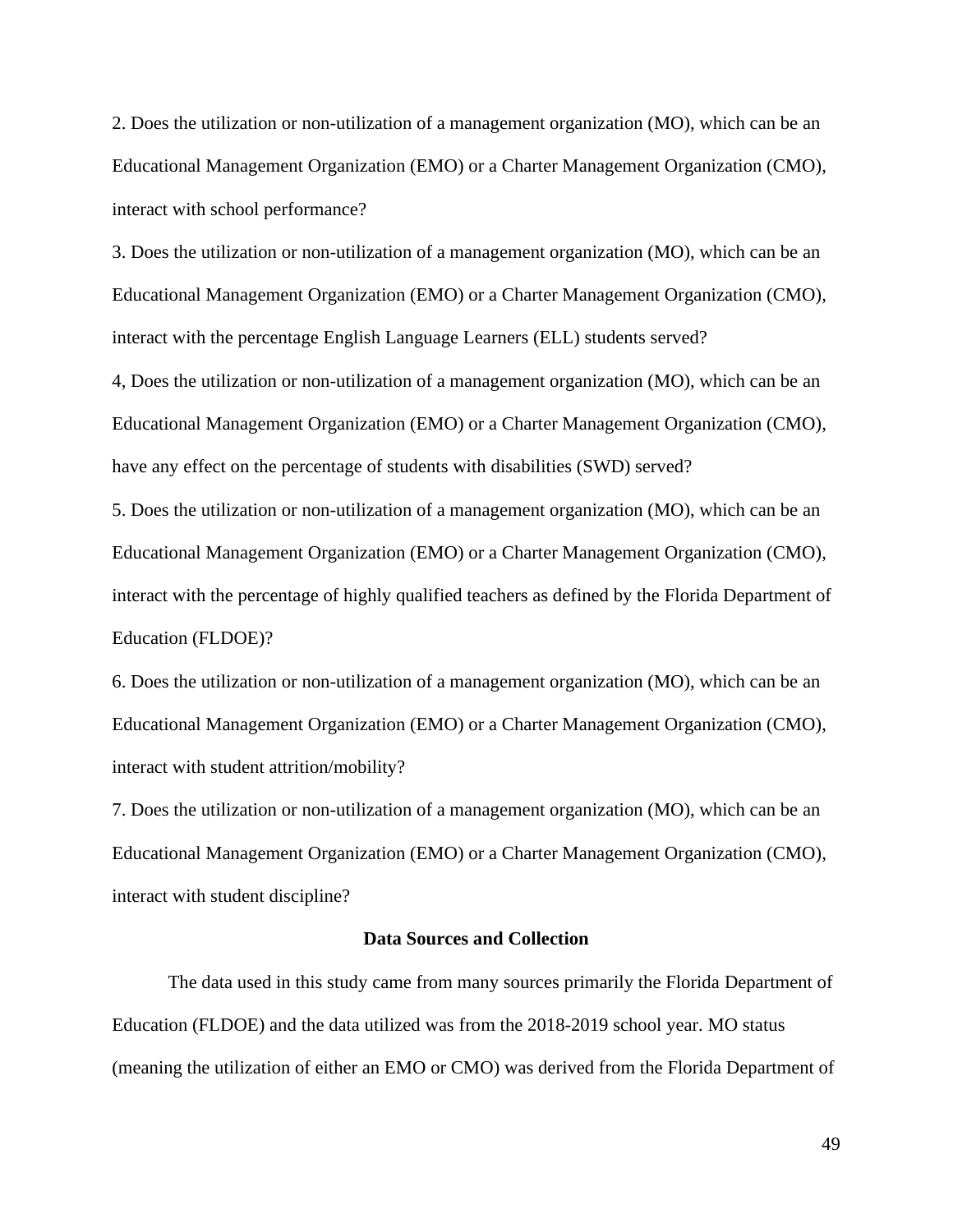2. Does the utilization or non-utilization of a management organization (MO), which can be an Educational Management Organization (EMO) or a Charter Management Organization (CMO), interact with school performance?

3. Does the utilization or non-utilization of a management organization (MO), which can be an Educational Management Organization (EMO) or a Charter Management Organization (CMO), interact with the percentage English Language Learners (ELL) students served?

4, Does the utilization or non-utilization of a management organization (MO), which can be an Educational Management Organization (EMO) or a Charter Management Organization (CMO), have any effect on the percentage of students with disabilities (SWD) served?

5. Does the utilization or non-utilization of a management organization (MO), which can be an Educational Management Organization (EMO) or a Charter Management Organization (CMO), interact with the percentage of highly qualified teachers as defined by the Florida Department of Education (FLDOE)?

6. Does the utilization or non-utilization of a management organization (MO), which can be an Educational Management Organization (EMO) or a Charter Management Organization (CMO), interact with student attrition/mobility?

7. Does the utilization or non-utilization of a management organization (MO), which can be an Educational Management Organization (EMO) or a Charter Management Organization (CMO), interact with student discipline?

## Data Sources and Collection

The data used in this study came from many sources primarily the Florida Department of Education (FLDOE) and the data utilized was from the 2018-2019 school year. MO status (meaning the utilization of either an EMO or CMO) was derived from the Florida Department of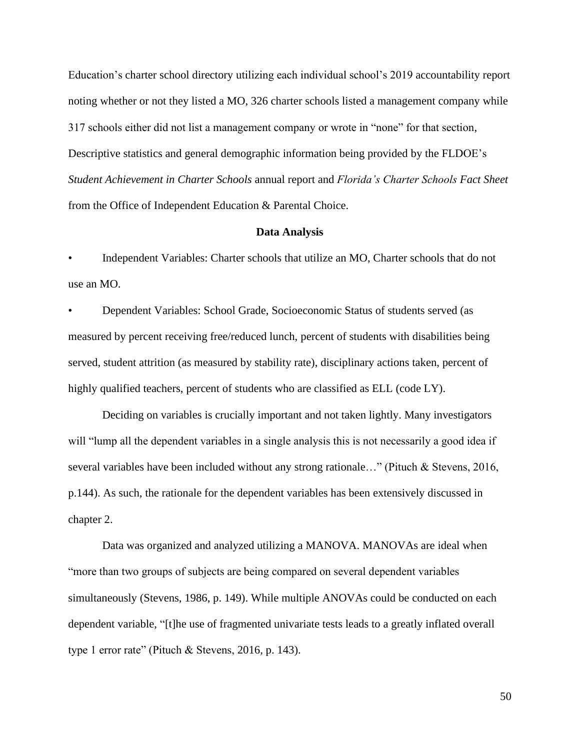Education's charter school directory utilizing each individual school's 2019 accountability report noting whether or not they listed a MO, 326 charter schools listed a management company while 317 schools either did not list a management company or wrote in "none" for that section, Descriptive statistics and general demographic information being provided by the FLDOE's *Student Achievement in Charter Schools* annual report and *Florida's Charter Schools Fact Sheet* from the Office of Independent Education & Parental Choice.

**Data Analysis**

- Independent Variables: Charter schools that utilize an MO, Charter schools that do not use an MO.
- Dependent Variables: School Grade, Socioeconomic Status of students served (as measured by percent receiving free/reduced lunch, percent of students with disabilities being served, student attrition (as measured by stability rate), disciplinary actions taken, percent of highly qualified teachers, percent of students who are classified as ELL (code LY).

Deciding on variables is crucially important and not taken lightly. Many investigators will "lump all the dependent variables in a single analysis this is not necessarily a good idea if several variables have been included without any strong rationale…" (Pituch & Stevens, 2016, p.144). As such, the rationale for the dependent variables has been extensively discussed in chapter 2.

Data was organized and analyzed utilizing a MANOVA. MANOVAs are ideal when "more than two groups of subjects are being compared on several dependent variables simultaneously (Stevens, 1986, p. 149). While multiple ANOVAs could be conducted on each dependent variable, "[t]he use of fragmented univariate tests leads to a greatly inflated overall type 1 error rate" (Pituch & Stevens, 2016, p. 143).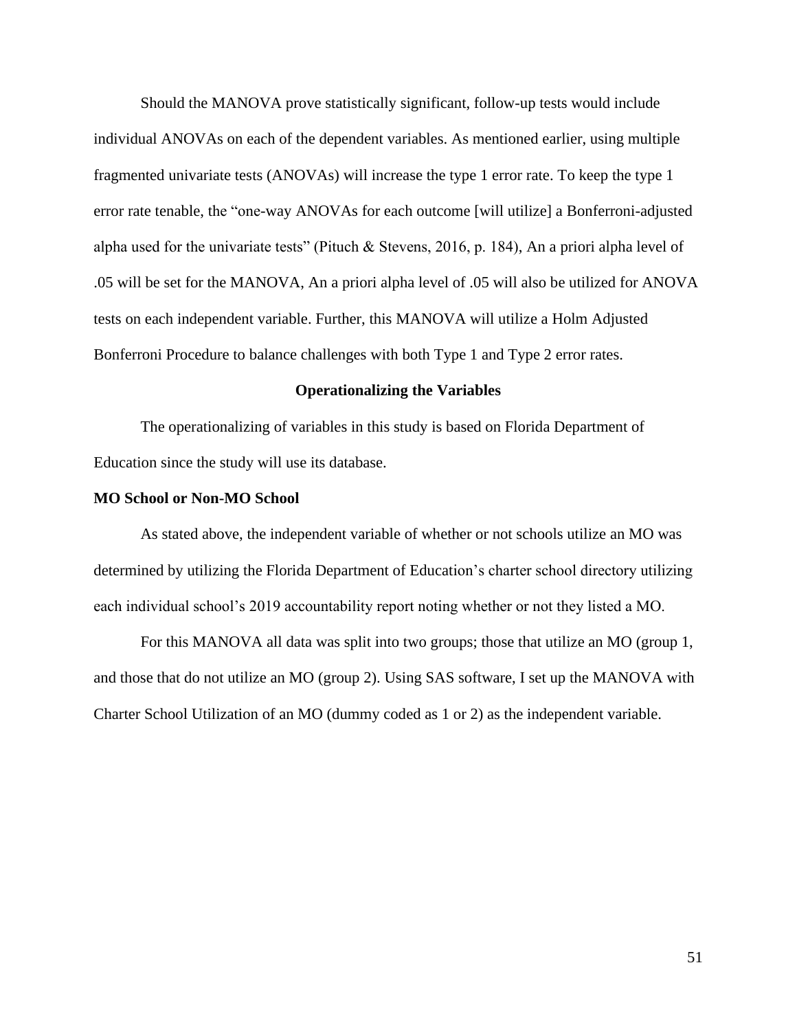Should the MANOVA prove statistically significant, follow-up tests would include individual ANOVAs on each of the dependent variables. As mentioned earlier, using multiple fragmented univariate tests (ANOVAs) will increase the type 1 error rate. To keep the type 1 error rate tenable, the "one-way ANOVAs for each outcome [will utilize] a Bonferroni-adjusted alpha used for the univariate tests" (Pituch & Stevens, 2016, p. 184), An a priori alpha level of .05 will be set for the MANOVA, An a priori alpha level of .05 will also be utilized for ANOVA tests on each independent variable. Further, this MANOVA will utilize a Holm Adjusted Bonferroni Procedure to balance challenges with both Type 1 and Type 2 error rates.

## Operationalizing the Variables

The operationalizing of variables in this study is based on Florida Department of Education since the study will use its database.

### MO School or Non-MO School

As stated above, the independent variable of whether or not schools utilize an MO was determined by utilizing the Florida Department of Education's charter school directory utilizing each individual school's 2019 accountability report noting whether or not they listed a MO.

For this MANOVA all data was split into two groups; those that utilize an MO (group 1, and those that do not utilize an MO (group 2). Using SAS software, I set up the MANOVA with Charter School Utilization of an MO (dummy coded as 1 or 2) as the independent variable.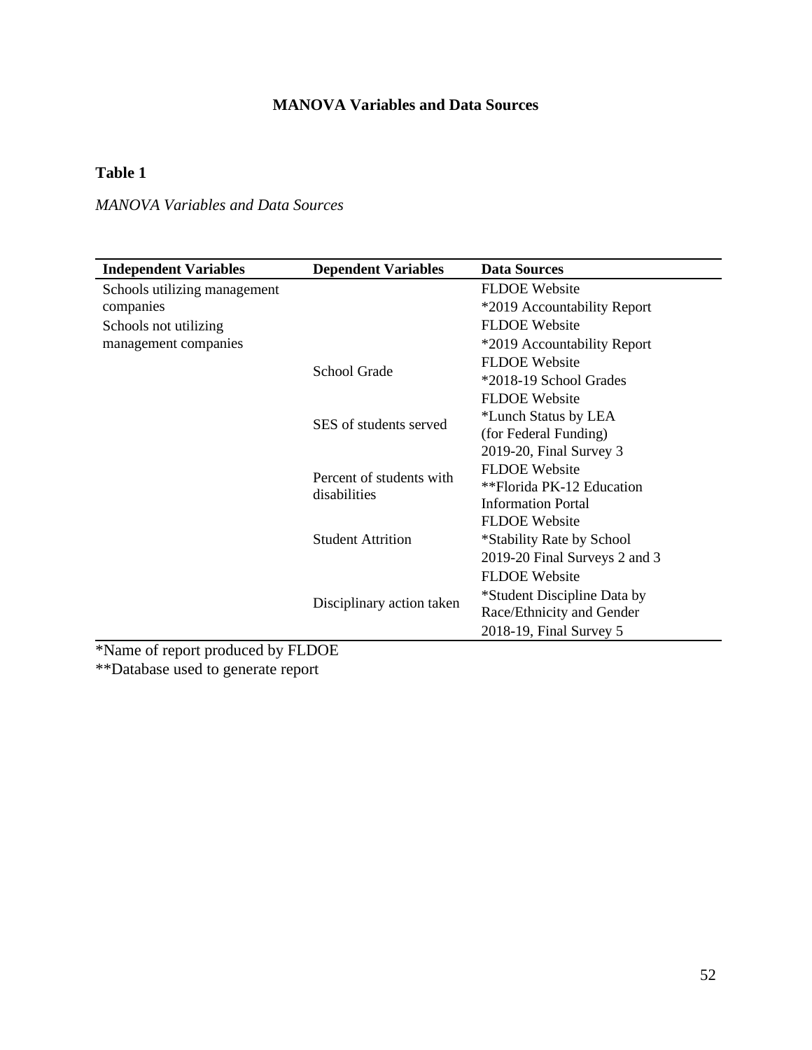## MANOVA Variables and Data Sources

**Table 1**

*MANOVA Variables and Data Sources*

| Independent Variables | Dependent Variables | Data Sources |
|---|---|---|
| Schools utilizing management companies | | FLDOE Website<br>*2019 Accountability Report |
| Schools not utilizing management companies | | FLDOE Website<br>*2019 Accountability Report |
| | School Grade | FLDOE Website<br>*2018-19 School Grades |
| | SES of students served | FLDOE Website<br>*Lunch Status by LEA (for Federal Funding)<br>2019-20, Final Survey 3 |
| | Percent of students with disabilities | FLDOE Website<br>**Florida PK-12 Education Information Portal |
| | Student Attrition | FLDOE Website<br>*Stability Rate by School<br>2019-20 Final Surveys 2 and 3 |
| | Disciplinary action taken | FLDOE Website<br>*Student Discipline Data by Race/Ethnicity and Gender<br>2018-19, Final Survey 5 |

*Name of report produced by FLDOE
**Database used to generate report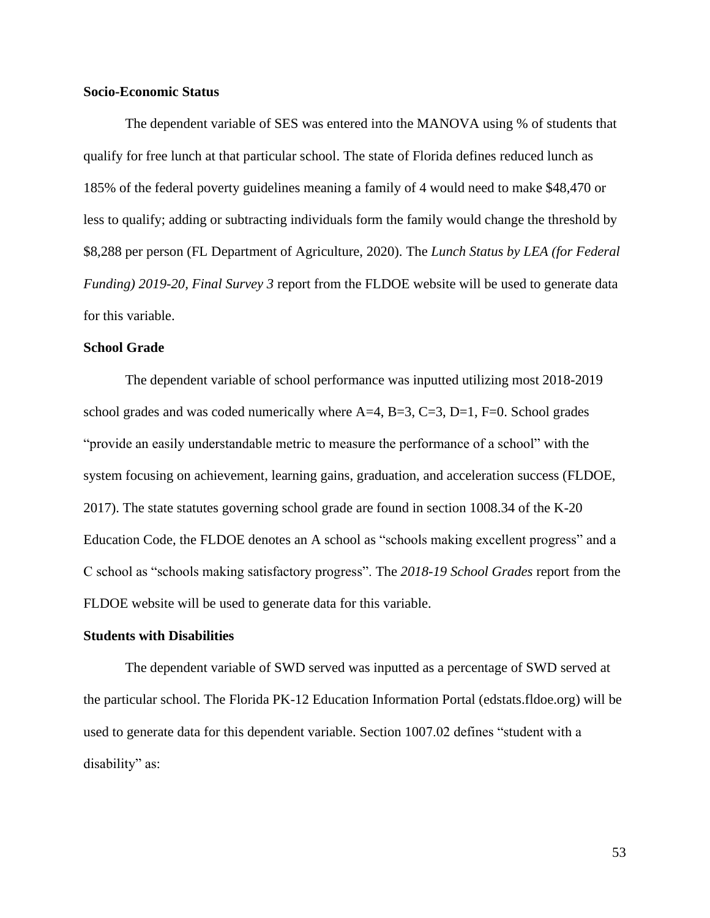**Socio-Economic Status**

The dependent variable of SES was entered into the MANOVA using % of students that qualify for free lunch at that particular school. The state of Florida defines reduced lunch as 185% of the federal poverty guidelines meaning a family of 4 would need to make $48,470 or less to qualify; adding or subtracting individuals form the family would change the threshold by $8,288 per person (FL Department of Agriculture, 2020). The *Lunch Status by LEA (for Federal Funding) 2019-20, Final Survey 3* report from the FLDOE website will be used to generate data for this variable.

**School Grade**

The dependent variable of school performance was inputted utilizing most 2018-2019 school grades and was coded numerically where A=4, B=3, C=3, D=1, F=0. School grades "provide an easily understandable metric to measure the performance of a school" with the system focusing on achievement, learning gains, graduation, and acceleration success (FLDOE, 2017). The state statutes governing school grade are found in section 1008.34 of the K-20 Education Code, the FLDOE denotes an A school as "schools making excellent progress" and a C school as "schools making satisfactory progress". The *2018-19 School Grades* report from the FLDOE website will be used to generate data for this variable.

**Students with Disabilities**

The dependent variable of SWD served was inputted as a percentage of SWD served at the particular school. The Florida PK-12 Education Information Portal (edstats.fldoe.org) will be used to generate data for this dependent variable. Section 1007.02 defines "student with a disability" as: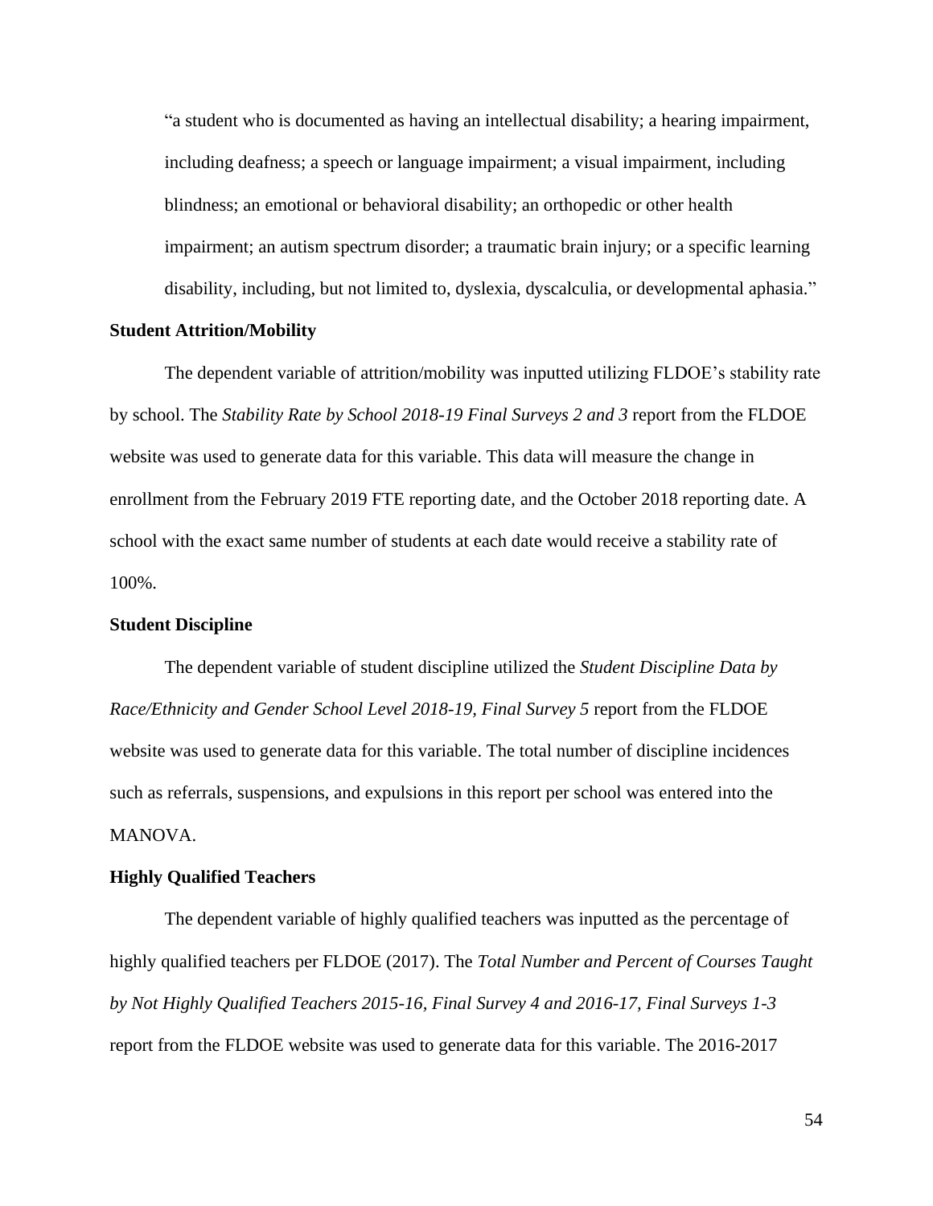> "a student who is documented as having an intellectual disability; a hearing impairment, including deafness; a speech or language impairment; a visual impairment, including blindness; an emotional or behavioral disability; an orthopedic or other health impairment; an autism spectrum disorder; a traumatic brain injury; or a specific learning disability, including, but not limited to, dyslexia, dyscalculia, or developmental aphasia."

**Student Attrition/Mobility**

The dependent variable of attrition/mobility was inputted utilizing FLDOE's stability rate by school. The *Stability Rate by School 2018-19 Final Surveys 2 and 3* report from the FLDOE website was used to generate data for this variable. This data will measure the change in enrollment from the February 2019 FTE reporting date, and the October 2018 reporting date. A school with the exact same number of students at each date would receive a stability rate of 100%.

**Student Discipline**

The dependent variable of student discipline utilized the *Student Discipline Data by Race/Ethnicity and Gender School Level 2018-19, Final Survey 5* report from the FLDOE website was used to generate data for this variable. The total number of discipline incidences such as referrals, suspensions, and expulsions in this report per school was entered into the MANOVA.

**Highly Qualified Teachers**

The dependent variable of highly qualified teachers was inputted as the percentage of highly qualified teachers per FLDOE (2017). The *Total Number and Percent of Courses Taught by Not Highly Qualified Teachers 2015-16, Final Survey 4 and 2016-17, Final Surveys 1-3* report from the FLDOE website was used to generate data for this variable. The 2016-2017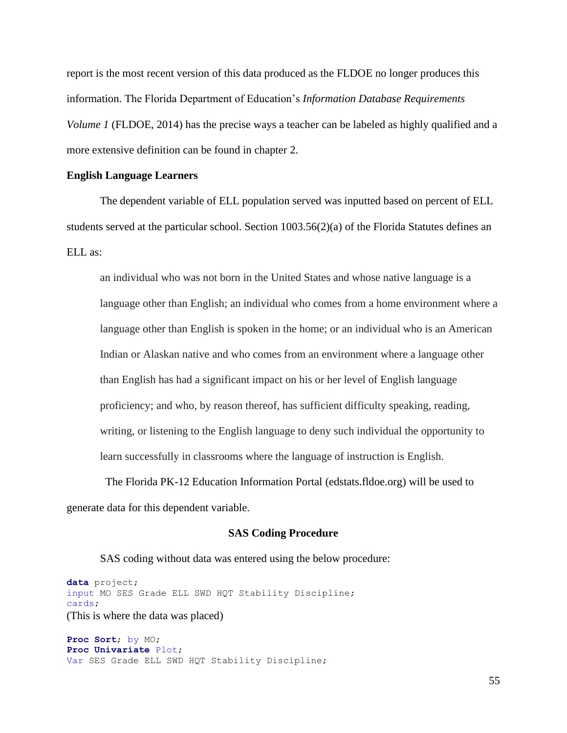report is the most recent version of this data produced as the FLDOE no longer produces this information. The Florida Department of Education's *Information Database Requirements Volume 1* (FLDOE, 2014) has the precise ways a teacher can be labeled as highly qualified and a more extensive definition can be found in chapter 2.

**English Language Learners**

The dependent variable of ELL population served was inputted based on percent of ELL students served at the particular school. Section 1003.56(2)(a) of the Florida Statutes defines an ELL as:

> an individual who was not born in the United States and whose native language is a language other than English; an individual who comes from a home environment where a language other than English is spoken in the home; or an individual who is an American Indian or Alaskan native and who comes from an environment where a language other than English has had a significant impact on his or her level of English language proficiency; and who, by reason thereof, has sufficient difficulty speaking, reading, writing, or listening to the English language to deny such individual the opportunity to learn successfully in classrooms where the language of instruction is English.

The Florida PK-12 Education Information Portal (edstats.fldoe.org) will be used to generate data for this dependent variable.

## SAS Coding Procedure

SAS coding without data was entered using the below procedure:

```
data project;
input MO SES Grade ELL SWD HQT Stability Discipline;
cards;
```

(This is where the data was placed)

```
Proc Sort; by MO;
Proc Univariate Plot;
Var SES Grade ELL SWD HQT Stability Discipline;
```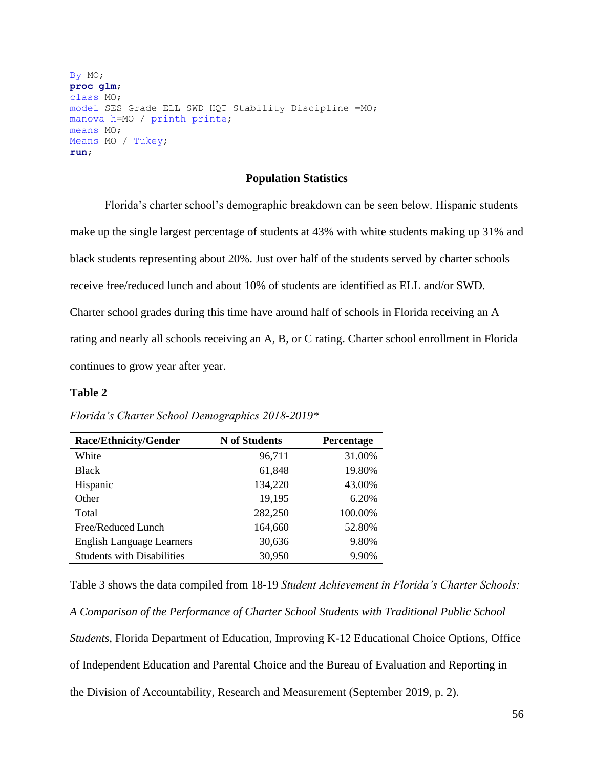```
By MO;
proc glm;
class MO;
model SES Grade ELL SWD HQT Stability Discipline =MO;
manova h=MO / printh printe;
means MO;
Means MO / Tukey;
run;
```

## Population Statistics

Florida's charter school's demographic breakdown can be seen below. Hispanic students make up the single largest percentage of students at 43% with white students making up 31% and black students representing about 20%. Just over half of the students served by charter schools receive free/reduced lunch and about 10% of students are identified as ELL and/or SWD. Charter school grades during this time have around half of schools in Florida receiving an A rating and nearly all schools receiving an A, B, or C rating. Charter school enrollment in Florida continues to grow year after year.

**Table 2**

*Florida's Charter School Demographics 2018-2019\**

| Race/Ethnicity/Gender | N of Students | Percentage |
|---|---|---|
| White | 96,711 | 31.00% |
| Black | 61,848 | 19.80% |
| Hispanic | 134,220 | 43.00% |
| Other | 19,195 | 6.20% |
| Total | 282,250 | 100.00% |
| Free/Reduced Lunch | 164,660 | 52.80% |
| English Language Learners | 30,636 | 9.80% |
| Students with Disabilities | 30,950 | 9.90% |

Table 3 shows the data compiled from 18-19 *Student Achievement in Florida's Charter Schools: A Comparison of the Performance of Charter School Students with Traditional Public School Students*, Florida Department of Education, Improving K-12 Educational Choice Options, Office of Independent Education and Parental Choice and the Bureau of Evaluation and Reporting in the Division of Accountability, Research and Measurement (September 2019, p. 2).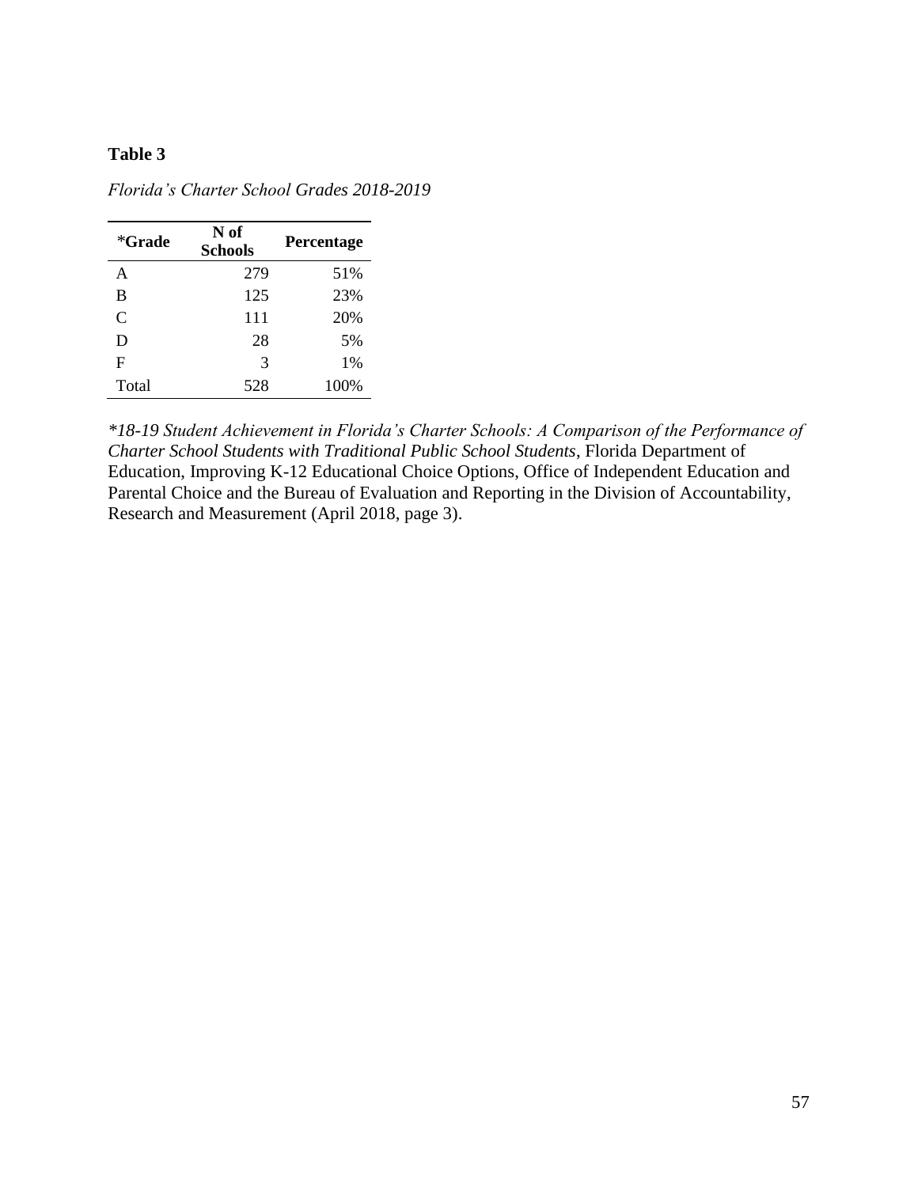**Table 3**

*Florida's Charter School Grades 2018-2019*

| *Grade | N of Schools | Percentage |
|---|---|---|
| A | 279 | 51% |
| B | 125 | 23% |
| C | 111 | 20% |
| D | 28 | 5% |
| F | 3 | 1% |
| Total | 528 | 100% |

*\*18-19 Student Achievement in Florida's Charter Schools: A Comparison of the Performance of Charter School Students with Traditional Public School Students*, Florida Department of Education, Improving K-12 Educational Choice Options, Office of Independent Education and Parental Choice and the Bureau of Evaluation and Reporting in the Division of Accountability, Research and Measurement (April 2018, page 3).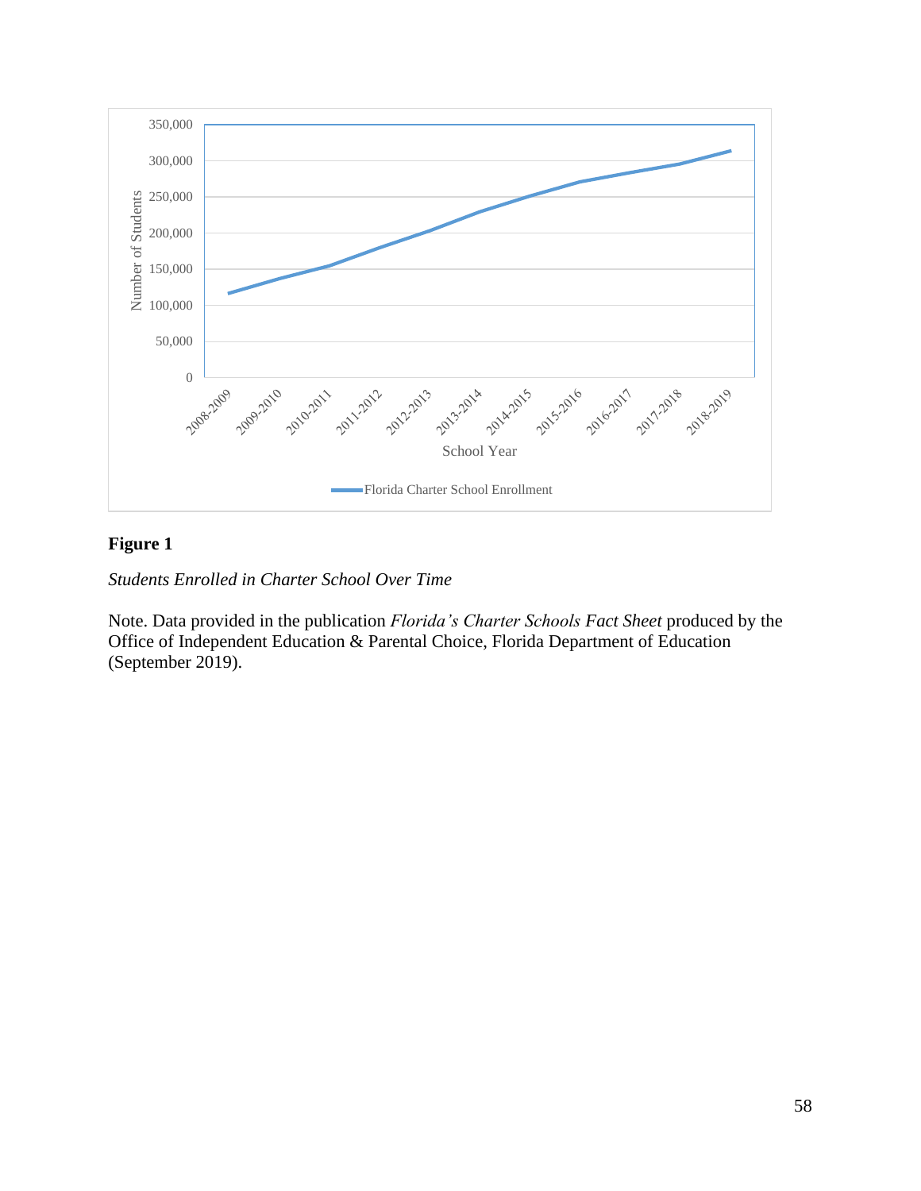**Figure 1**

*Students Enrolled in Charter School Over Time*

Note. Data provided in the publication *Florida's Charter Schools Fact Sheet* produced by the Office of Independent Education & Parental Choice, Florida Department of Education (September 2019).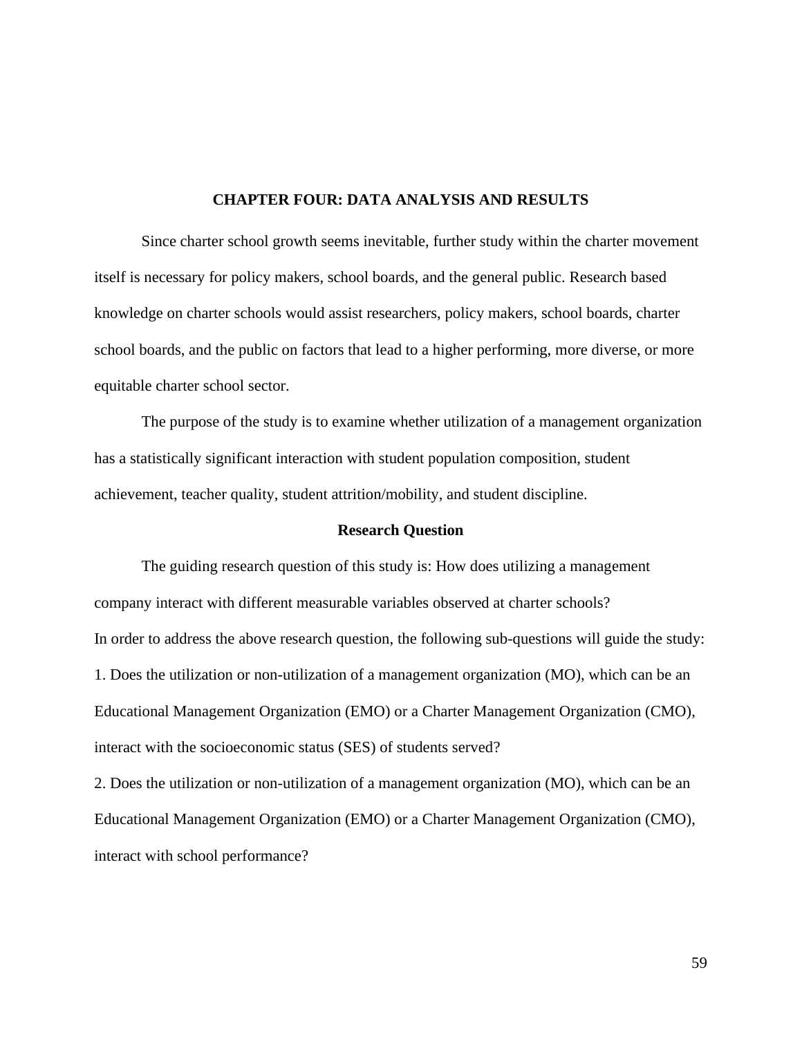# CHAPTER FOUR: DATA ANALYSIS AND RESULTS

Since charter school growth seems inevitable, further study within the charter movement itself is necessary for policy makers, school boards, and the general public. Research based knowledge on charter schools would assist researchers, policy makers, school boards, charter school boards, and the public on factors that lead to a higher performing, more diverse, or more equitable charter school sector.

The purpose of the study is to examine whether utilization of a management organization has a statistically significant interaction with student population composition, student achievement, teacher quality, student attrition/mobility, and student discipline.

## Research Question

The guiding research question of this study is: How does utilizing a management company interact with different measurable variables observed at charter schools?

In order to address the above research question, the following sub-questions will guide the study:

1. Does the utilization or non-utilization of a management organization (MO), which can be an Educational Management Organization (EMO) or a Charter Management Organization (CMO), interact with the socioeconomic status (SES) of students served?
2. Does the utilization or non-utilization of a management organization (MO), which can be an Educational Management Organization (EMO) or a Charter Management Organization (CMO), interact with school performance?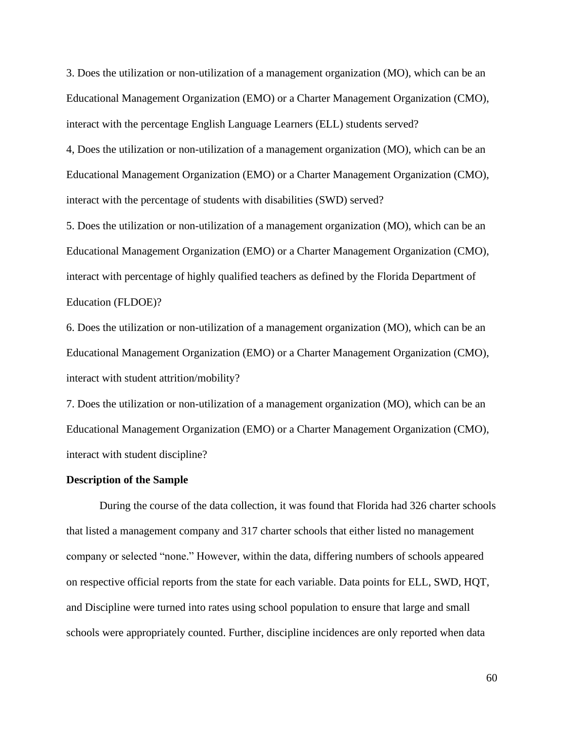3. Does the utilization or non-utilization of a management organization (MO), which can be an Educational Management Organization (EMO) or a Charter Management Organization (CMO), interact with the percentage English Language Learners (ELL) students served?

4, Does the utilization or non-utilization of a management organization (MO), which can be an Educational Management Organization (EMO) or a Charter Management Organization (CMO), interact with the percentage of students with disabilities (SWD) served?

5. Does the utilization or non-utilization of a management organization (MO), which can be an Educational Management Organization (EMO) or a Charter Management Organization (CMO), interact with percentage of highly qualified teachers as defined by the Florida Department of Education (FLDOE)?

6. Does the utilization or non-utilization of a management organization (MO), which can be an Educational Management Organization (EMO) or a Charter Management Organization (CMO), interact with student attrition/mobility?

7. Does the utilization or non-utilization of a management organization (MO), which can be an Educational Management Organization (EMO) or a Charter Management Organization (CMO), interact with student discipline?

**Description of the Sample**

During the course of the data collection, it was found that Florida had 326 charter schools that listed a management company and 317 charter schools that either listed no management company or selected "none." However, within the data, differing numbers of schools appeared on respective official reports from the state for each variable. Data points for ELL, SWD, HQT, and Discipline were turned into rates using school population to ensure that large and small schools were appropriately counted. Further, discipline incidences are only reported when data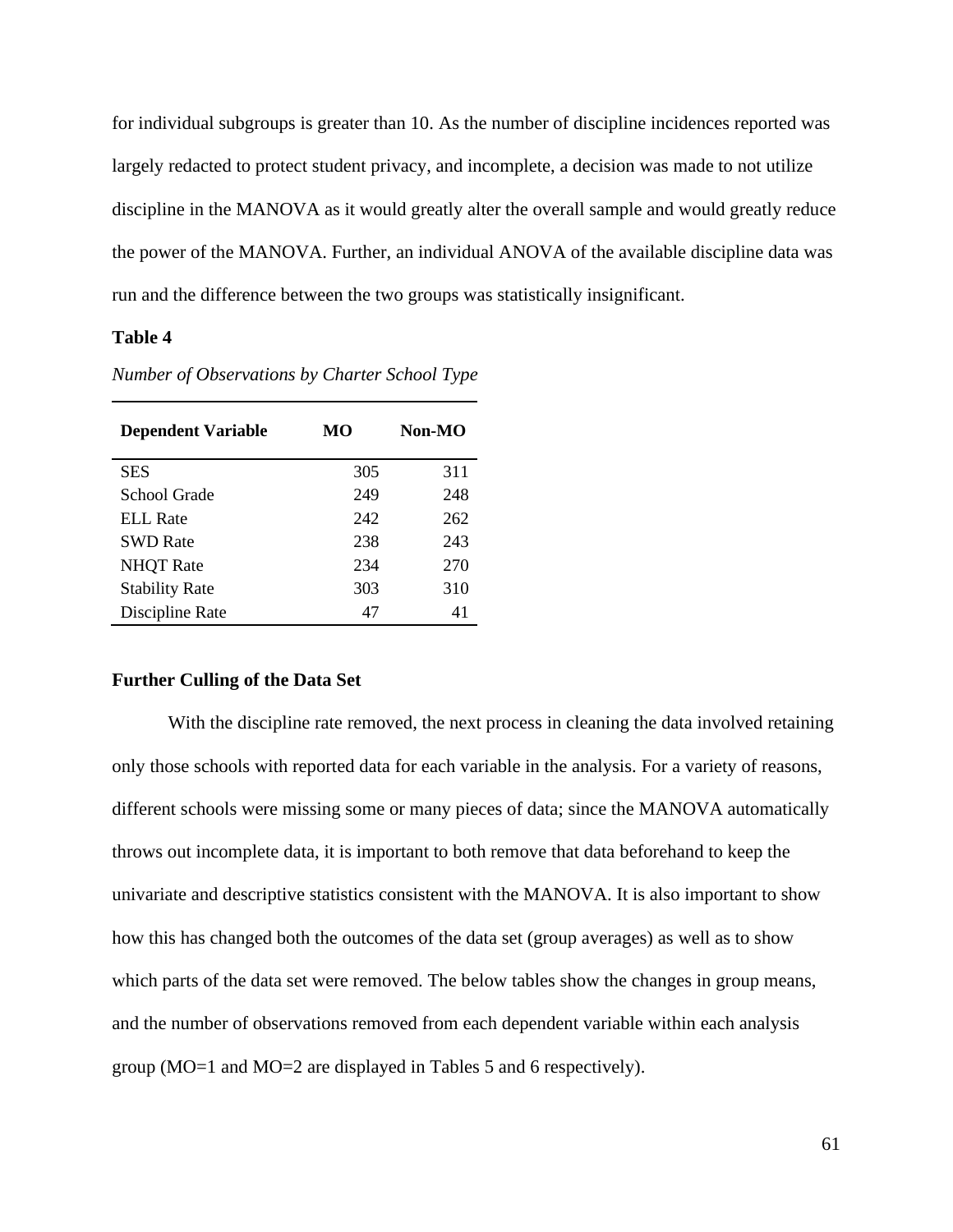for individual subgroups is greater than 10. As the number of discipline incidences reported was largely redacted to protect student privacy, and incomplete, a decision was made to not utilize discipline in the MANOVA as it would greatly alter the overall sample and would greatly reduce the power of the MANOVA. Further, an individual ANOVA of the available discipline data was run and the difference between the two groups was statistically insignificant.

**Table 4**

*Number of Observations by Charter School Type*

| Dependent Variable | MO | Non-MO |
|---|---|---|
| SES | 305 | 311 |
| School Grade | 249 | 248 |
| ELL Rate | 242 | 262 |
| SWD Rate | 238 | 243 |
| NHQT Rate | 234 | 270 |
| Stability Rate | 303 | 310 |
| Discipline Rate | 47 | 41 |

**Further Culling of the Data Set**

With the discipline rate removed, the next process in cleaning the data involved retaining only those schools with reported data for each variable in the analysis. For a variety of reasons, different schools were missing some or many pieces of data; since the MANOVA automatically throws out incomplete data, it is important to both remove that data beforehand to keep the univariate and descriptive statistics consistent with the MANOVA. It is also important to show how this has changed both the outcomes of the data set (group averages) as well as to show which parts of the data set were removed. The below tables show the changes in group means, and the number of observations removed from each dependent variable within each analysis group (MO=1 and MO=2 are displayed in Tables 5 and 6 respectively).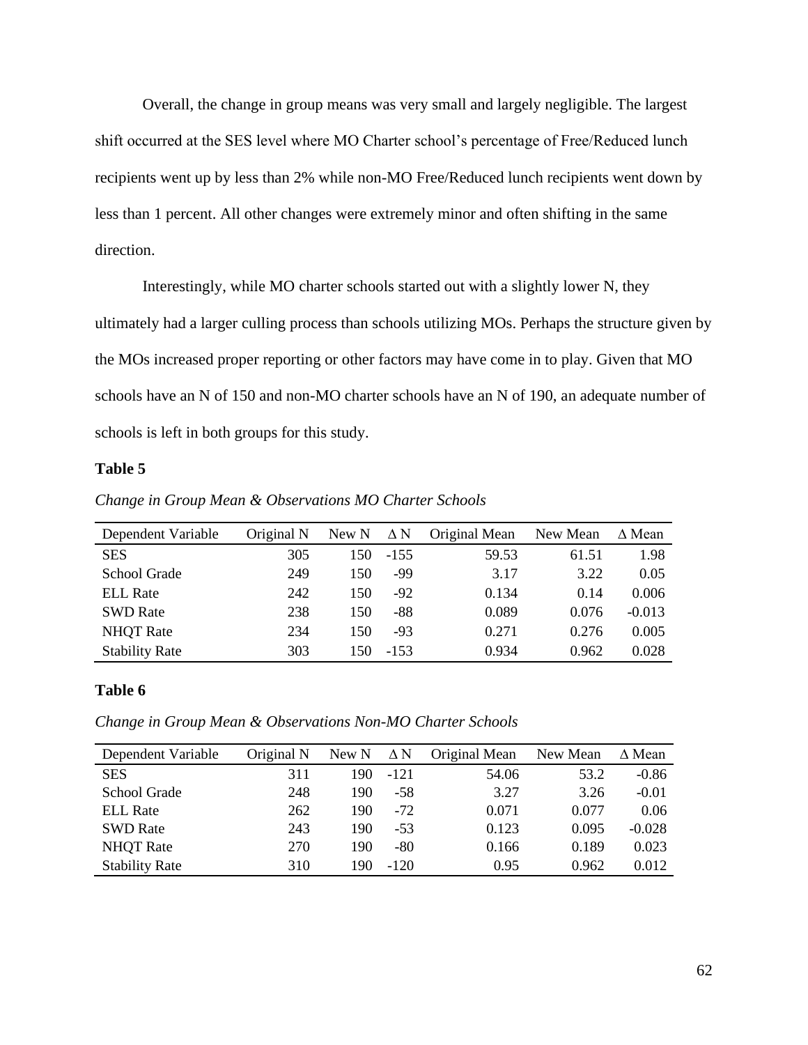Overall, the change in group means was very small and largely negligible. The largest shift occurred at the SES level where MO Charter school's percentage of Free/Reduced lunch recipients went up by less than 2% while non-MO Free/Reduced lunch recipients went down by less than 1 percent. All other changes were extremely minor and often shifting in the same direction.

Interestingly, while MO charter schools started out with a slightly lower N, they ultimately had a larger culling process than schools utilizing MOs. Perhaps the structure given by the MOs increased proper reporting or other factors may have come in to play. Given that MO schools have an N of 150 and non-MO charter schools have an N of 190, an adequate number of schools is left in both groups for this study.

**Table 5**

*Change in Group Mean & Observations MO Charter Schools*

| Dependent Variable | Original N | New N | Δ N | Original Mean | New Mean | Δ Mean |
|---|---|---|---|---|---|---|
| SES | 305 | 150 | -155 | 59.53 | 61.51 | 1.98 |
| School Grade | 249 | 150 | -99 | 3.17 | 3.22 | 0.05 |
| ELL Rate | 242 | 150 | -92 | 0.134 | 0.14 | 0.006 |
| SWD Rate | 238 | 150 | -88 | 0.089 | 0.076 | -0.013 |
| NHQT Rate | 234 | 150 | -93 | 0.271 | 0.276 | 0.005 |
| Stability Rate | 303 | 150 | -153 | 0.934 | 0.962 | 0.028 |

**Table 6**

*Change in Group Mean & Observations Non-MO Charter Schools*

| Dependent Variable | Original N | New N | Δ N | Original Mean | New Mean | Δ Mean |
|---|---|---|---|---|---|---|
| SES | 311 | 190 | -121 | 54.06 | 53.2 | -0.86 |
| School Grade | 248 | 190 | -58 | 3.27 | 3.26 | -0.01 |
| ELL Rate | 262 | 190 | -72 | 0.071 | 0.077 | 0.06 |
| SWD Rate | 243 | 190 | -53 | 0.123 | 0.095 | -0.028 |
| NHQT Rate | 270 | 190 | -80 | 0.166 | 0.189 | 0.023 |
| Stability Rate | 310 | 190 | -120 | 0.95 | 0.962 | 0.012 |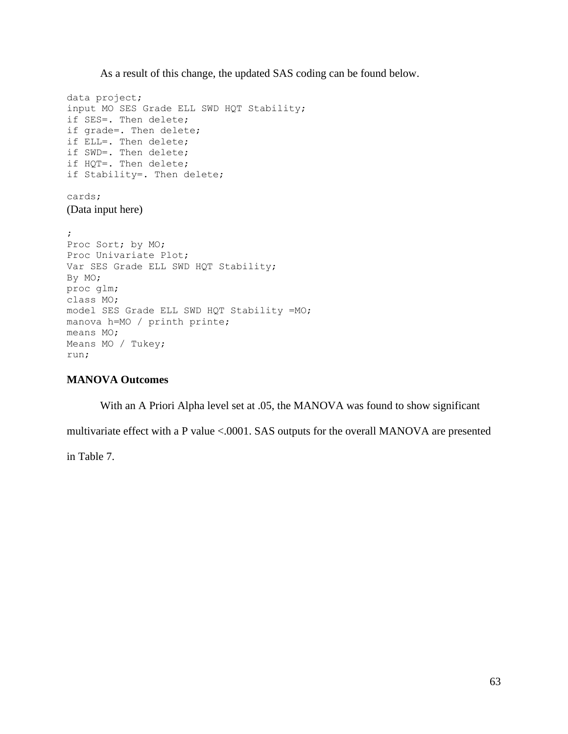As a result of this change, the updated SAS coding can be found below.

```
data project;
input MO SES Grade ELL SWD HQT Stability;
if SES=. Then delete;
if grade=. Then delete;
if ELL=. Then delete;
if SWD=. Then delete;
if HQT=. Then delete;
if Stability=. Then delete;

cards;
(Data input here)

;
Proc Sort; by MO;
Proc Univariate Plot;
Var SES Grade ELL SWD HQT Stability;
By MO;
proc glm;
class MO;
model SES Grade ELL SWD HQT Stability =MO;
manova h=MO / printh printe;
means MO;
Means MO / Tukey;
run;
```

**MANOVA Outcomes**

With an A Priori Alpha level set at .05, the MANOVA was found to show significant multivariate effect with a P value <.0001. SAS outputs for the overall MANOVA are presented in Table 7.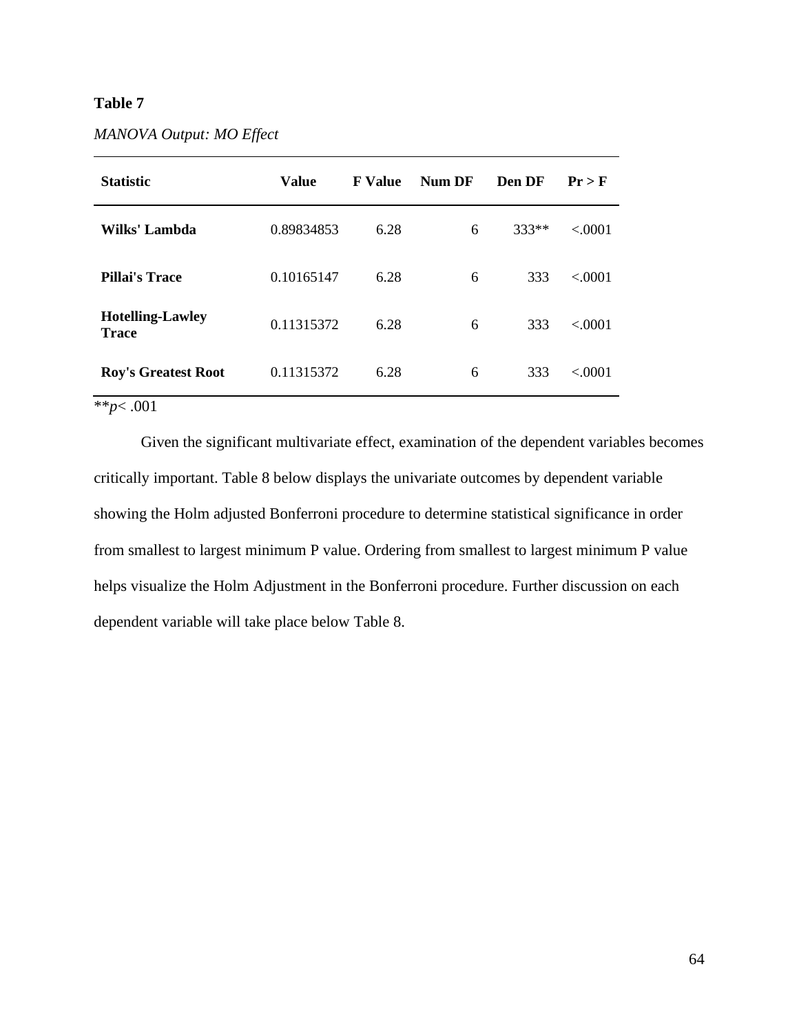**Table 7**

*MANOVA Output: MO Effect*

| Statistic | Value | F Value | Num DF | Den DF | Pr > F |
|---|---|---|---|---|---|
| **Wilks' Lambda** | 0.89834853 | 6.28 | 6 | 333** | <.0001 |
| **Pillai's Trace** | 0.10165147 | 6.28 | 6 | 333 | <.0001 |
| **Hotelling-Lawley Trace** | 0.11315372 | 6.28 | 6 | 333 | <.0001 |
| **Roy's Greatest Root** | 0.11315372 | 6.28 | 6 | 333 | <.0001 |

**$p < .001$

Given the significant multivariate effect, examination of the dependent variables becomes critically important. Table 8 below displays the univariate outcomes by dependent variable showing the Holm adjusted Bonferroni procedure to determine statistical significance in order from smallest to largest minimum P value. Ordering from smallest to largest minimum P value helps visualize the Holm Adjustment in the Bonferroni procedure. Further discussion on each dependent variable will take place below Table 8.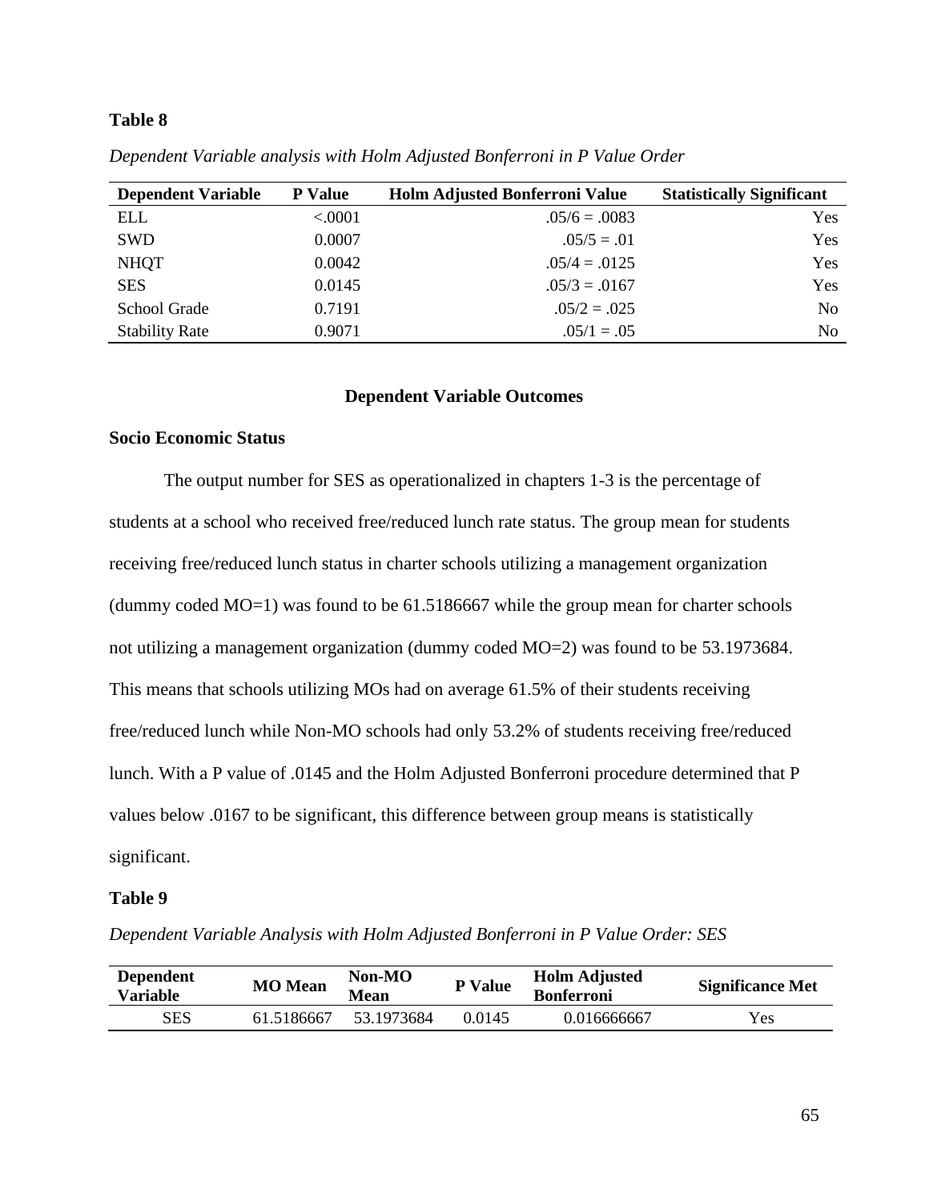**Table 8**

*Dependent Variable analysis with Holm Adjusted Bonferroni in P Value Order*

| Dependent Variable | P Value | Holm Adjusted Bonferroni Value | Statistically Significant |
|---|---|---|---|
| ELL | <.0001 | .05/6 = .0083 | Yes |
| SWD | 0.0007 | .05/5 = .01 | Yes |
| NHQT | 0.0042 | .05/4 = .0125 | Yes |
| SES | 0.0145 | .05/3 = .0167 | Yes |
| School Grade | 0.7191 | .05/2 = .025 | No |
| Stability Rate | 0.9071 | .05/1 = .05 | No |

## Dependent Variable Outcomes

### Socio Economic Status

The output number for SES as operationalized in chapters 1-3 is the percentage of students at a school who received free/reduced lunch rate status. The group mean for students receiving free/reduced lunch status in charter schools utilizing a management organization (dummy coded MO=1) was found to be 61.5186667 while the group mean for charter schools not utilizing a management organization (dummy coded MO=2) was found to be 53.1973684. This means that schools utilizing MOs had on average 61.5% of their students receiving free/reduced lunch while Non-MO schools had only 53.2% of students receiving free/reduced lunch. With a P value of .0145 and the Holm Adjusted Bonferroni procedure determined that P values below .0167 to be significant, this difference between group means is statistically significant.

**Table 9**

*Dependent Variable Analysis with Holm Adjusted Bonferroni in P Value Order: SES*

| Dependent Variable | MO Mean | Non-MO Mean | P Value | Holm Adjusted Bonferroni | Significance Met |
|---|---|---|---|---|---|
| SES | 61.5186667 | 53.1973684 | 0.0145 | 0.016666667 | Yes |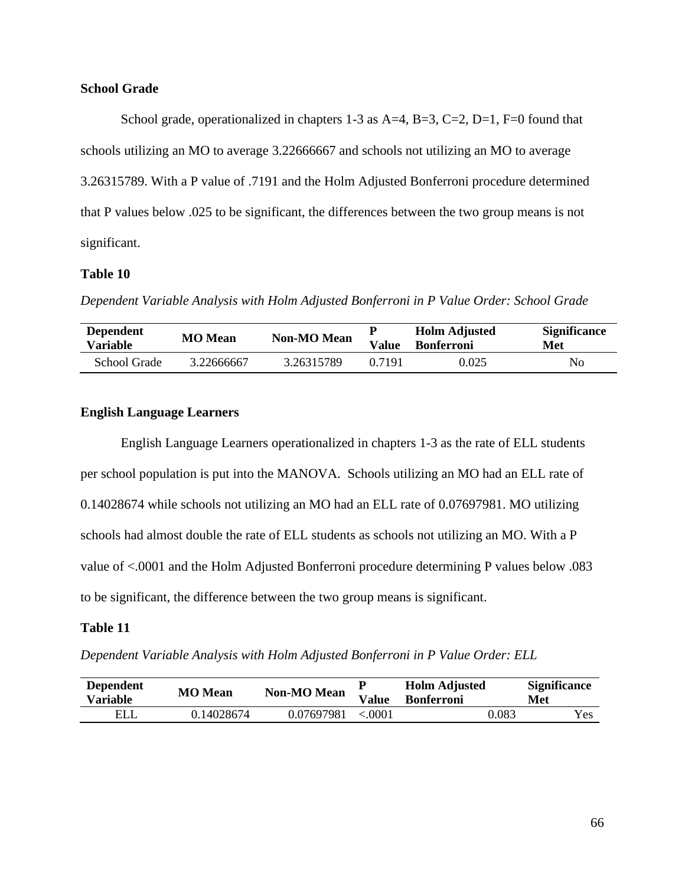### School Grade

School grade, operationalized in chapters 1-3 as A=4, B=3, C=2, D=1, F=0 found that schools utilizing an MO to average 3.22666667 and schools not utilizing an MO to average 3.26315789. With a P value of .7191 and the Holm Adjusted Bonferroni procedure determined that P values below .025 to be significant, the differences between the two group means is not significant.

**Table 10**

*Dependent Variable Analysis with Holm Adjusted Bonferroni in P Value Order: School Grade*

| Dependent Variable | MO Mean | Non-MO Mean | P Value | Holm Adjusted Bonferroni | Significance Met |
|---|---|---|---|---|---|
| School Grade | 3.22666667 | 3.26315789 | 0.7191 | 0.025 | No |

### English Language Learners

English Language Learners operationalized in chapters 1-3 as the rate of ELL students per school population is put into the MANOVA. Schools utilizing an MO had an ELL rate of 0.14028674 while schools not utilizing an MO had an ELL rate of 0.07697981. MO utilizing schools had almost double the rate of ELL students as schools not utilizing an MO. With a P value of <.0001 and the Holm Adjusted Bonferroni procedure determining P values below .083 to be significant, the difference between the two group means is significant.

**Table 11**

*Dependent Variable Analysis with Holm Adjusted Bonferroni in P Value Order: ELL*

| Dependent Variable | MO Mean | Non-MO Mean | P Value | Holm Adjusted Bonferroni | Significance Met |
|---|---|---|---|---|---|
| ELL | 0.14028674 | 0.07697981 | <.0001 | 0.083 | Yes |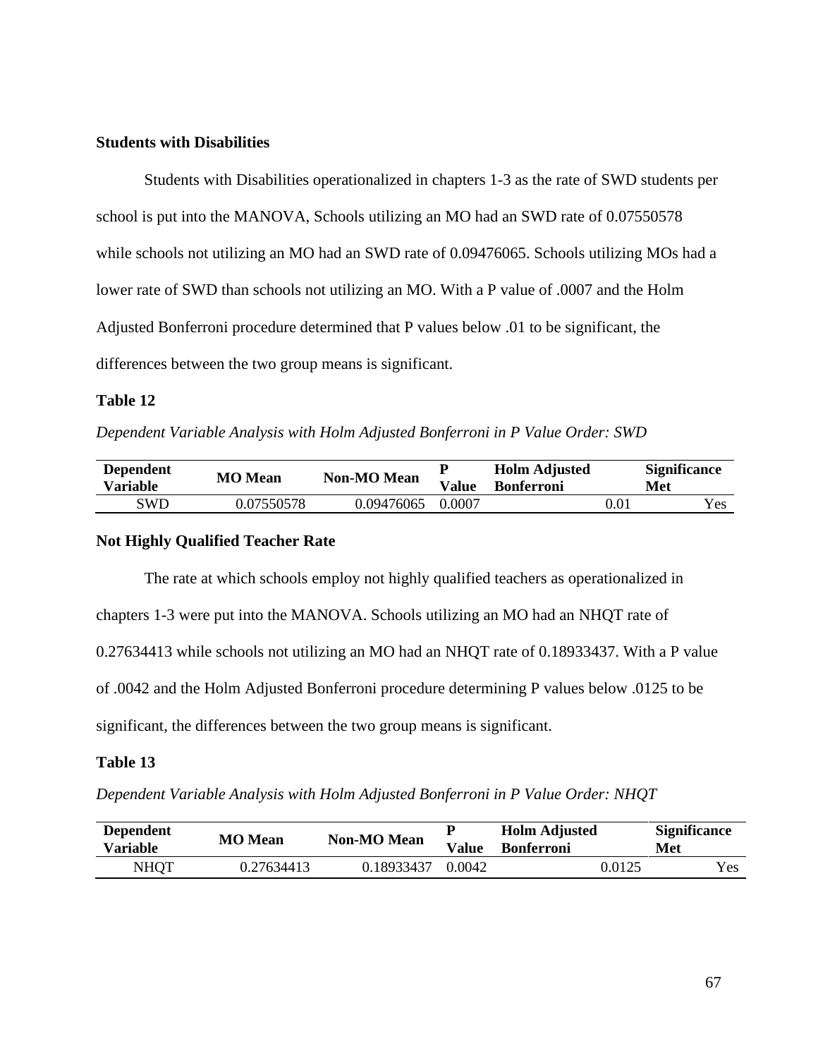**Students with Disabilities**

Students with Disabilities operationalized in chapters 1-3 as the rate of SWD students per school is put into the MANOVA, Schools utilizing an MO had an SWD rate of 0.07550578 while schools not utilizing an MO had an SWD rate of 0.09476065. Schools utilizing MOs had a lower rate of SWD than schools not utilizing an MO. With a P value of .0007 and the Holm Adjusted Bonferroni procedure determined that P values below .01 to be significant, the differences between the two group means is significant.

**Table 12**

*Dependent Variable Analysis with Holm Adjusted Bonferroni in P Value Order: SWD*

| Dependent Variable | MO Mean | Non-MO Mean | P Value | Holm Adjusted Bonferroni | Significance Met |
|---|---|---|---|---|---|
| SWD | 0.07550578 | 0.09476065 | 0.0007 | 0.01 | Yes |

**Not Highly Qualified Teacher Rate**

The rate at which schools employ not highly qualified teachers as operationalized in chapters 1-3 were put into the MANOVA. Schools utilizing an MO had an NHQT rate of 0.27634413 while schools not utilizing an MO had an NHQT rate of 0.18933437. With a P value of .0042 and the Holm Adjusted Bonferroni procedure determining P values below .0125 to be significant, the differences between the two group means is significant.

**Table 13**

*Dependent Variable Analysis with Holm Adjusted Bonferroni in P Value Order: NHQT*

| Dependent Variable | MO Mean | Non-MO Mean | P Value | Holm Adjusted Bonferroni | Significance Met |
|---|---|---|---|---|---|
| NHQT | 0.27634413 | 0.18933437 | 0.0042 | 0.0125 | Yes |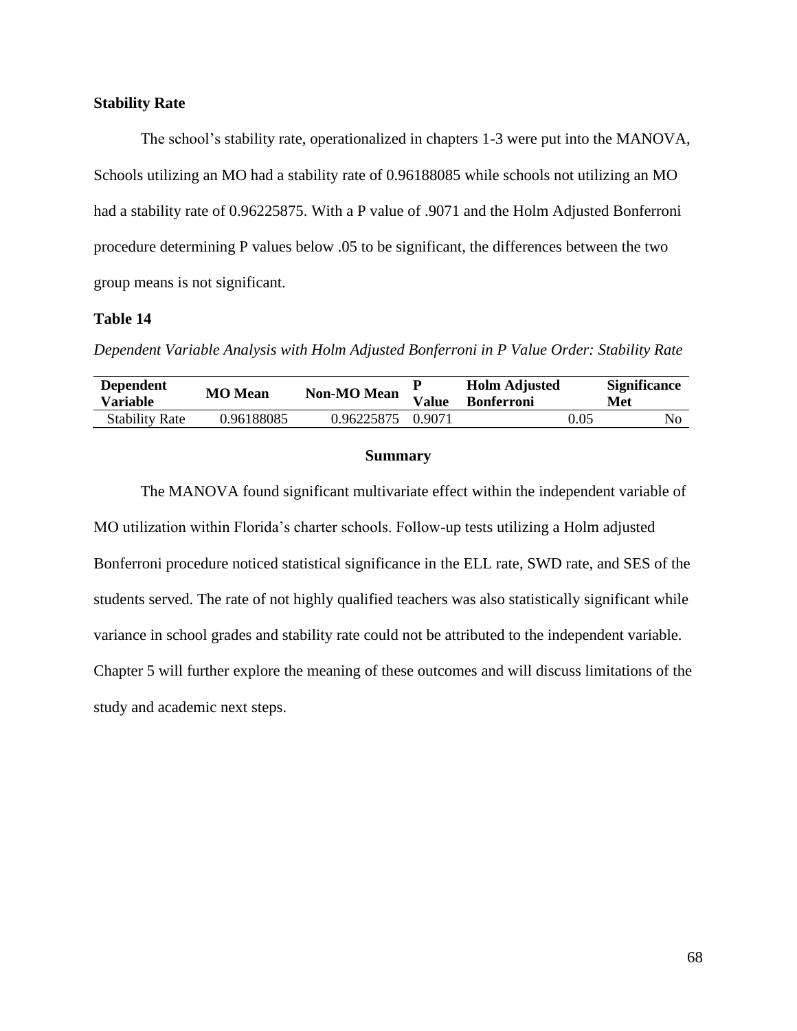### Stability Rate

The school's stability rate, operationalized in chapters 1-3 were put into the MANOVA, Schools utilizing an MO had a stability rate of 0.96188085 while schools not utilizing an MO had a stability rate of 0.96225875. With a P value of .9071 and the Holm Adjusted Bonferroni procedure determining P values below .05 to be significant, the differences between the two group means is not significant.

**Table 14**

*Dependent Variable Analysis with Holm Adjusted Bonferroni in P Value Order: Stability Rate*

| Dependent Variable | MO Mean | Non-MO Mean | P Value | Holm Adjusted Bonferroni | Significance Met |
|---|---|---|---|---|---|
| Stability Rate | 0.96188085 | 0.96225875 | 0.9071 | 0.05 | No |

## Summary

The MANOVA found significant multivariate effect within the independent variable of MO utilization within Florida's charter schools. Follow-up tests utilizing a Holm adjusted Bonferroni procedure noticed statistical significance in the ELL rate, SWD rate, and SES of the students served. The rate of not highly qualified teachers was also statistically significant while variance in school grades and stability rate could not be attributed to the independent variable. Chapter 5 will further explore the meaning of these outcomes and will discuss limitations of the study and academic next steps.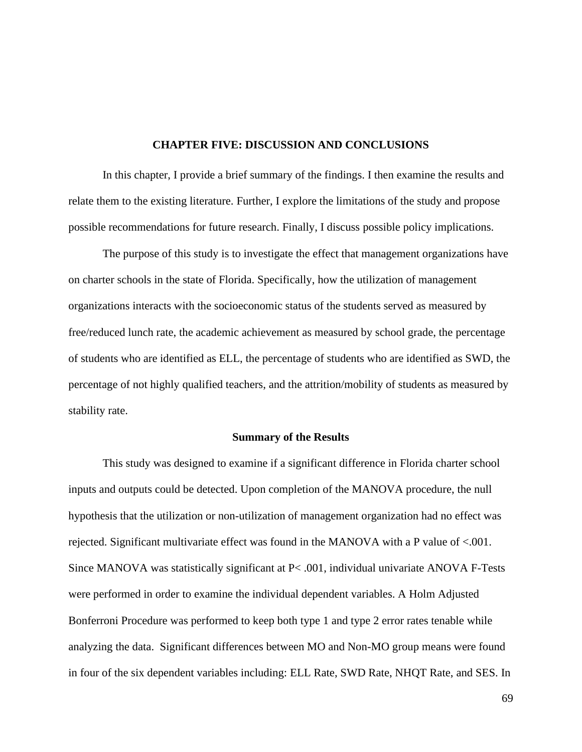# CHAPTER FIVE: DISCUSSION AND CONCLUSIONS

In this chapter, I provide a brief summary of the findings. I then examine the results and relate them to the existing literature. Further, I explore the limitations of the study and propose possible recommendations for future research. Finally, I discuss possible policy implications.

The purpose of this study is to investigate the effect that management organizations have on charter schools in the state of Florida. Specifically, how the utilization of management organizations interacts with the socioeconomic status of the students served as measured by free/reduced lunch rate, the academic achievement as measured by school grade, the percentage of students who are identified as ELL, the percentage of students who are identified as SWD, the percentage of not highly qualified teachers, and the attrition/mobility of students as measured by stability rate.

## Summary of the Results

This study was designed to examine if a significant difference in Florida charter school inputs and outputs could be detected. Upon completion of the MANOVA procedure, the null hypothesis that the utilization or non-utilization of management organization had no effect was rejected. Significant multivariate effect was found in the MANOVA with a P value of $<.001$. Since MANOVA was statistically significant at $P< .001$, individual univariate ANOVA F-Tests were performed in order to examine the individual dependent variables. A Holm Adjusted Bonferroni Procedure was performed to keep both type 1 and type 2 error rates tenable while analyzing the data. Significant differences between MO and Non-MO group means were found in four of the six dependent variables including: ELL Rate, SWD Rate, NHQT Rate, and SES. In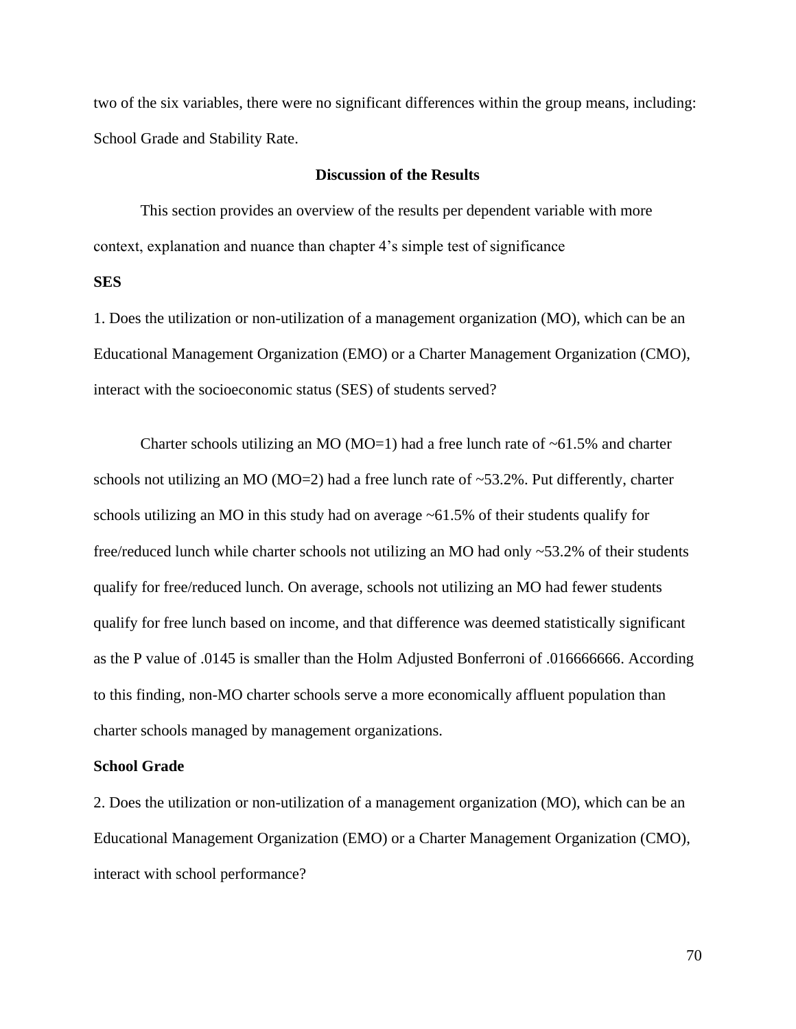two of the six variables, there were no significant differences within the group means, including: School Grade and Stability Rate.

## Discussion of the Results

This section provides an overview of the results per dependent variable with more context, explanation and nuance than chapter 4's simple test of significance

### SES

1. Does the utilization or non-utilization of a management organization (MO), which can be an Educational Management Organization (EMO) or a Charter Management Organization (CMO), interact with the socioeconomic status (SES) of students served?

Charter schools utilizing an MO (MO=1) had a free lunch rate of ~61.5% and charter schools not utilizing an MO (MO=2) had a free lunch rate of ~53.2%. Put differently, charter schools utilizing an MO in this study had on average ~61.5% of their students qualify for free/reduced lunch while charter schools not utilizing an MO had only ~53.2% of their students qualify for free/reduced lunch. On average, schools not utilizing an MO had fewer students qualify for free lunch based on income, and that difference was deemed statistically significant as the P value of .0145 is smaller than the Holm Adjusted Bonferroni of .016666666. According to this finding, non-MO charter schools serve a more economically affluent population than charter schools managed by management organizations.

### School Grade

2. Does the utilization or non-utilization of a management organization (MO), which can be an Educational Management Organization (EMO) or a Charter Management Organization (CMO), interact with school performance?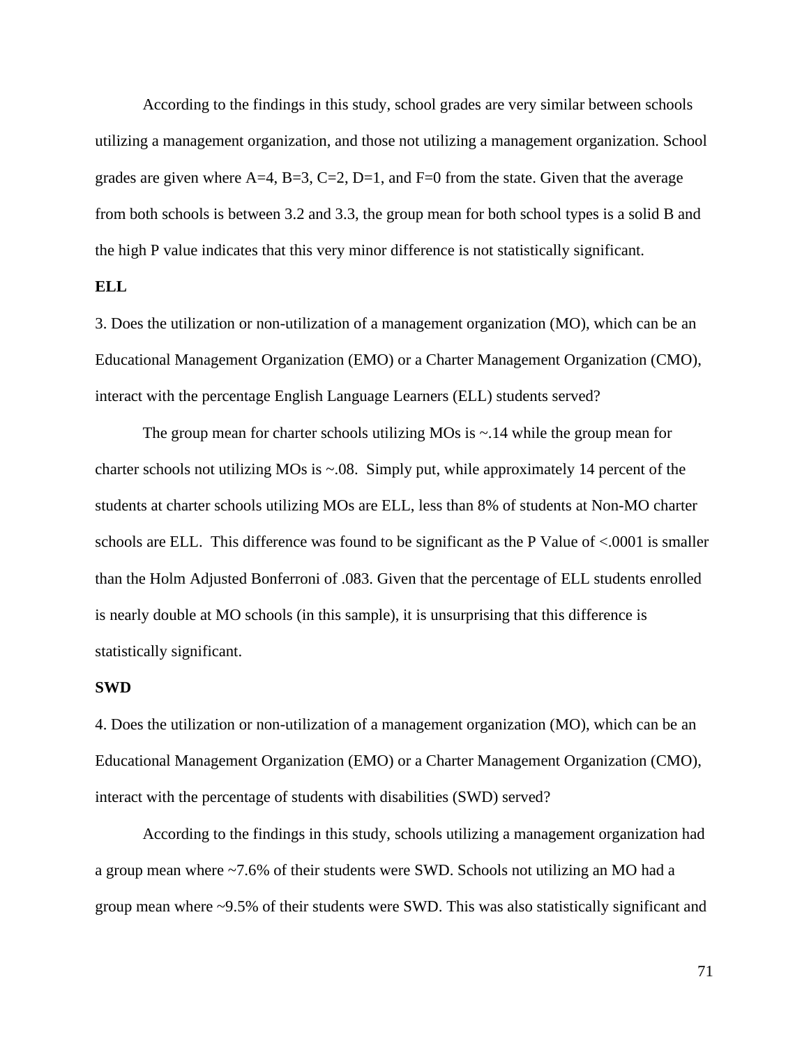According to the findings in this study, school grades are very similar between schools utilizing a management organization, and those not utilizing a management organization. School grades are given where A=4, B=3, C=2, D=1, and F=0 from the state. Given that the average from both schools is between 3.2 and 3.3, the group mean for both school types is a solid B and the high P value indicates that this very minor difference is not statistically significant.

**ELL**

3. Does the utilization or non-utilization of a management organization (MO), which can be an Educational Management Organization (EMO) or a Charter Management Organization (CMO), interact with the percentage English Language Learners (ELL) students served?

The group mean for charter schools utilizing MOs is ~.14 while the group mean for charter schools not utilizing MOs is ~.08. Simply put, while approximately 14 percent of the students at charter schools utilizing MOs are ELL, less than 8% of students at Non-MO charter schools are ELL. This difference was found to be significant as the P Value of <.0001 is smaller than the Holm Adjusted Bonferroni of .083. Given that the percentage of ELL students enrolled is nearly double at MO schools (in this sample), it is unsurprising that this difference is statistically significant.

**SWD**

4. Does the utilization or non-utilization of a management organization (MO), which can be an Educational Management Organization (EMO) or a Charter Management Organization (CMO), interact with the percentage of students with disabilities (SWD) served?

According to the findings in this study, schools utilizing a management organization had a group mean where ~7.6% of their students were SWD. Schools not utilizing an MO had a group mean where ~9.5% of their students were SWD. This was also statistically significant and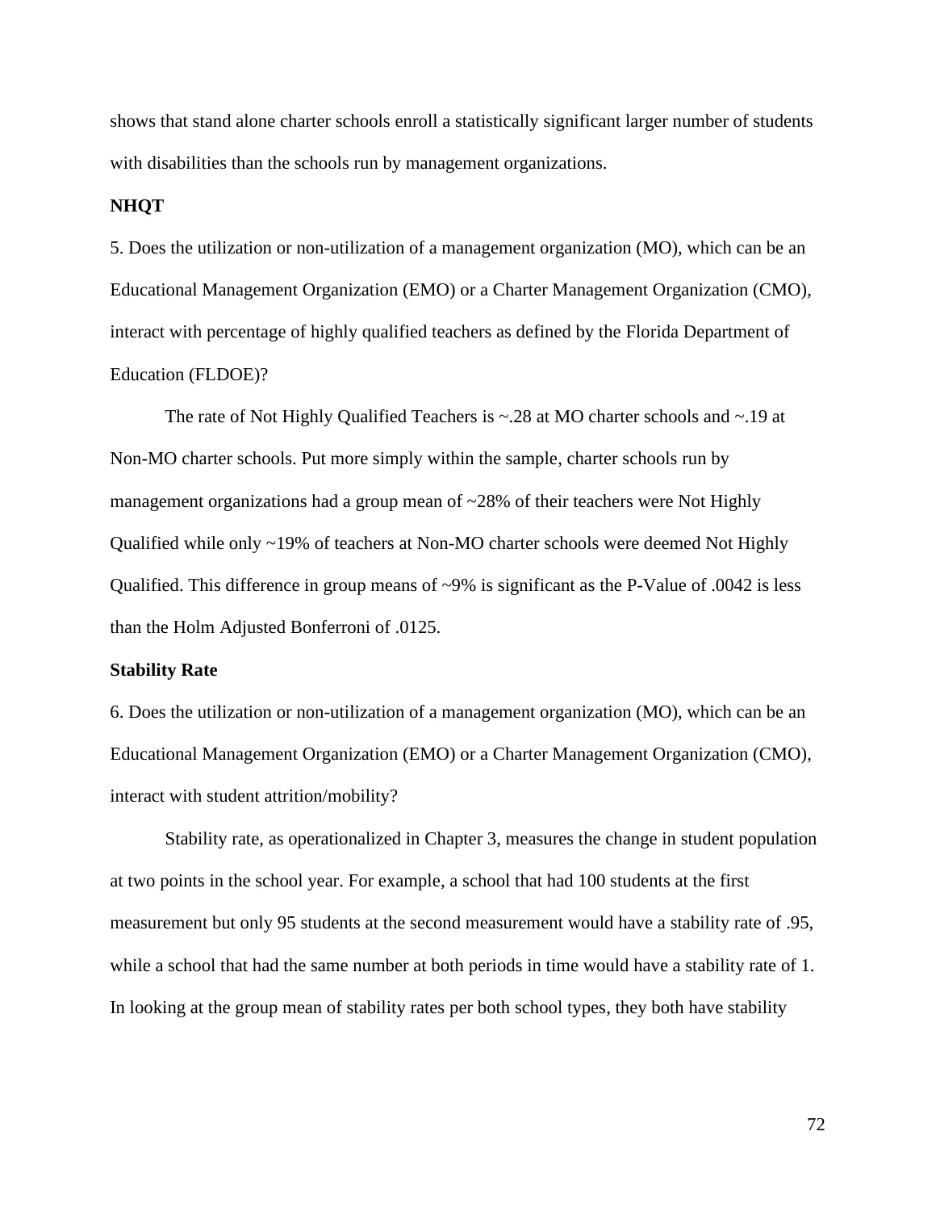shows that stand alone charter schools enroll a statistically significant larger number of students with disabilities than the schools run by management organizations.

**NHQT**

5. Does the utilization or non-utilization of a management organization (MO), which can be an Educational Management Organization (EMO) or a Charter Management Organization (CMO), interact with percentage of highly qualified teachers as defined by the Florida Department of Education (FLDOE)?

The rate of Not Highly Qualified Teachers is ~.28 at MO charter schools and ~.19 at Non-MO charter schools. Put more simply within the sample, charter schools run by management organizations had a group mean of ~28% of their teachers were Not Highly Qualified while only ~19% of teachers at Non-MO charter schools were deemed Not Highly Qualified. This difference in group means of ~9% is significant as the P-Value of .0042 is less than the Holm Adjusted Bonferroni of .0125.

**Stability Rate**

6. Does the utilization or non-utilization of a management organization (MO), which can be an Educational Management Organization (EMO) or a Charter Management Organization (CMO), interact with student attrition/mobility?

Stability rate, as operationalized in Chapter 3, measures the change in student population at two points in the school year. For example, a school that had 100 students at the first measurement but only 95 students at the second measurement would have a stability rate of .95, while a school that had the same number at both periods in time would have a stability rate of 1. In looking at the group mean of stability rates per both school types, they both have stability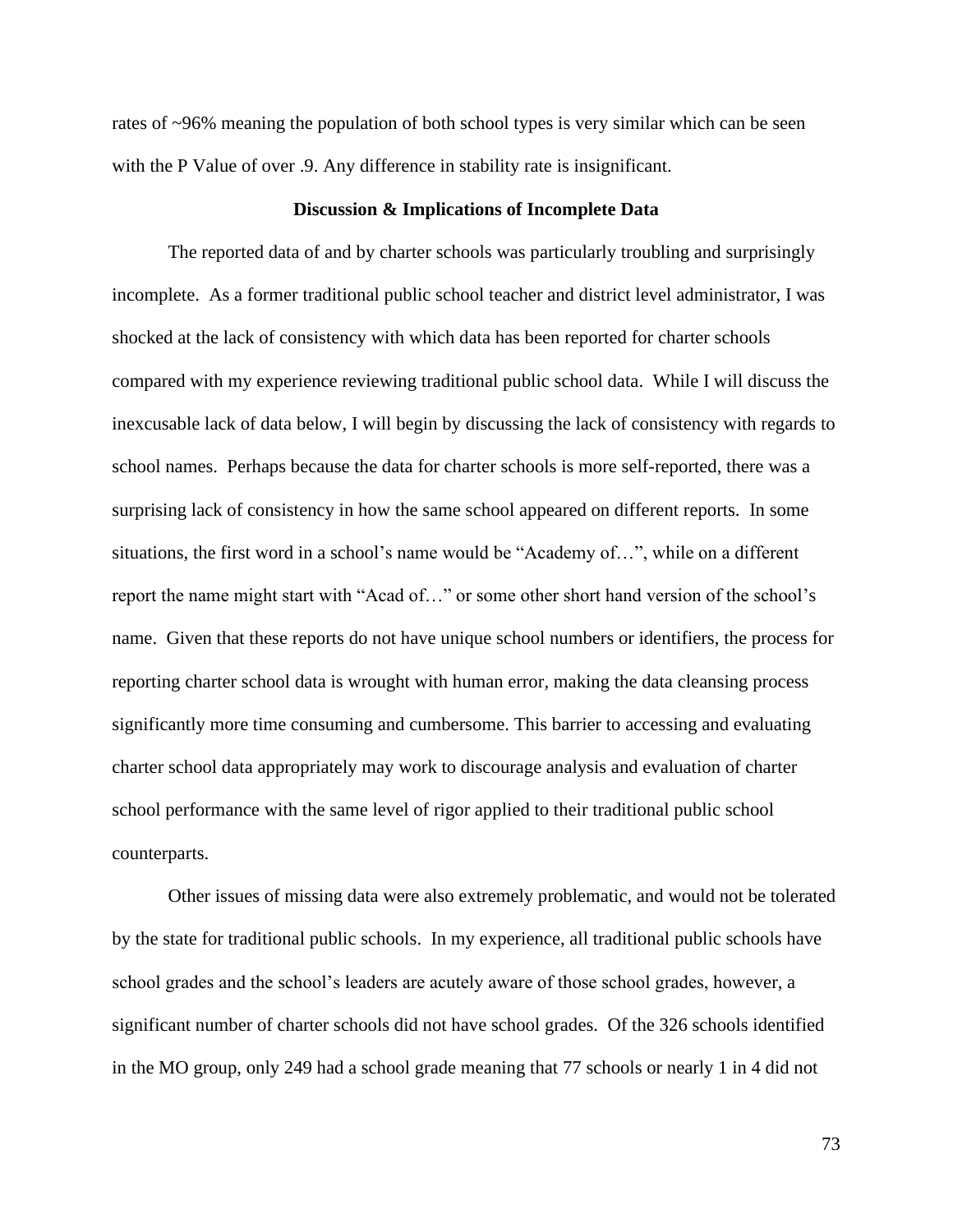rates of ~96% meaning the population of both school types is very similar which can be seen with the P Value of over .9. Any difference in stability rate is insignificant.

### Discussion & Implications of Incomplete Data

The reported data of and by charter schools was particularly troubling and surprisingly incomplete. As a former traditional public school teacher and district level administrator, I was shocked at the lack of consistency with which data has been reported for charter schools compared with my experience reviewing traditional public school data. While I will discuss the inexcusable lack of data below, I will begin by discussing the lack of consistency with regards to school names. Perhaps because the data for charter schools is more self-reported, there was a surprising lack of consistency in how the same school appeared on different reports. In some situations, the first word in a school's name would be "Academy of…", while on a different report the name might start with "Acad of…" or some other short hand version of the school's name. Given that these reports do not have unique school numbers or identifiers, the process for reporting charter school data is wrought with human error, making the data cleansing process significantly more time consuming and cumbersome. This barrier to accessing and evaluating charter school data appropriately may work to discourage analysis and evaluation of charter school performance with the same level of rigor applied to their traditional public school counterparts.

Other issues of missing data were also extremely problematic, and would not be tolerated by the state for traditional public schools. In my experience, all traditional public schools have school grades and the school's leaders are acutely aware of those school grades, however, a significant number of charter schools did not have school grades. Of the 326 schools identified in the MO group, only 249 had a school grade meaning that 77 schools or nearly 1 in 4 did not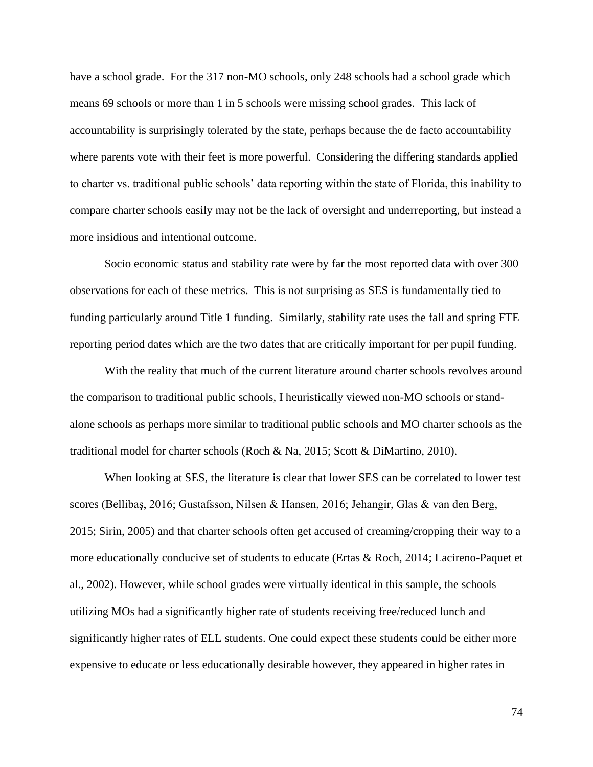have a school grade. For the 317 non-MO schools, only 248 schools had a school grade which means 69 schools or more than 1 in 5 schools were missing school grades. This lack of accountability is surprisingly tolerated by the state, perhaps because the de facto accountability where parents vote with their feet is more powerful. Considering the differing standards applied to charter vs. traditional public schools' data reporting within the state of Florida, this inability to compare charter schools easily may not be the lack of oversight and underreporting, but instead a more insidious and intentional outcome.

Socio economic status and stability rate were by far the most reported data with over 300 observations for each of these metrics. This is not surprising as SES is fundamentally tied to funding particularly around Title 1 funding. Similarly, stability rate uses the fall and spring FTE reporting period dates which are the two dates that are critically important for per pupil funding.

With the reality that much of the current literature around charter schools revolves around the comparison to traditional public schools, I heuristically viewed non-MO schools or stand-alone schools as perhaps more similar to traditional public schools and MO charter schools as the traditional model for charter schools (Roch & Na, 2015; Scott & DiMartino, 2010).

When looking at SES, the literature is clear that lower SES can be correlated to lower test scores (Bellibaş, 2016; Gustafsson, Nilsen & Hansen, 2016; Jehangir, Glas & van den Berg, 2015; Sirin, 2005) and that charter schools often get accused of creaming/cropping their way to a more educationally conducive set of students to educate (Ertas & Roch, 2014; Lacireno-Paquet et al., 2002). However, while school grades were virtually identical in this sample, the schools utilizing MOs had a significantly higher rate of students receiving free/reduced lunch and significantly higher rates of ELL students. One could expect these students could be either more expensive to educate or less educationally desirable however, they appeared in higher rates in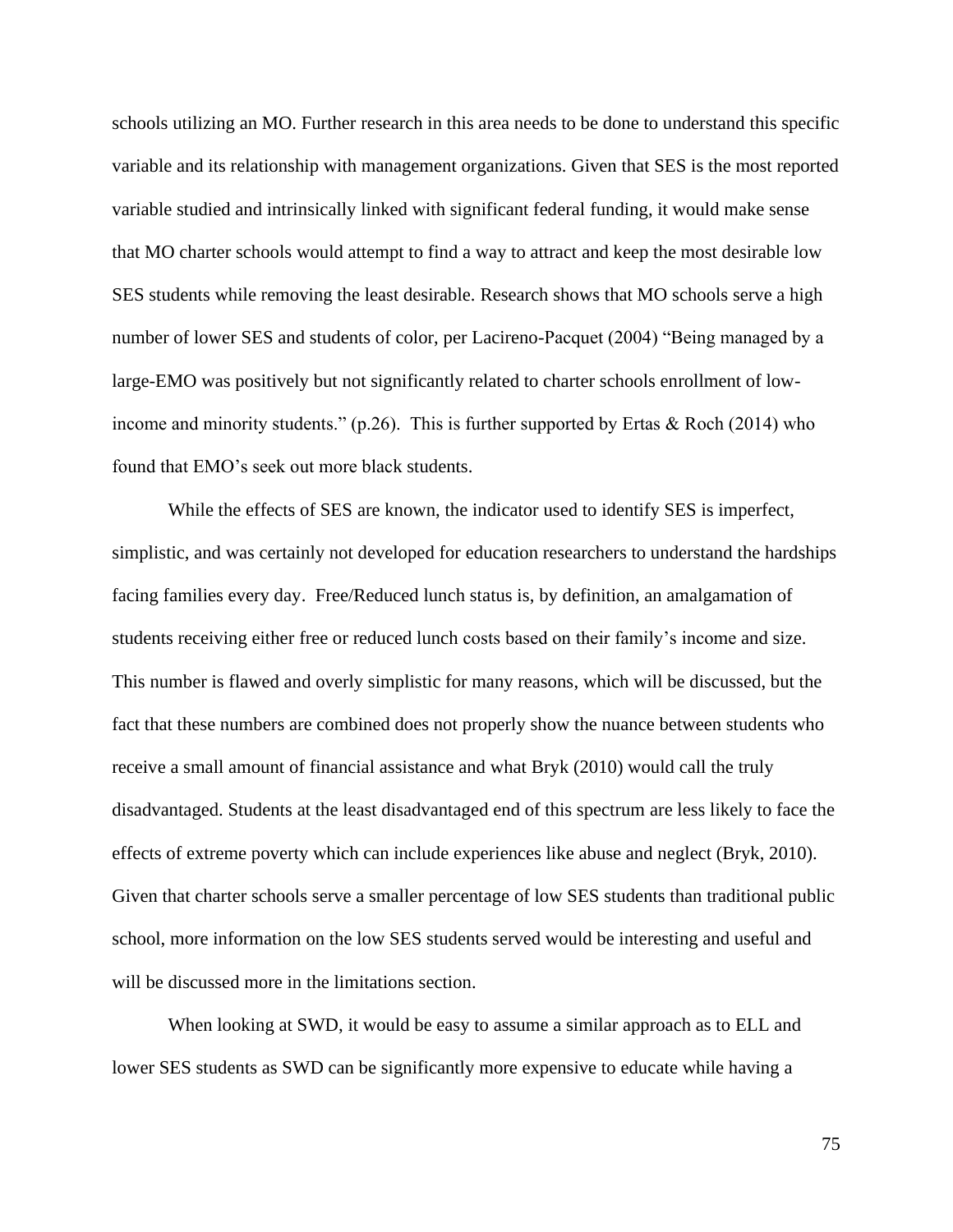schools utilizing an MO. Further research in this area needs to be done to understand this specific variable and its relationship with management organizations. Given that SES is the most reported variable studied and intrinsically linked with significant federal funding, it would make sense that MO charter schools would attempt to find a way to attract and keep the most desirable low SES students while removing the least desirable. Research shows that MO schools serve a high number of lower SES and students of color, per Lacireno-Pacquet (2004) "Being managed by a large-EMO was positively but not significantly related to charter schools enrollment of low-income and minority students." (p.26). This is further supported by Ertas & Roch (2014) who found that EMO's seek out more black students.

While the effects of SES are known, the indicator used to identify SES is imperfect, simplistic, and was certainly not developed for education researchers to understand the hardships facing families every day. Free/Reduced lunch status is, by definition, an amalgamation of students receiving either free or reduced lunch costs based on their family's income and size. This number is flawed and overly simplistic for many reasons, which will be discussed, but the fact that these numbers are combined does not properly show the nuance between students who receive a small amount of financial assistance and what Bryk (2010) would call the truly disadvantaged. Students at the least disadvantaged end of this spectrum are less likely to face the effects of extreme poverty which can include experiences like abuse and neglect (Bryk, 2010). Given that charter schools serve a smaller percentage of low SES students than traditional public school, more information on the low SES students served would be interesting and useful and will be discussed more in the limitations section.

When looking at SWD, it would be easy to assume a similar approach as to ELL and lower SES students as SWD can be significantly more expensive to educate while having a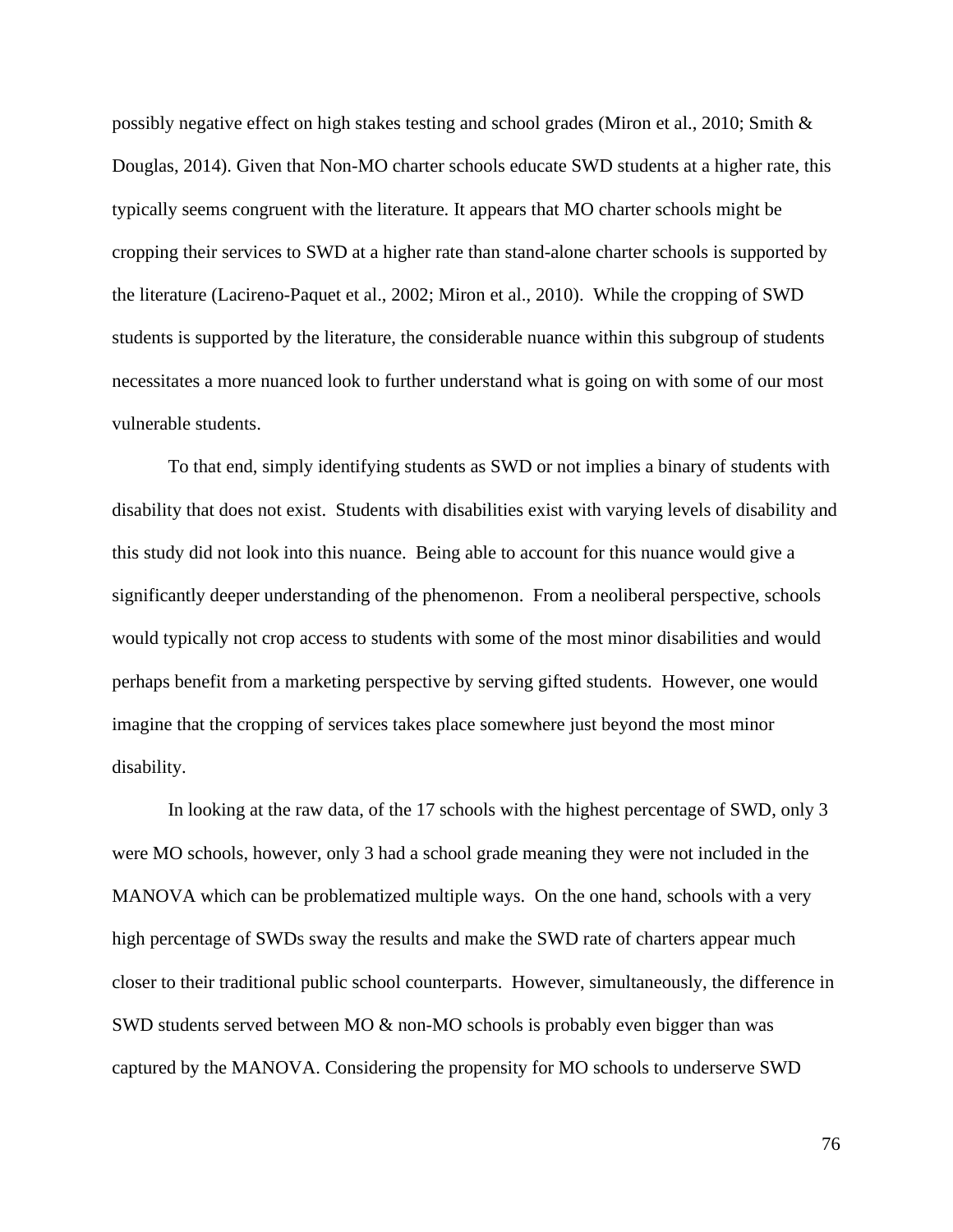possibly negative effect on high stakes testing and school grades (Miron et al., 2010; Smith & Douglas, 2014). Given that Non-MO charter schools educate SWD students at a higher rate, this typically seems congruent with the literature. It appears that MO charter schools might be cropping their services to SWD at a higher rate than stand-alone charter schools is supported by the literature (Lacireno-Paquet et al., 2002; Miron et al., 2010). While the cropping of SWD students is supported by the literature, the considerable nuance within this subgroup of students necessitates a more nuanced look to further understand what is going on with some of our most vulnerable students.

To that end, simply identifying students as SWD or not implies a binary of students with disability that does not exist. Students with disabilities exist with varying levels of disability and this study did not look into this nuance. Being able to account for this nuance would give a significantly deeper understanding of the phenomenon. From a neoliberal perspective, schools would typically not crop access to students with some of the most minor disabilities and would perhaps benefit from a marketing perspective by serving gifted students. However, one would imagine that the cropping of services takes place somewhere just beyond the most minor disability.

In looking at the raw data, of the 17 schools with the highest percentage of SWD, only 3 were MO schools, however, only 3 had a school grade meaning they were not included in the MANOVA which can be problematized multiple ways. On the one hand, schools with a very high percentage of SWDs sway the results and make the SWD rate of charters appear much closer to their traditional public school counterparts. However, simultaneously, the difference in SWD students served between MO & non-MO schools is probably even bigger than was captured by the MANOVA. Considering the propensity for MO schools to underserve SWD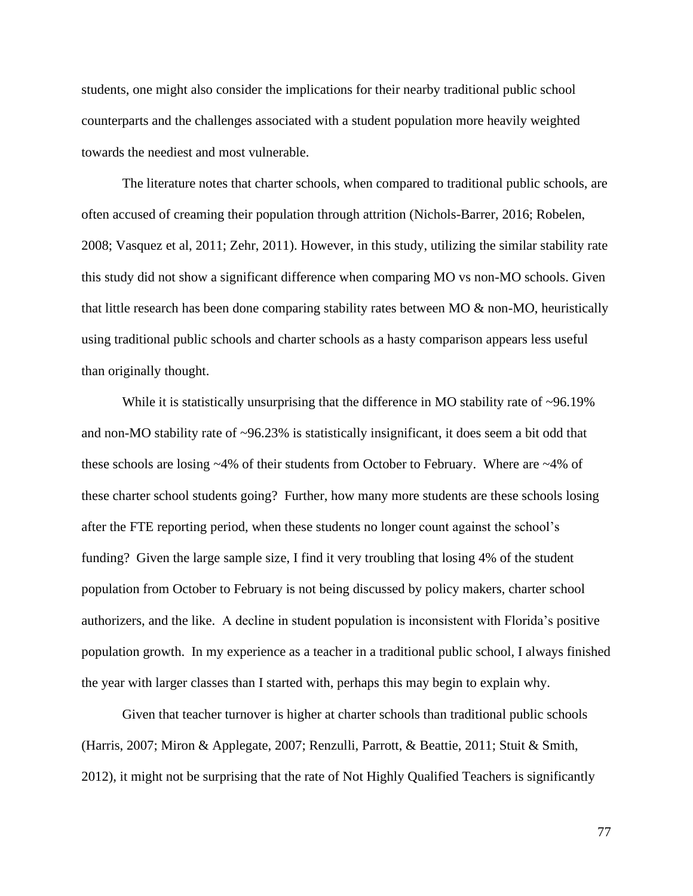students, one might also consider the implications for their nearby traditional public school counterparts and the challenges associated with a student population more heavily weighted towards the neediest and most vulnerable.

The literature notes that charter schools, when compared to traditional public schools, are often accused of creaming their population through attrition (Nichols-Barrer, 2016; Robelen, 2008; Vasquez et al, 2011; Zehr, 2011). However, in this study, utilizing the similar stability rate this study did not show a significant difference when comparing MO vs non-MO schools. Given that little research has been done comparing stability rates between MO & non-MO, heuristically using traditional public schools and charter schools as a hasty comparison appears less useful than originally thought.

While it is statistically unsurprising that the difference in MO stability rate of ~96.19% and non-MO stability rate of ~96.23% is statistically insignificant, it does seem a bit odd that these schools are losing ~4% of their students from October to February. Where are ~4% of these charter school students going? Further, how many more students are these schools losing after the FTE reporting period, when these students no longer count against the school's funding? Given the large sample size, I find it very troubling that losing 4% of the student population from October to February is not being discussed by policy makers, charter school authorizers, and the like. A decline in student population is inconsistent with Florida's positive population growth. In my experience as a teacher in a traditional public school, I always finished the year with larger classes than I started with, perhaps this may begin to explain why.

Given that teacher turnover is higher at charter schools than traditional public schools (Harris, 2007; Miron & Applegate, 2007; Renzulli, Parrott, & Beattie, 2011; Stuit & Smith, 2012), it might not be surprising that the rate of Not Highly Qualified Teachers is significantly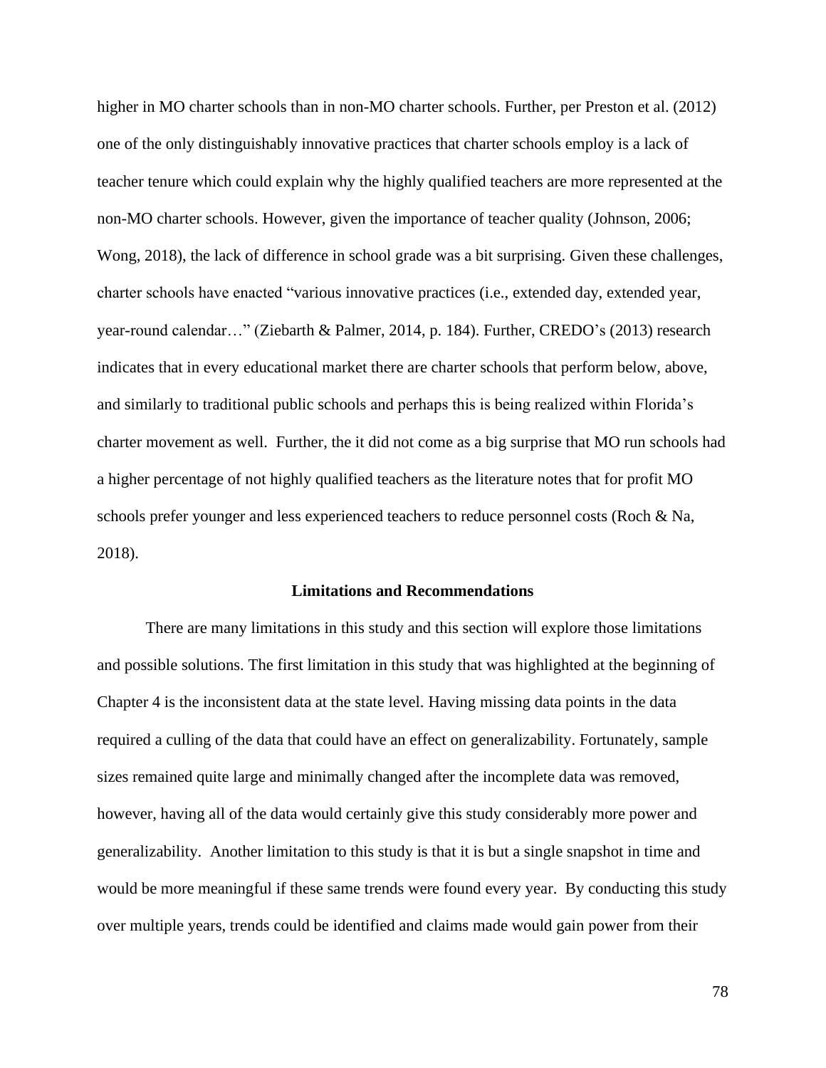higher in MO charter schools than in non-MO charter schools. Further, per Preston et al. (2012) one of the only distinguishably innovative practices that charter schools employ is a lack of teacher tenure which could explain why the highly qualified teachers are more represented at the non-MO charter schools. However, given the importance of teacher quality (Johnson, 2006; Wong, 2018), the lack of difference in school grade was a bit surprising. Given these challenges, charter schools have enacted "various innovative practices (i.e., extended day, extended year, year-round calendar…" (Ziebarth & Palmer, 2014, p. 184). Further, CREDO's (2013) research indicates that in every educational market there are charter schools that perform below, above, and similarly to traditional public schools and perhaps this is being realized within Florida's charter movement as well. Further, the it did not come as a big surprise that MO run schools had a higher percentage of not highly qualified teachers as the literature notes that for profit MO schools prefer younger and less experienced teachers to reduce personnel costs (Roch & Na, 2018).

## Limitations and Recommendations

There are many limitations in this study and this section will explore those limitations and possible solutions. The first limitation in this study that was highlighted at the beginning of Chapter 4 is the inconsistent data at the state level. Having missing data points in the data required a culling of the data that could have an effect on generalizability. Fortunately, sample sizes remained quite large and minimally changed after the incomplete data was removed, however, having all of the data would certainly give this study considerably more power and generalizability. Another limitation to this study is that it is but a single snapshot in time and would be more meaningful if these same trends were found every year. By conducting this study over multiple years, trends could be identified and claims made would gain power from their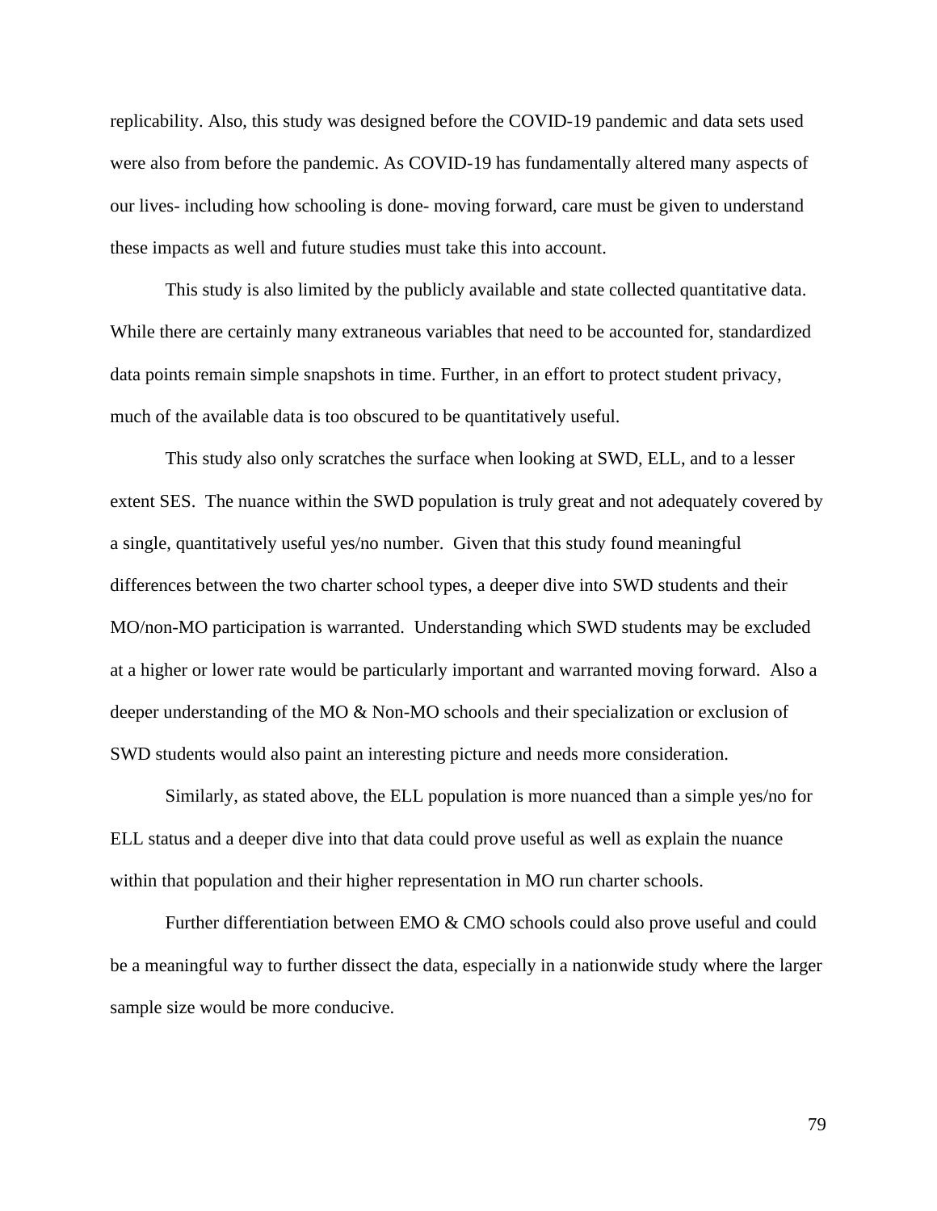replicability. Also, this study was designed before the COVID-19 pandemic and data sets used were also from before the pandemic. As COVID-19 has fundamentally altered many aspects of our lives- including how schooling is done- moving forward, care must be given to understand these impacts as well and future studies must take this into account.

This study is also limited by the publicly available and state collected quantitative data. While there are certainly many extraneous variables that need to be accounted for, standardized data points remain simple snapshots in time. Further, in an effort to protect student privacy, much of the available data is too obscured to be quantitatively useful.

This study also only scratches the surface when looking at SWD, ELL, and to a lesser extent SES. The nuance within the SWD population is truly great and not adequately covered by a single, quantitatively useful yes/no number. Given that this study found meaningful differences between the two charter school types, a deeper dive into SWD students and their MO/non-MO participation is warranted. Understanding which SWD students may be excluded at a higher or lower rate would be particularly important and warranted moving forward. Also a deeper understanding of the MO & Non-MO schools and their specialization or exclusion of SWD students would also paint an interesting picture and needs more consideration.

Similarly, as stated above, the ELL population is more nuanced than a simple yes/no for ELL status and a deeper dive into that data could prove useful as well as explain the nuance within that population and their higher representation in MO run charter schools.

Further differentiation between EMO & CMO schools could also prove useful and could be a meaningful way to further dissect the data, especially in a nationwide study where the larger sample size would be more conducive.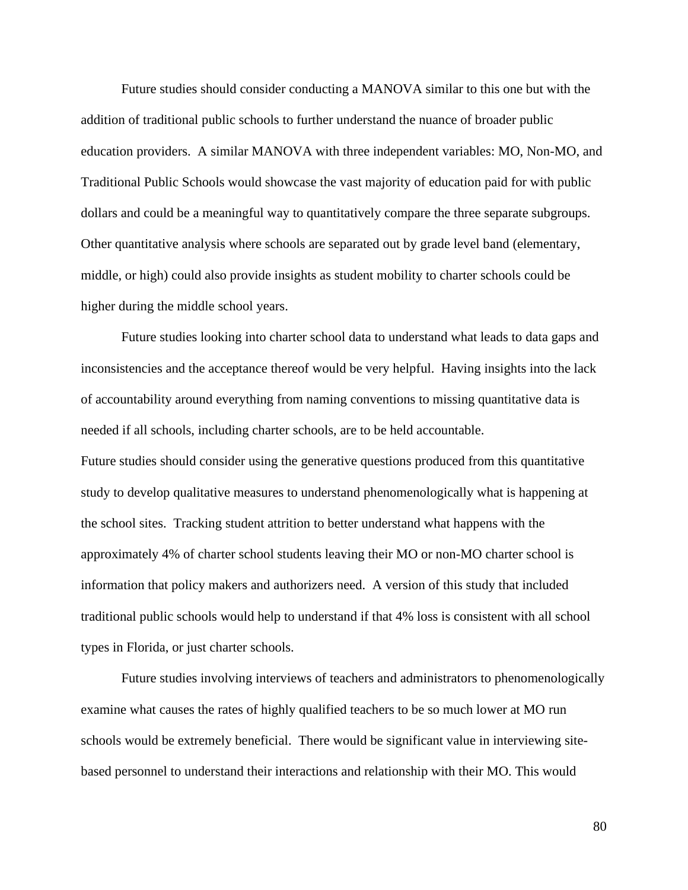Future studies should consider conducting a MANOVA similar to this one but with the addition of traditional public schools to further understand the nuance of broader public education providers. A similar MANOVA with three independent variables: MO, Non-MO, and Traditional Public Schools would showcase the vast majority of education paid for with public dollars and could be a meaningful way to quantitatively compare the three separate subgroups. Other quantitative analysis where schools are separated out by grade level band (elementary, middle, or high) could also provide insights as student mobility to charter schools could be higher during the middle school years.

Future studies looking into charter school data to understand what leads to data gaps and inconsistencies and the acceptance thereof would be very helpful. Having insights into the lack of accountability around everything from naming conventions to missing quantitative data is needed if all schools, including charter schools, are to be held accountable.

Future studies should consider using the generative questions produced from this quantitative study to develop qualitative measures to understand phenomenologically what is happening at the school sites. Tracking student attrition to better understand what happens with the approximately 4% of charter school students leaving their MO or non-MO charter school is information that policy makers and authorizers need. A version of this study that included traditional public schools would help to understand if that 4% loss is consistent with all school types in Florida, or just charter schools.

Future studies involving interviews of teachers and administrators to phenomenologically examine what causes the rates of highly qualified teachers to be so much lower at MO run schools would be extremely beneficial. There would be significant value in interviewing site-based personnel to understand their interactions and relationship with their MO. This would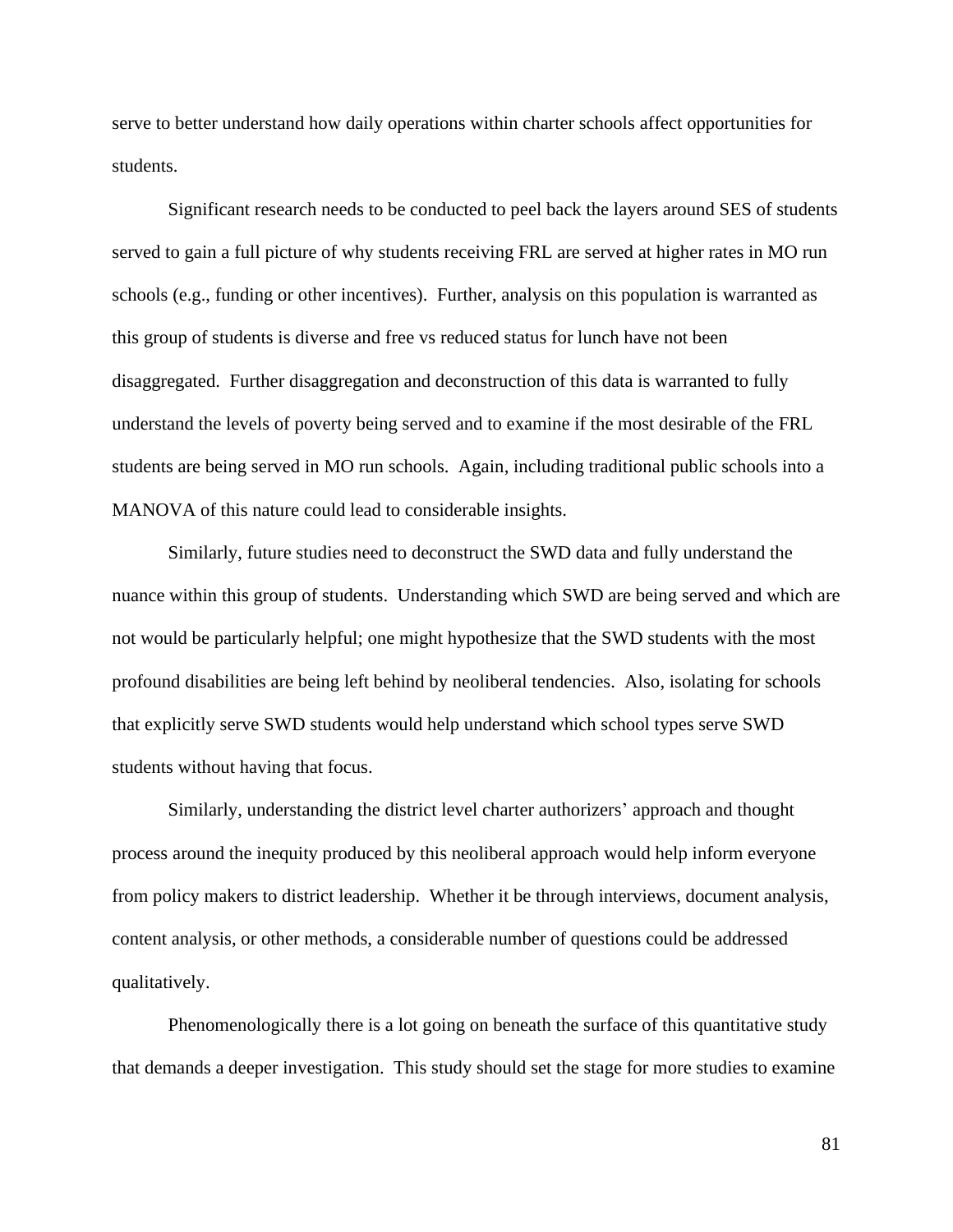serve to better understand how daily operations within charter schools affect opportunities for students.

Significant research needs to be conducted to peel back the layers around SES of students served to gain a full picture of why students receiving FRL are served at higher rates in MO run schools (e.g., funding or other incentives). Further, analysis on this population is warranted as this group of students is diverse and free vs reduced status for lunch have not been disaggregated. Further disaggregation and deconstruction of this data is warranted to fully understand the levels of poverty being served and to examine if the most desirable of the FRL students are being served in MO run schools. Again, including traditional public schools into a MANOVA of this nature could lead to considerable insights.

Similarly, future studies need to deconstruct the SWD data and fully understand the nuance within this group of students. Understanding which SWD are being served and which are not would be particularly helpful; one might hypothesize that the SWD students with the most profound disabilities are being left behind by neoliberal tendencies. Also, isolating for schools that explicitly serve SWD students would help understand which school types serve SWD students without having that focus.

Similarly, understanding the district level charter authorizers' approach and thought process around the inequity produced by this neoliberal approach would help inform everyone from policy makers to district leadership. Whether it be through interviews, document analysis, content analysis, or other methods, a considerable number of questions could be addressed qualitatively.

Phenomenologically there is a lot going on beneath the surface of this quantitative study that demands a deeper investigation. This study should set the stage for more studies to examine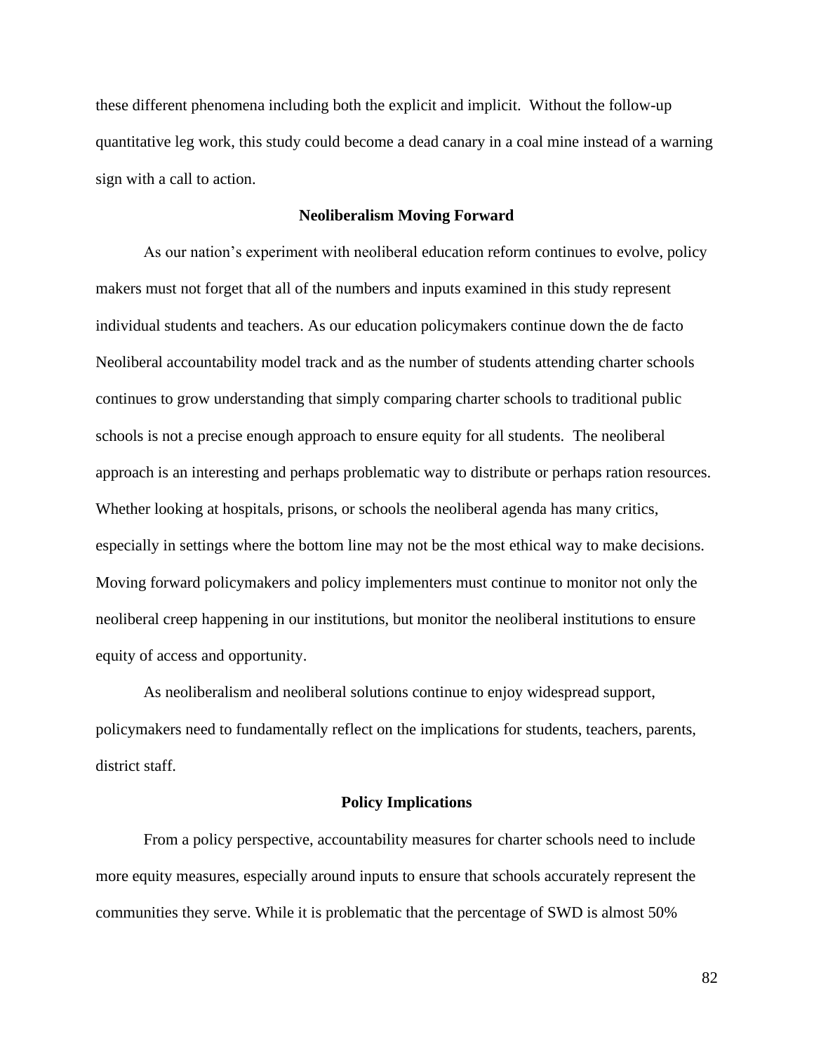these different phenomena including both the explicit and implicit.  Without the follow-up quantitative leg work, this study could become a dead canary in a coal mine instead of a warning sign with a call to action.

## Neoliberalism Moving Forward

As our nation's experiment with neoliberal education reform continues to evolve, policy makers must not forget that all of the numbers and inputs examined in this study represent individual students and teachers. As our education policymakers continue down the de facto Neoliberal accountability model track and as the number of students attending charter schools continues to grow understanding that simply comparing charter schools to traditional public schools is not a precise enough approach to ensure equity for all students.  The neoliberal approach is an interesting and perhaps problematic way to distribute or perhaps ration resources. Whether looking at hospitals, prisons, or schools the neoliberal agenda has many critics, especially in settings where the bottom line may not be the most ethical way to make decisions. Moving forward policymakers and policy implementers must continue to monitor not only the neoliberal creep happening in our institutions, but monitor the neoliberal institutions to ensure equity of access and opportunity.

As neoliberalism and neoliberal solutions continue to enjoy widespread support, policymakers need to fundamentally reflect on the implications for students, teachers, parents, district staff.

## Policy Implications

From a policy perspective, accountability measures for charter schools need to include more equity measures, especially around inputs to ensure that schools accurately represent the communities they serve. While it is problematic that the percentage of SWD is almost 50%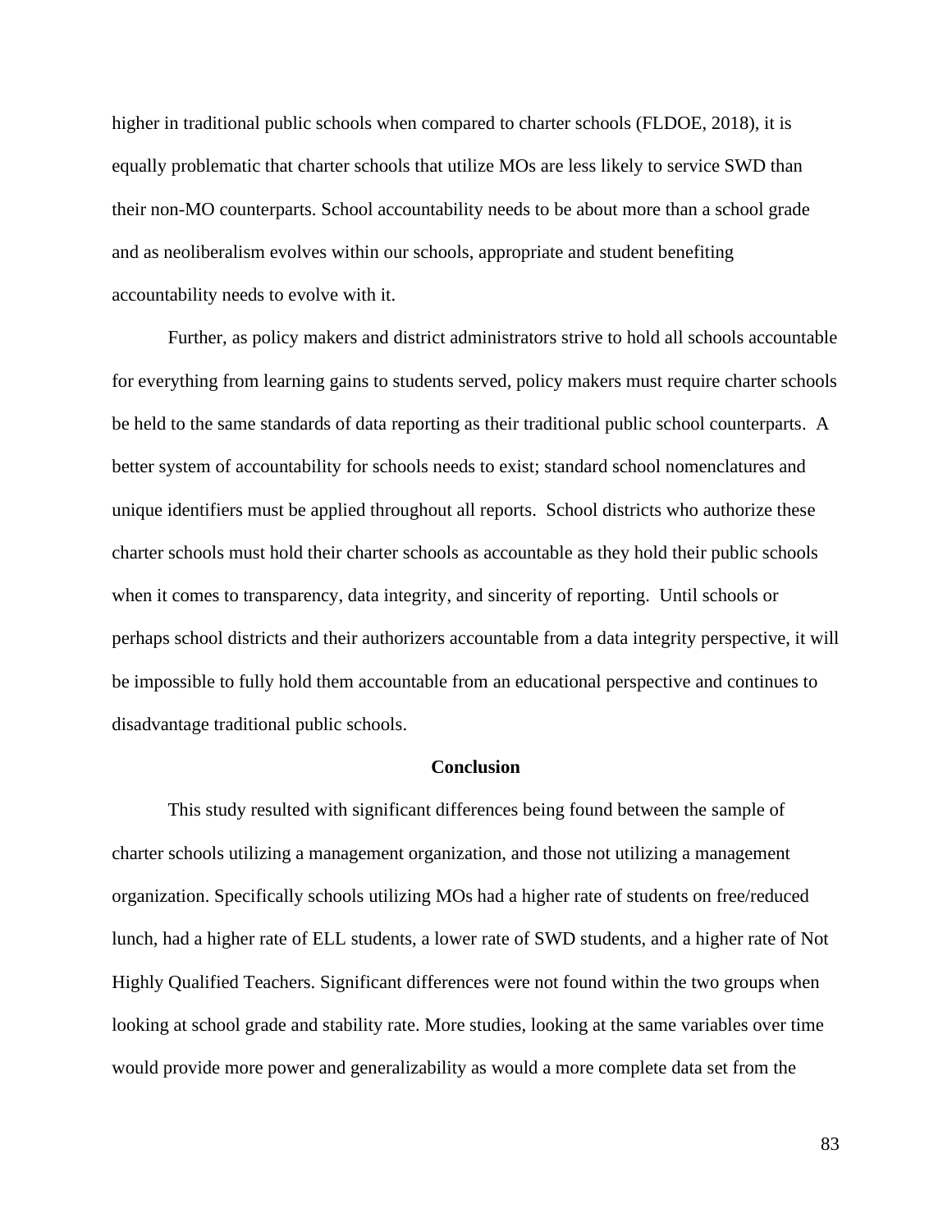higher in traditional public schools when compared to charter schools (FLDOE, 2018), it is equally problematic that charter schools that utilize MOs are less likely to service SWD than their non-MO counterparts. School accountability needs to be about more than a school grade and as neoliberalism evolves within our schools, appropriate and student benefiting accountability needs to evolve with it.

Further, as policy makers and district administrators strive to hold all schools accountable for everything from learning gains to students served, policy makers must require charter schools be held to the same standards of data reporting as their traditional public school counterparts. A better system of accountability for schools needs to exist; standard school nomenclatures and unique identifiers must be applied throughout all reports. School districts who authorize these charter schools must hold their charter schools as accountable as they hold their public schools when it comes to transparency, data integrity, and sincerity of reporting. Until schools or perhaps school districts and their authorizers accountable from a data integrity perspective, it will be impossible to fully hold them accountable from an educational perspective and continues to disadvantage traditional public schools.

## Conclusion

This study resulted with significant differences being found between the sample of charter schools utilizing a management organization, and those not utilizing a management organization. Specifically schools utilizing MOs had a higher rate of students on free/reduced lunch, had a higher rate of ELL students, a lower rate of SWD students, and a higher rate of Not Highly Qualified Teachers. Significant differences were not found within the two groups when looking at school grade and stability rate. More studies, looking at the same variables over time would provide more power and generalizability as would a more complete data set from the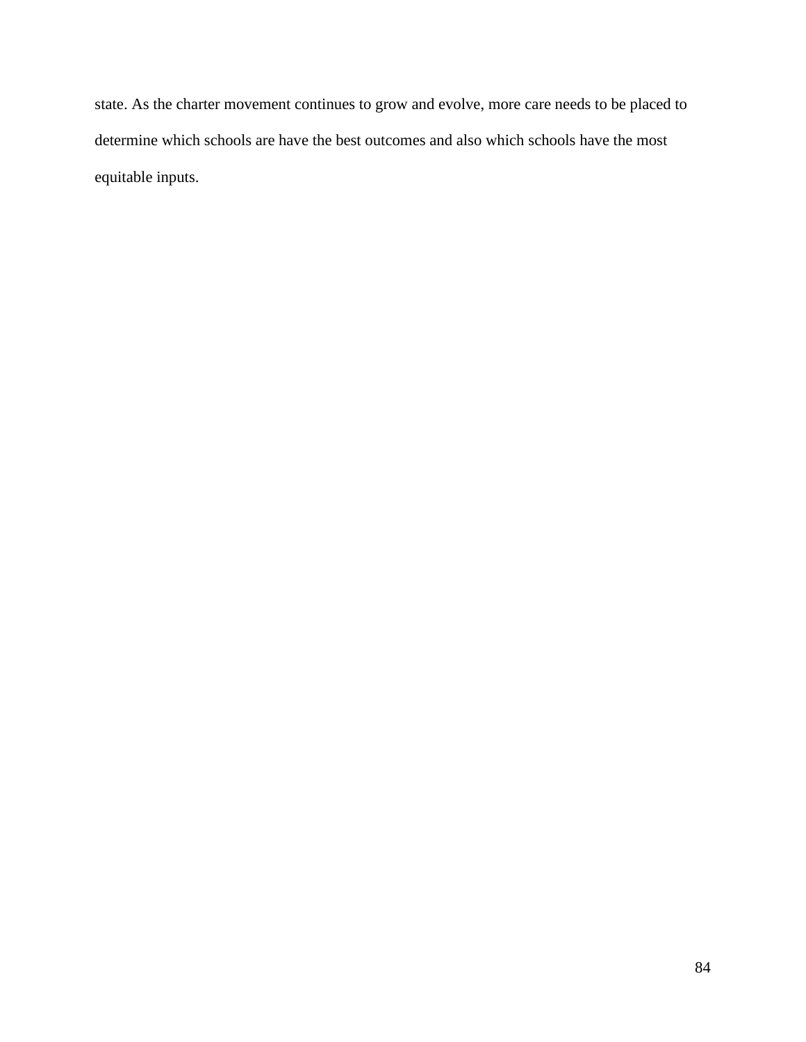state. As the charter movement continues to grow and evolve, more care needs to be placed to determine which schools are have the best outcomes and also which schools have the most equitable inputs.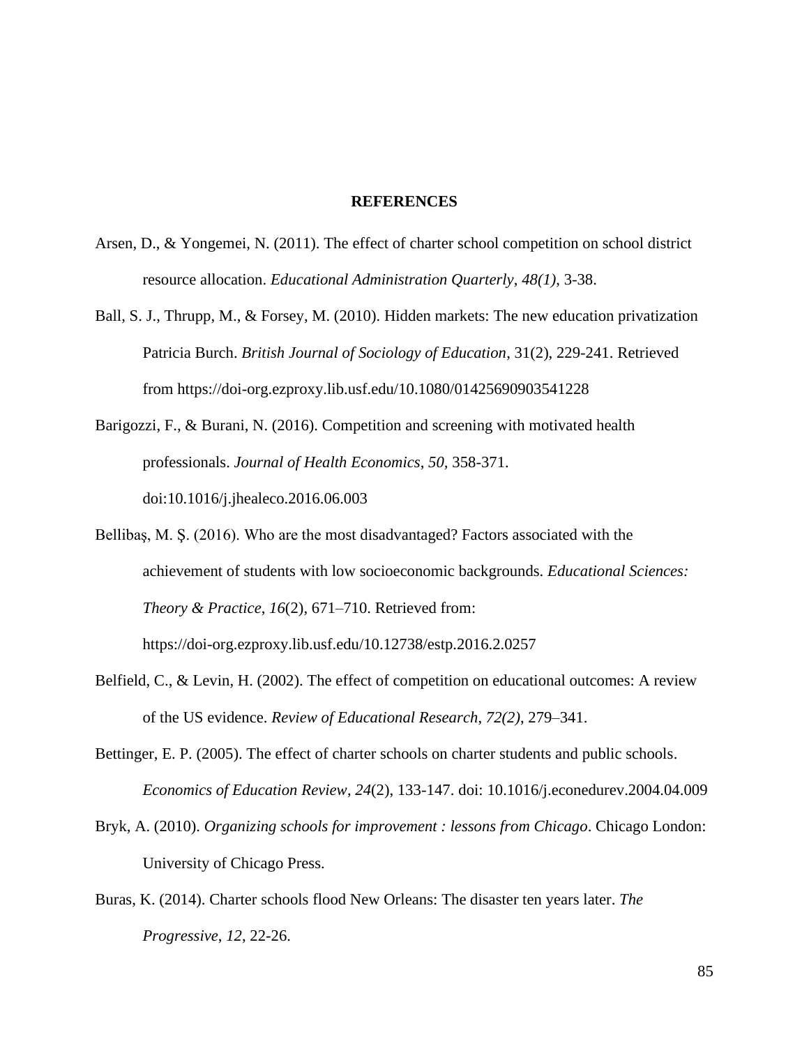# REFERENCES

Arsen, D., & Yongemei, N. (2011). The effect of charter school competition on school district resource allocation. *Educational Administration Quarterly*, *48(1)*, 3-38.

Ball, S. J., Thrupp, M., & Forsey, M. (2010). Hidden markets: The new education privatization Patricia Burch. *British Journal of Sociology of Education*, 31(2), 229-241. Retrieved from https://doi-org.ezproxy.lib.usf.edu/10.1080/01425690903541228

Barigozzi, F., & Burani, N. (2016). Competition and screening with motivated health professionals. *Journal of Health Economics*, *50,* 358-371. doi:10.1016/j.jhealeco.2016.06.003

Bellibaş, M. Ş. (2016). Who are the most disadvantaged? Factors associated with the achievement of students with low socioeconomic backgrounds. *Educational Sciences: Theory & Practice*, *16*(2), 671–710. Retrieved from: https://doi-org.ezproxy.lib.usf.edu/10.12738/estp.2016.2.0257

Belfield, C., & Levin, H. (2002). The effect of competition on educational outcomes: A review of the US evidence. *Review of Educational Research*, *72(2)*, 279–341.

Bettinger, E. P. (2005). The effect of charter schools on charter students and public schools. *Economics of Education Review*, *24*(2), 133-147. doi: 10.1016/j.econedurev.2004.04.009

Bryk, A. (2010). *Organizing schools for improvement : lessons from Chicago*. Chicago London: University of Chicago Press.

Buras, K. (2014). Charter schools flood New Orleans: The disaster ten years later. *The Progressive*, *12*, 22-26.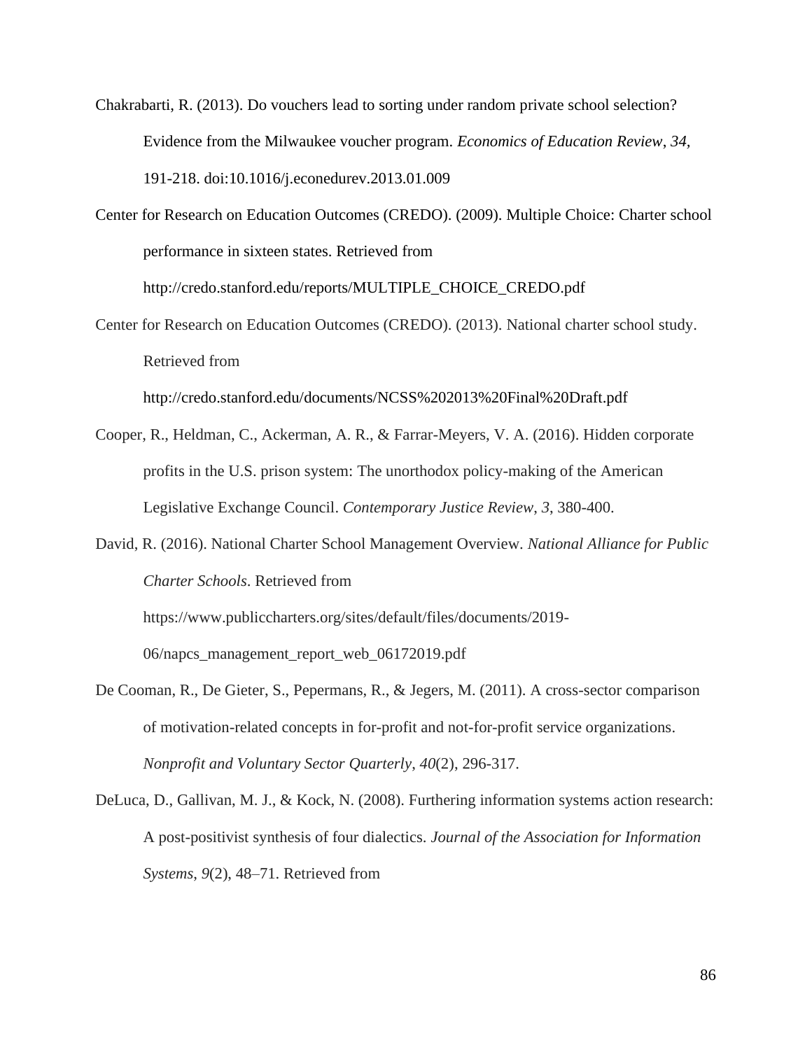Chakrabarti, R. (2013). Do vouchers lead to sorting under random private school selection? Evidence from the Milwaukee voucher program. *Economics of Education Review*, *34*, 191-218. doi:10.1016/j.econedurev.2013.01.009

Center for Research on Education Outcomes (CREDO). (2009). Multiple Choice: Charter school performance in sixteen states. Retrieved from http://credo.stanford.edu/reports/MULTIPLE_CHOICE_CREDO.pdf

Center for Research on Education Outcomes (CREDO). (2013). National charter school study. Retrieved from http://credo.stanford.edu/documents/NCSS%202013%20Final%20Draft.pdf

Cooper, R., Heldman, C., Ackerman, A. R., & Farrar-Meyers, V. A. (2016). Hidden corporate profits in the U.S. prison system: The unorthodox policy-making of the American Legislative Exchange Council. *Contemporary Justice Review*, *3*, 380-400.

David, R. (2016). National Charter School Management Overview. *National Alliance for Public Charter Schools*. Retrieved from https://www.publiccharters.org/sites/default/files/documents/2019-06/napcs_management_report_web_06172019.pdf

De Cooman, R., De Gieter, S., Pepermans, R., & Jegers, M. (2011). A cross-sector comparison of motivation-related concepts in for-profit and not-for-profit service organizations. *Nonprofit and Voluntary Sector Quarterly*, *40*(2), 296-317.

DeLuca, D., Gallivan, M. J., & Kock, N. (2008). Furthering information systems action research: A post-positivist synthesis of four dialectics. *Journal of the Association for Information Systems*, *9*(2), 48–71. Retrieved from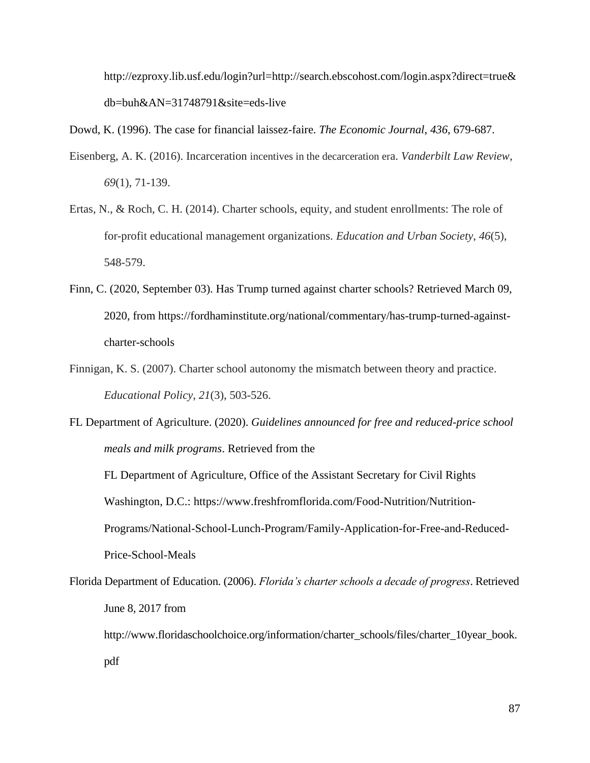http://ezproxy.lib.usf.edu/login?url=http://search.ebscohost.com/login.aspx?direct=true&db=buh&AN=31748791&site=eds-live

Dowd, K. (1996). The case for financial laissez-faire. *The Economic Journal*, *436*, 679-687.

Eisenberg, A. K. (2016). Incarceration incentives in the decarceration era. *Vanderbilt Law Review*, *69*(1), 71-139.

Ertas, N., & Roch, C. H. (2014). Charter schools, equity, and student enrollments: The role of for-profit educational management organizations. *Education and Urban Society*, *46*(5), 548-579.

Finn, C. (2020, September 03). Has Trump turned against charter schools? Retrieved March 09, 2020, from https://fordhaminstitute.org/national/commentary/has-trump-turned-against-charter-schools

Finnigan, K. S. (2007). Charter school autonomy the mismatch between theory and practice. *Educational Policy*, *21*(3), 503-526.

FL Department of Agriculture. (2020). *Guidelines announced for free and reduced-price school meals and milk programs*. Retrieved from the FL Department of Agriculture, Office of the Assistant Secretary for Civil Rights Washington, D.C.: https://www.freshfromflorida.com/Food-Nutrition/Nutrition-Programs/National-School-Lunch-Program/Family-Application-for-Free-and-Reduced-Price-School-Meals

Florida Department of Education. (2006). *Florida's charter schools a decade of progress*. Retrieved June 8, 2017 from http://www.floridaschoolchoice.org/information/charter_schools/files/charter_10year_book.pdf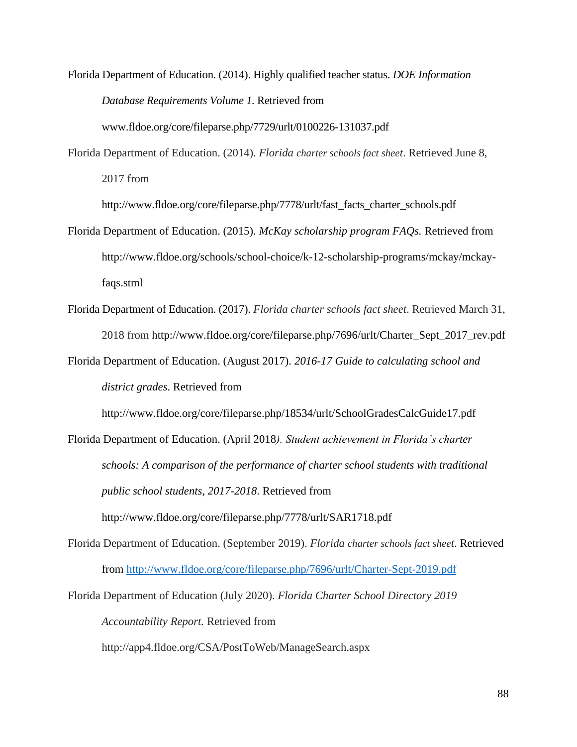Florida Department of Education. (2014). Highly qualified teacher status. *DOE Information Database Requirements Volume 1*. Retrieved from www.fldoe.org/core/fileparse.php/7729/urlt/0100226-131037.pdf

Florida Department of Education. (2014). *Florida charter schools fact sheet*. Retrieved June 8, 2017 from http://www.fldoe.org/core/fileparse.php/7778/urlt/fast_facts_charter_schools.pdf

Florida Department of Education. (2015). *McKay scholarship program FAQs.* Retrieved from http://www.fldoe.org/schools/school-choice/k-12-scholarship-programs/mckay/mckay-faqs.stml

Florida Department of Education. (2017). *Florida charter schools fact sheet*. Retrieved March 31, 2018 from http://www.fldoe.org/core/fileparse.php/7696/urlt/Charter_Sept_2017_rev.pdf

Florida Department of Education. (August 2017). *2016-17 Guide to calculating school and district grades*. Retrieved from http://www.fldoe.org/core/fileparse.php/18534/urlt/SchoolGradesCalcGuide17.pdf

Florida Department of Education. (April 2018*). Student achievement in Florida's charter schools: A comparison of the performance of charter school students with traditional public school students, 2017-2018*. Retrieved from http://www.fldoe.org/core/fileparse.php/7778/urlt/SAR1718.pdf

Florida Department of Education. (September 2019). *Florida charter schools fact sheet*. Retrieved from http://www.fldoe.org/core/fileparse.php/7696/urlt/Charter-Sept-2019.pdf

Florida Department of Education (July 2020). *Florida Charter School Directory 2019 Accountability Report.* Retrieved from http://app4.fldoe.org/CSA/PostToWeb/ManageSearch.aspx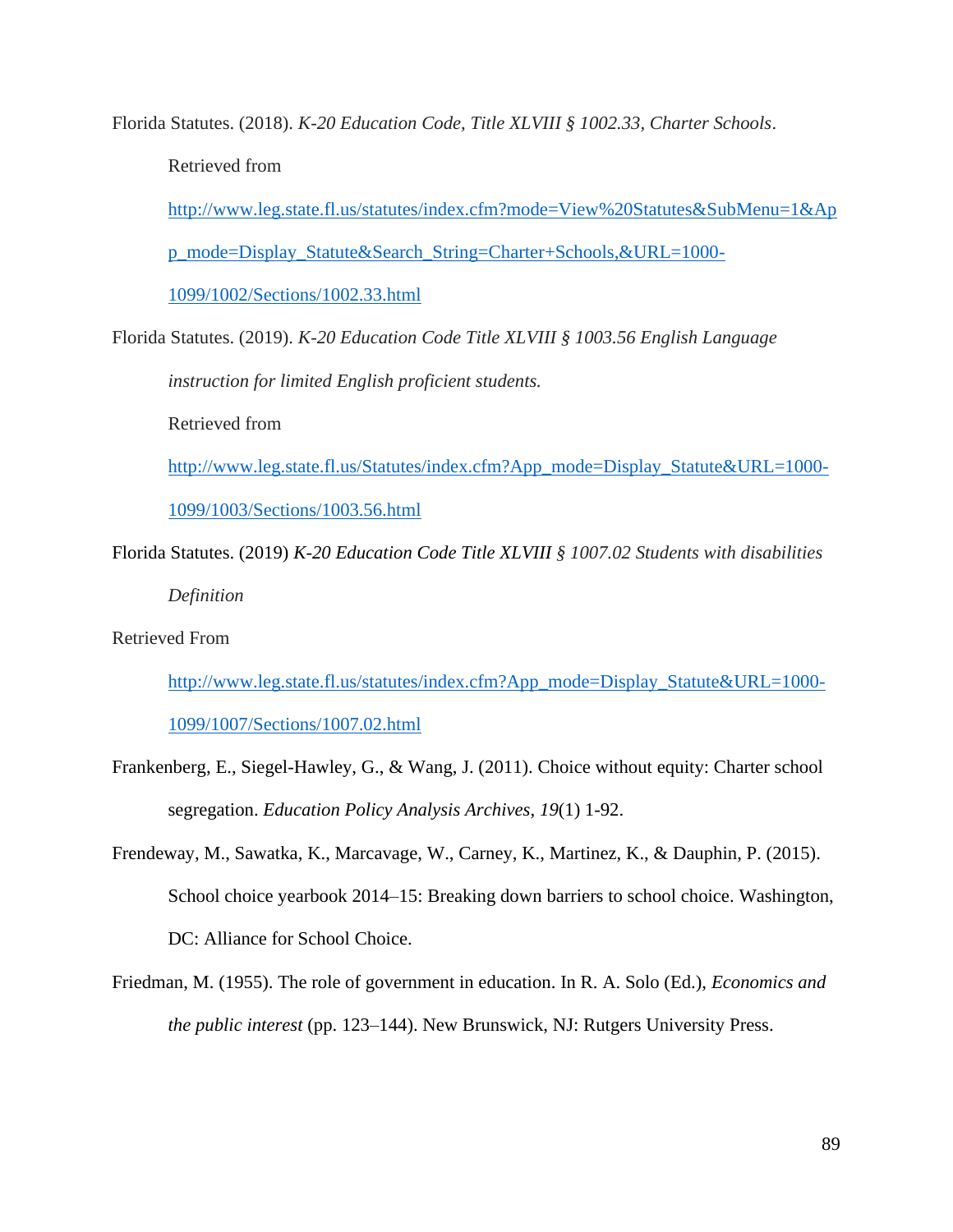Florida Statutes. (2018). *K-20 Education Code, Title XLVIII § 1002.33, Charter Schools*. Retrieved from http://www.leg.state.fl.us/statutes/index.cfm?mode=View%20Statutes&SubMenu=1&App_mode=Display_Statute&Search_String=Charter+Schools,&URL=1000-1099/1002/Sections/1002.33.html

Florida Statutes. (2019). *K-20 Education Code Title XLVIII § 1003.56 English Language instruction for limited English proficient students.* Retrieved from http://www.leg.state.fl.us/Statutes/index.cfm?App_mode=Display_Statute&URL=1000-1099/1003/Sections/1003.56.html

Florida Statutes. (2019) *K-20 Education Code Title XLVIII § 1007.02 Students with disabilities Definition*

Retrieved From http://www.leg.state.fl.us/statutes/index.cfm?App_mode=Display_Statute&URL=1000-1099/1007/Sections/1007.02.html

Frankenberg, E., Siegel-Hawley, G., & Wang, J. (2011). Choice without equity: Charter school segregation. *Education Policy Analysis Archives*, *19*(1) 1-92.

Frendeway, M., Sawatka, K., Marcavage, W., Carney, K., Martinez, K., & Dauphin, P. (2015). School choice yearbook 2014–15: Breaking down barriers to school choice. Washington, DC: Alliance for School Choice.

Friedman, M. (1955). The role of government in education. In R. A. Solo (Ed.), *Economics and the public interest* (pp. 123–144). New Brunswick, NJ: Rutgers University Press.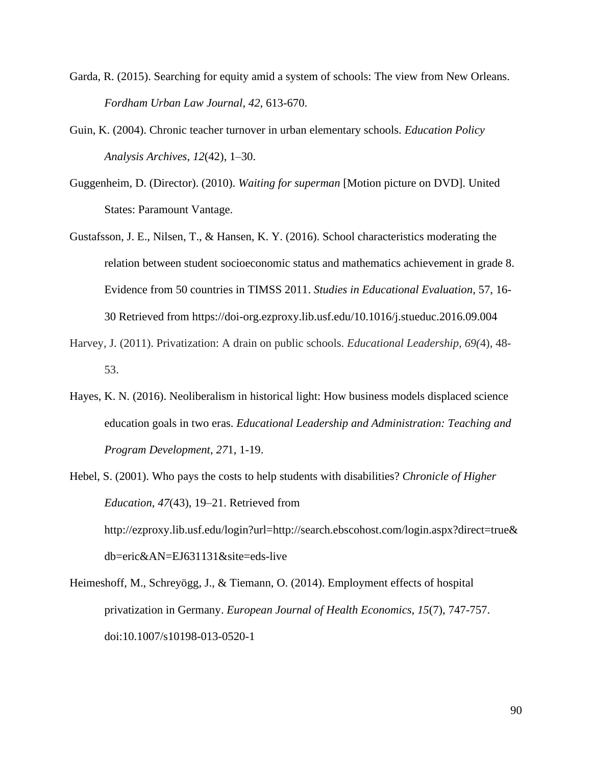Garda, R. (2015). Searching for equity amid a system of schools: The view from New Orleans. *Fordham Urban Law Journal*, *42*, 613-670.

Guin, K. (2004). Chronic teacher turnover in urban elementary schools. *Education Policy Analysis Archives*, *12*(42), 1–30.

Guggenheim, D. (Director). (2010). *Waiting for superman* [Motion picture on DVD]. United States: Paramount Vantage.

Gustafsson, J. E., Nilsen, T., & Hansen, K. Y. (2016). School characteristics moderating the relation between student socioeconomic status and mathematics achievement in grade 8. Evidence from 50 countries in TIMSS 2011. *Studies in Educational Evaluation*, 57, 16-30 Retrieved from https://doi-org.ezproxy.lib.usf.edu/10.1016/j.stueduc.2016.09.004

Harvey, J. (2011). Privatization: A drain on public schools. *Educational Leadership, 69(*4), 48-53.

Hayes, K. N. (2016). Neoliberalism in historical light: How business models displaced science education goals in two eras. *Educational Leadership and Administration: Teaching and Program Development*, *27*1, 1-19.

Hebel, S. (2001). Who pays the costs to help students with disabilities? *Chronicle of Higher Education*, *47*(43), 19–21. Retrieved from http://ezproxy.lib.usf.edu/login?url=http://search.ebscohost.com/login.aspx?direct=true&db=eric&AN=EJ631131&site=eds-live

Heimeshoff, M., Schreyögg, J., & Tiemann, O. (2014). Employment effects of hospital privatization in Germany. *European Journal of Health Economics*, *15*(7), 747-757. doi:10.1007/s10198-013-0520-1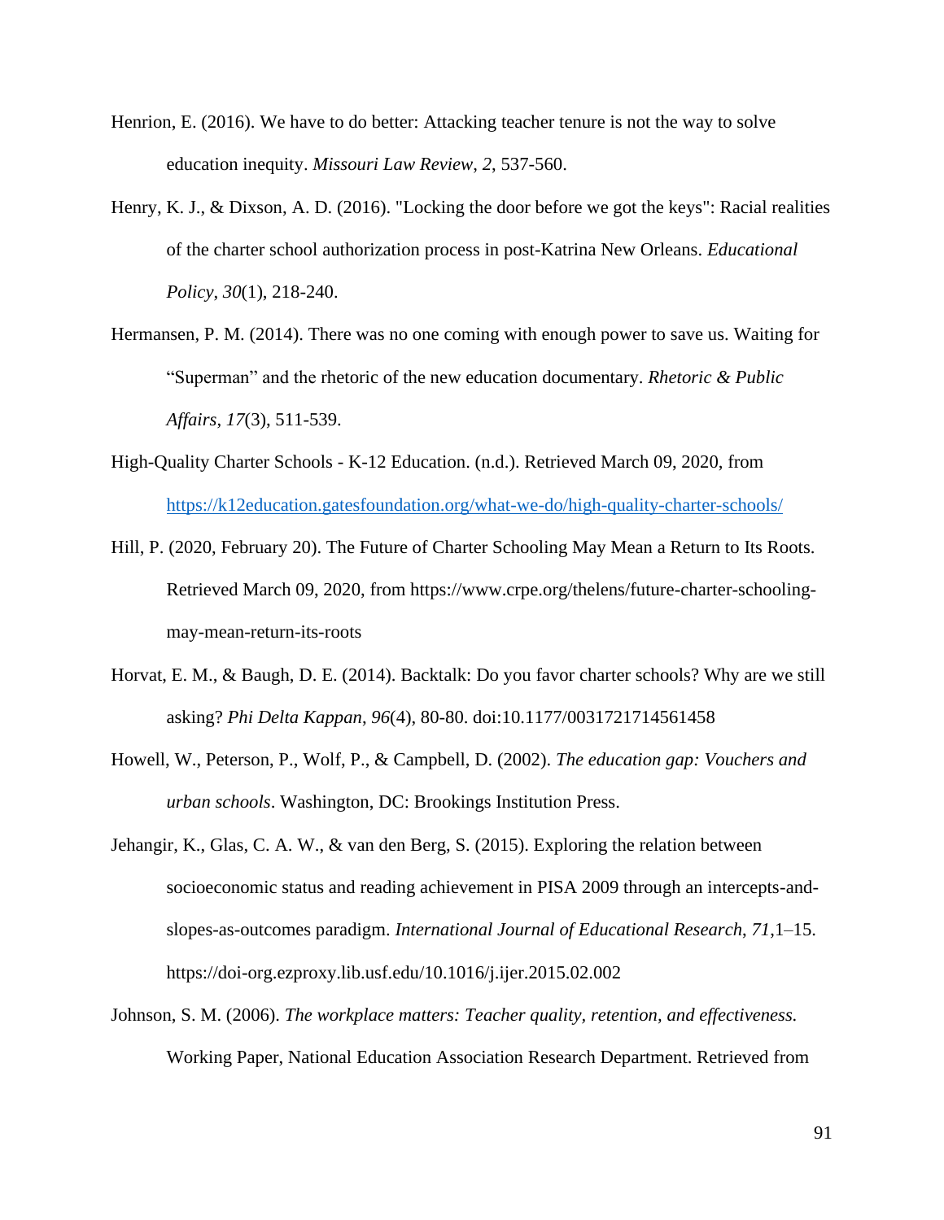Henrion, E. (2016). We have to do better: Attacking teacher tenure is not the way to solve education inequity. *Missouri Law Review*, *2*, 537-560.

Henry, K. J., & Dixson, A. D. (2016). "Locking the door before we got the keys": Racial realities of the charter school authorization process in post-Katrina New Orleans. *Educational Policy, 30*(1), 218-240.

Hermansen, P. M. (2014). There was no one coming with enough power to save us. Waiting for "Superman" and the rhetoric of the new education documentary. *Rhetoric & Public Affairs*, *17*(3), 511-539.

High-Quality Charter Schools - K-12 Education. (n.d.). Retrieved March 09, 2020, from https://k12education.gatesfoundation.org/what-we-do/high-quality-charter-schools/

Hill, P. (2020, February 20). The Future of Charter Schooling May Mean a Return to Its Roots. Retrieved March 09, 2020, from https://www.crpe.org/thelens/future-charter-schooling-may-mean-return-its-roots

Horvat, E. M., & Baugh, D. E. (2014). Backtalk: Do you favor charter schools? Why are we still asking? *Phi Delta Kappan*, *96*(4), 80-80. doi:10.1177/0031721714561458

Howell, W., Peterson, P., Wolf, P., & Campbell, D. (2002). *The education gap: Vouchers and urban schools*. Washington, DC: Brookings Institution Press.

Jehangir, K., Glas, C. A. W., & van den Berg, S. (2015). Exploring the relation between socioeconomic status and reading achievement in PISA 2009 through an intercepts-and-slopes-as-outcomes paradigm. *International Journal of Educational Research*, *71*,1–15. https://doi-org.ezproxy.lib.usf.edu/10.1016/j.ijer.2015.02.002

Johnson, S. M. (2006). *The workplace matters: Teacher quality, retention, and effectiveness.* Working Paper, National Education Association Research Department. Retrieved from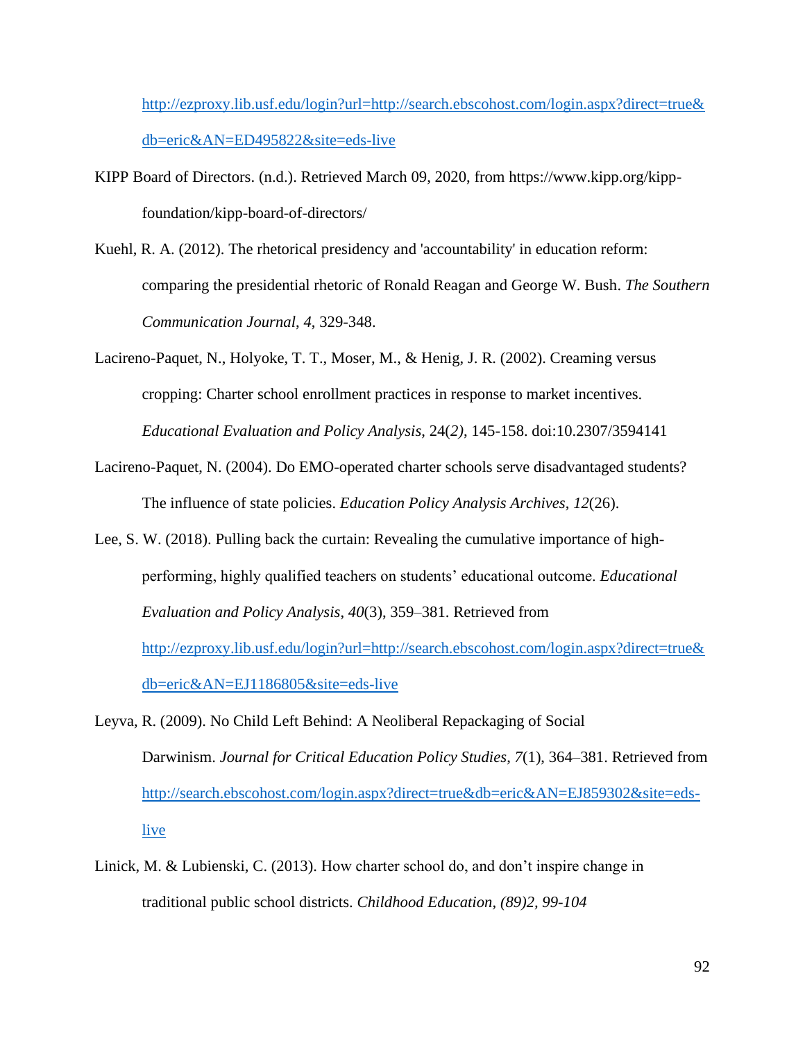http://ezproxy.lib.usf.edu/login?url=http://search.ebscohost.com/login.aspx?direct=true&db=eric&AN=ED495822&site=eds-live

KIPP Board of Directors. (n.d.). Retrieved March 09, 2020, from https://www.kipp.org/kipp-foundation/kipp-board-of-directors/

Kuehl, R. A. (2012). The rhetorical presidency and 'accountability' in education reform: comparing the presidential rhetoric of Ronald Reagan and George W. Bush. *The Southern Communication Journal*, *4*, 329-348.

Lacireno-Paquet, N., Holyoke, T. T., Moser, M., & Henig, J. R. (2002). Creaming versus cropping: Charter school enrollment practices in response to market incentives. *Educational Evaluation and Policy Analysis*, 24(*2)*, 145-158. doi:10.2307/3594141

Lacireno-Paquet, N. (2004). Do EMO-operated charter schools serve disadvantaged students? The influence of state policies. *Education Policy Analysis Archives*, *12*(26).

Lee, S. W. (2018). Pulling back the curtain: Revealing the cumulative importance of high-performing, highly qualified teachers on students' educational outcome. *Educational Evaluation and Policy Analysis*, *40*(3), 359–381. Retrieved from http://ezproxy.lib.usf.edu/login?url=http://search.ebscohost.com/login.aspx?direct=true&db=eric&AN=EJ1186805&site=eds-live

Leyva, R. (2009). No Child Left Behind: A Neoliberal Repackaging of Social Darwinism. *Journal for Critical Education Policy Studies*, *7*(1), 364–381. Retrieved from http://search.ebscohost.com/login.aspx?direct=true&db=eric&AN=EJ859302&site=eds-live

Linick, M. & Lubienski, C. (2013). How charter school do, and don't inspire change in traditional public school districts. *Childhood Education, (89)2, 99-104*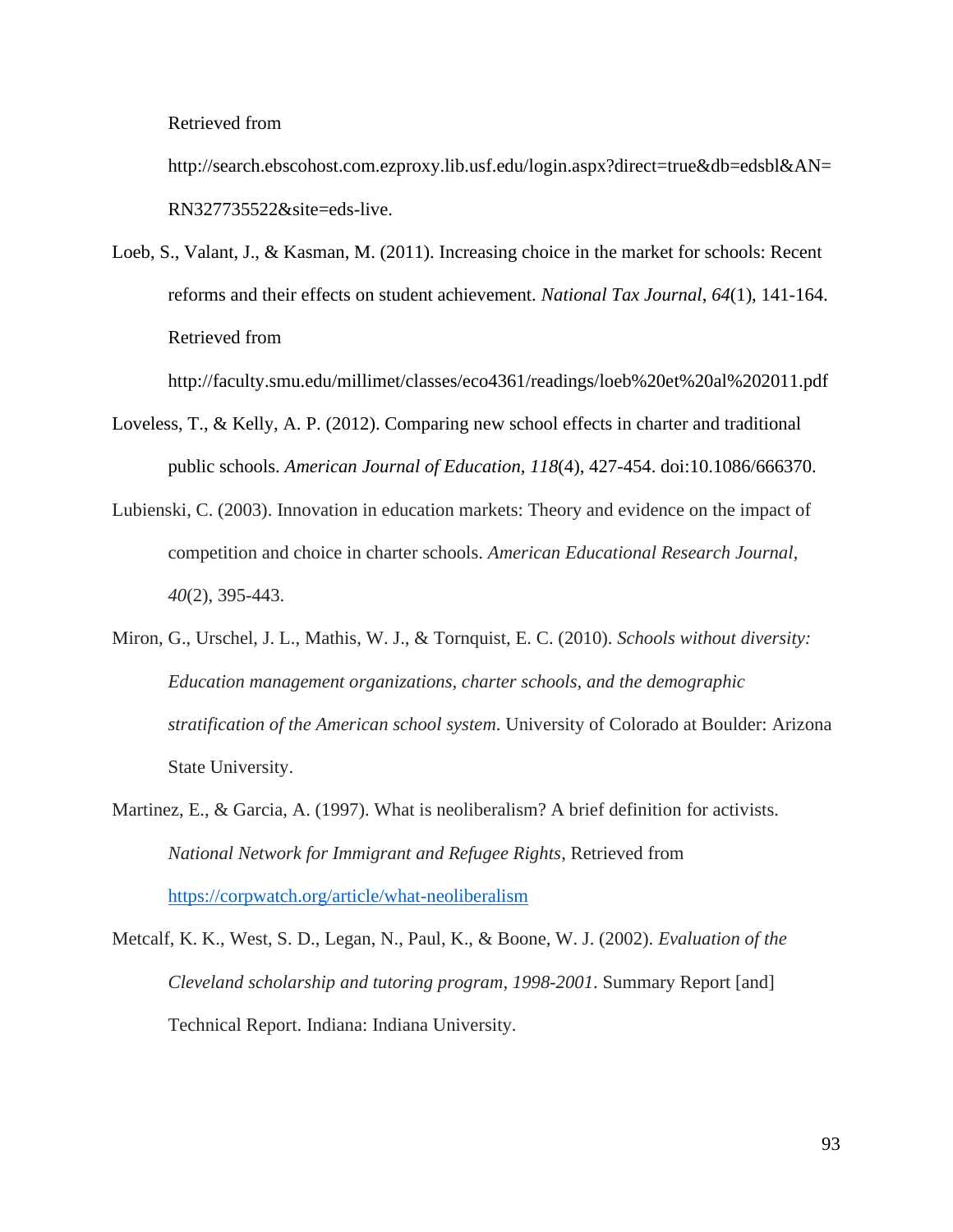Retrieved from http://search.ebscohost.com.ezproxy.lib.usf.edu/login.aspx?direct=true&db=edsbl&AN=RN327735522&site=eds-live.

Loeb, S., Valant, J., & Kasman, M. (2011). Increasing choice in the market for schools: Recent reforms and their effects on student achievement. *National Tax Journal*, *64*(1), 141-164. Retrieved from http://faculty.smu.edu/millimet/classes/eco4361/readings/loeb%20et%20al%202011.pdf

Loveless, T., & Kelly, A. P. (2012). Comparing new school effects in charter and traditional public schools. *American Journal of Education*, *118*(4), 427-454. doi:10.1086/666370.

Lubienski, C. (2003). Innovation in education markets: Theory and evidence on the impact of competition and choice in charter schools. *American Educational Research Journal*, *40*(2), 395-443.

Miron, G., Urschel, J. L., Mathis, W. J., & Tornquist, E. C. (2010). *Schools without diversity: Education management organizations, charter schools, and the demographic stratification of the American school system*. University of Colorado at Boulder: Arizona State University.

Martinez, E., & Garcia, A. (1997). What is neoliberalism? A brief definition for activists. *National Network for Immigrant and Refugee Rights*, Retrieved from https://corpwatch.org/article/what-neoliberalism

Metcalf, K. K., West, S. D., Legan, N., Paul, K., & Boone, W. J. (2002). *Evaluation of the Cleveland scholarship and tutoring program, 1998-2001*. Summary Report [and] Technical Report. Indiana: Indiana University.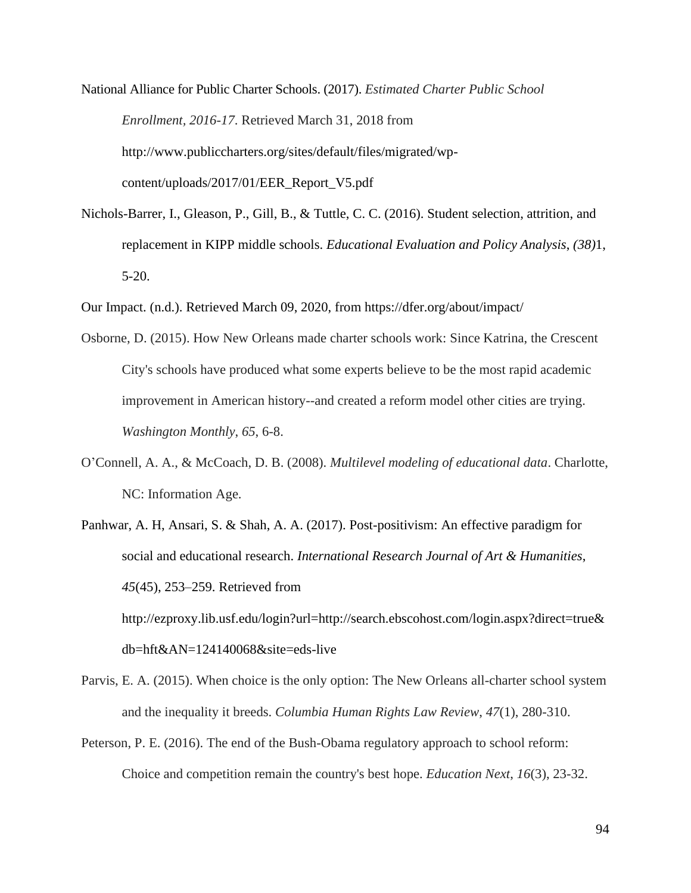National Alliance for Public Charter Schools. (2017). *Estimated Charter Public School Enrollment, 2016-17*. Retrieved March 31, 2018 from http://www.publiccharters.org/sites/default/files/migrated/wp-content/uploads/2017/01/EER_Report_V5.pdf

Nichols-Barrer, I., Gleason, P., Gill, B., & Tuttle, C. C. (2016). Student selection, attrition, and replacement in KIPP middle schools. *Educational Evaluation and Policy Analysis*, *(38)*1, 5-20.

Our Impact. (n.d.). Retrieved March 09, 2020, from https://dfer.org/about/impact/

Osborne, D. (2015). How New Orleans made charter schools work: Since Katrina, the Crescent City's schools have produced what some experts believe to be the most rapid academic improvement in American history--and created a reform model other cities are trying. *Washington Monthly*, *65*, 6-8.

O'Connell, A. A., & McCoach, D. B. (2008). *Multilevel modeling of educational data*. Charlotte, NC: Information Age.

Panhwar, A. H, Ansari, S. & Shah, A. A. (2017). Post-positivism: An effective paradigm for social and educational research. *International Research Journal of Art & Humanities*, *45*(45), 253–259. Retrieved from http://ezproxy.lib.usf.edu/login?url=http://search.ebscohost.com/login.aspx?direct=true&db=hft&AN=124140068&site=eds-live

Parvis, E. A. (2015). When choice is the only option: The New Orleans all-charter school system and the inequality it breeds. *Columbia Human Rights Law Review*, *47*(1), 280-310.

Peterson, P. E. (2016). The end of the Bush-Obama regulatory approach to school reform: Choice and competition remain the country's best hope. *Education Next*, *16*(3), 23-32.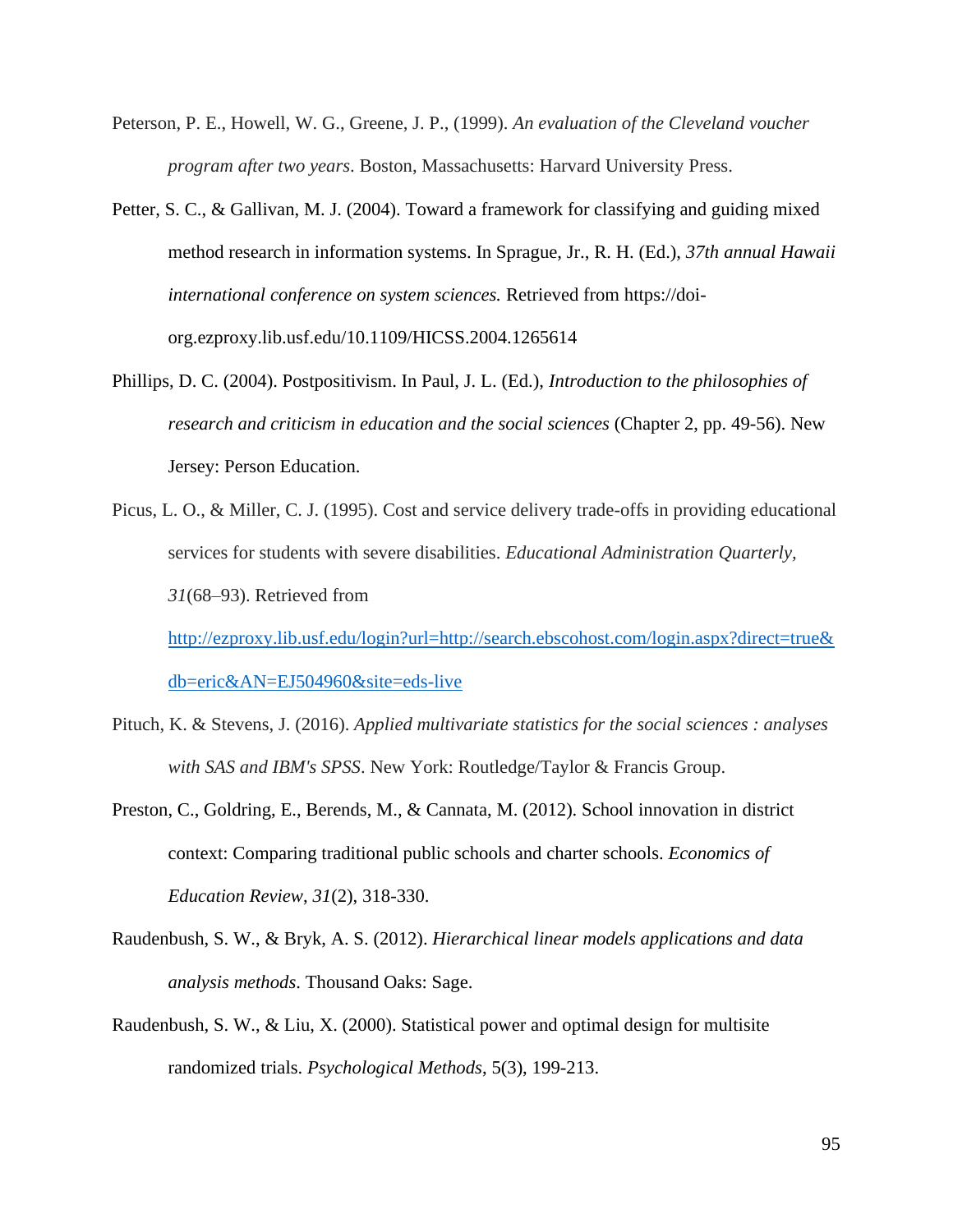Peterson, P. E., Howell, W. G., Greene, J. P., (1999). *An evaluation of the Cleveland voucher program after two years*. Boston, Massachusetts: Harvard University Press.

Petter, S. C., & Gallivan, M. J. (2004). Toward a framework for classifying and guiding mixed method research in information systems. In Sprague, Jr., R. H. (Ed.), *37th annual Hawaii international conference on system sciences.* Retrieved from https://doi-org.ezproxy.lib.usf.edu/10.1109/HICSS.2004.1265614

Phillips, D. C. (2004). Postpositivism. In Paul, J. L. (Ed.), *Introduction to the philosophies of research and criticism in education and the social sciences* (Chapter 2, pp. 49-56). New Jersey: Person Education.

Picus, L. O., & Miller, C. J. (1995). Cost and service delivery trade-offs in providing educational services for students with severe disabilities. *Educational Administration Quarterly, 31*(68–93). Retrieved from http://ezproxy.lib.usf.edu/login?url=http://search.ebscohost.com/login.aspx?direct=true&db=eric&AN=EJ504960&site=eds-live

Pituch, K. & Stevens, J. (2016). *Applied multivariate statistics for the social sciences : analyses with SAS and IBM's SPSS*. New York: Routledge/Taylor & Francis Group.

Preston, C., Goldring, E., Berends, M., & Cannata, M. (2012). School innovation in district context: Comparing traditional public schools and charter schools. *Economics of Education Review*, *31*(2), 318-330.

Raudenbush, S. W., & Bryk, A. S. (2012). *Hierarchical linear models applications and data analysis methods.* Thousand Oaks: Sage.

Raudenbush, S. W., & Liu, X. (2000). Statistical power and optimal design for multisite randomized trials. *Psychological Methods*, 5(3), 199-213.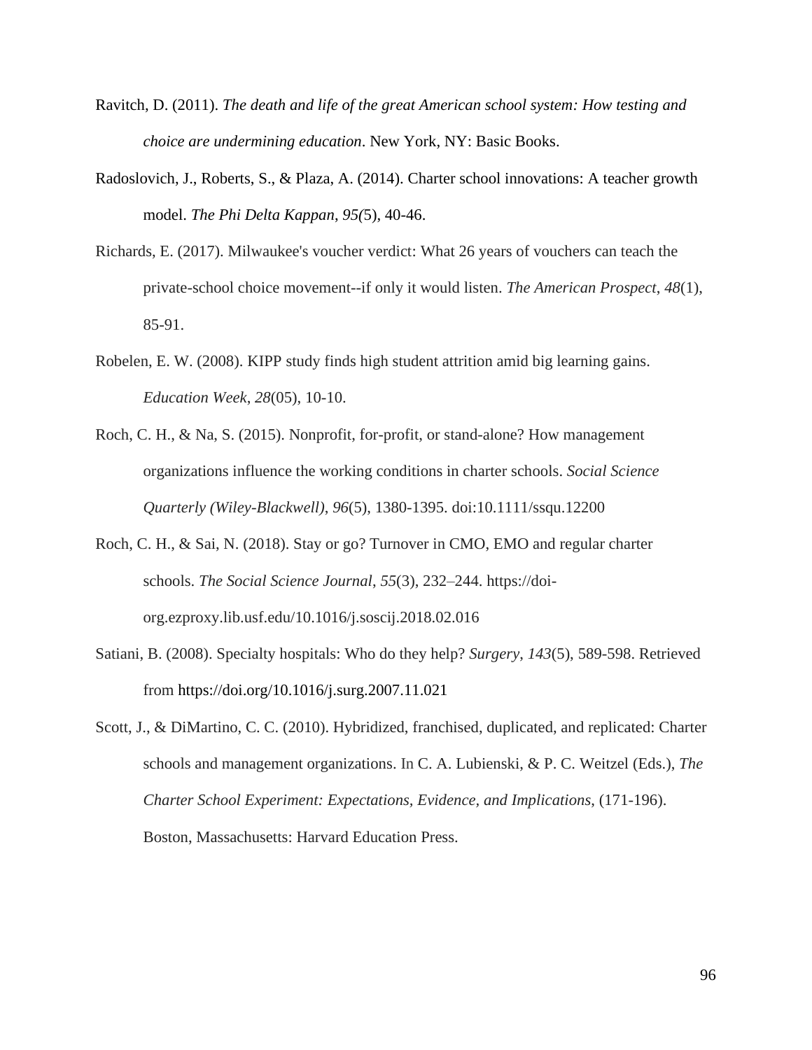Ravitch, D. (2011). *The death and life of the great American school system: How testing and choice are undermining education*. New York, NY: Basic Books.

Radoslovich, J., Roberts, S., & Plaza, A. (2014). Charter school innovations: A teacher growth model. *The Phi Delta Kappan*, *95(*5), 40-46.

Richards, E. (2017). Milwaukee's voucher verdict: What 26 years of vouchers can teach the private-school choice movement--if only it would listen. *The American Prospect*, *48*(1), 85-91.

Robelen, E. W. (2008). KIPP study finds high student attrition amid big learning gains. *Education Week*, *28*(05), 10-10.

Roch, C. H., & Na, S. (2015). Nonprofit, for-profit, or stand-alone? How management organizations influence the working conditions in charter schools. *Social Science Quarterly (Wiley-Blackwell)*, *96*(5), 1380-1395. doi:10.1111/ssqu.12200

Roch, C. H., & Sai, N. (2018). Stay or go? Turnover in CMO, EMO and regular charter schools. *The Social Science Journal*, *55*(3), 232–244. https://doi-org.ezproxy.lib.usf.edu/10.1016/j.soscij.2018.02.016

Satiani, B. (2008). Specialty hospitals: Who do they help? *Surgery*, *143*(5), 589-598. Retrieved from https://doi.org/10.1016/j.surg.2007.11.021

Scott, J., & DiMartino, C. C. (2010). Hybridized, franchised, duplicated, and replicated: Charter schools and management organizations. In C. A. Lubienski, & P. C. Weitzel (Eds.), *The Charter School Experiment: Expectations, Evidence, and Implications*, (171-196). Boston, Massachusetts: Harvard Education Press.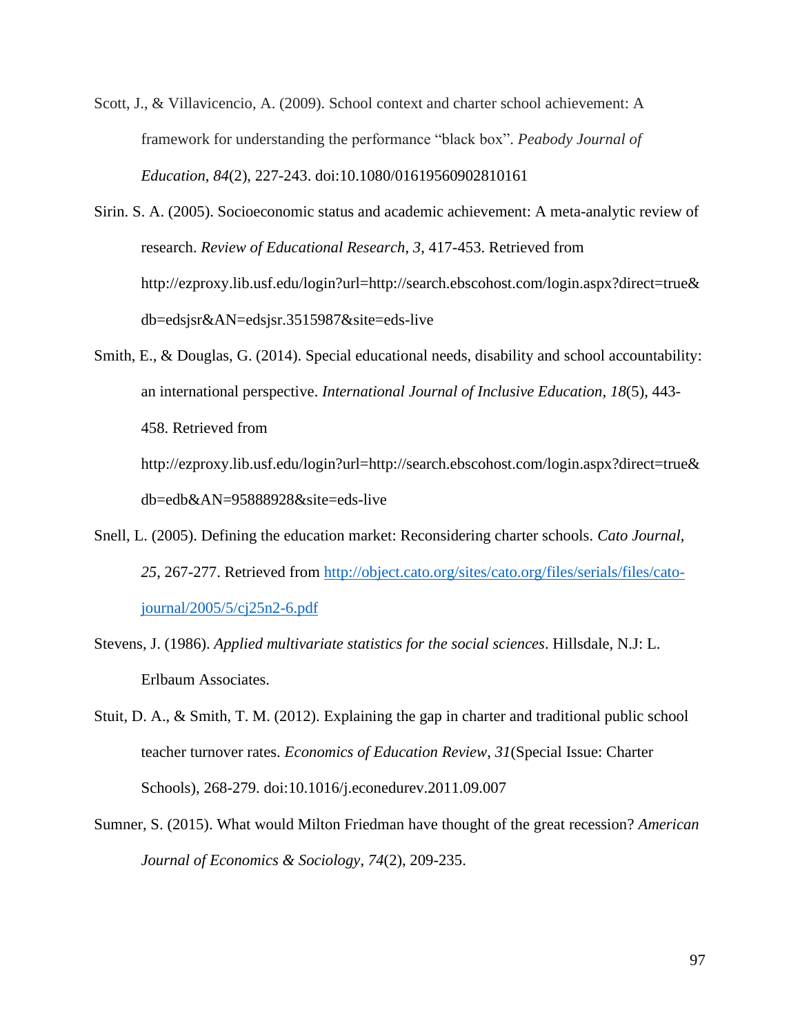Scott, J., & Villavicencio, A. (2009). School context and charter school achievement: A framework for understanding the performance "black box". *Peabody Journal of Education*, *84*(2), 227-243. doi:10.1080/01619560902810161

Sirin. S. A. (2005). Socioeconomic status and academic achievement: A meta-analytic review of research. *Review of Educational Research*, *3*, 417-453. Retrieved from http://ezproxy.lib.usf.edu/login?url=http://search.ebscohost.com/login.aspx?direct=true&db=edsjsr&AN=edsjsr.3515987&site=eds-live

Smith, E., & Douglas, G. (2014). Special educational needs, disability and school accountability: an international perspective. *International Journal of Inclusive Education*, *18*(5), 443-458. Retrieved from http://ezproxy.lib.usf.edu/login?url=http://search.ebscohost.com/login.aspx?direct=true&db=edb&AN=95888928&site=eds-live

Snell, L. (2005). Defining the education market: Reconsidering charter schools. *Cato Journal, 25*, 267-277. Retrieved from http://object.cato.org/sites/cato.org/files/serials/files/cato-journal/2005/5/cj25n2-6.pdf

Stevens, J. (1986). *Applied multivariate statistics for the social sciences*. Hillsdale, N.J: L. Erlbaum Associates.

Stuit, D. A., & Smith, T. M. (2012). Explaining the gap in charter and traditional public school teacher turnover rates. *Economics of Education Review*, *31*(Special Issue: Charter Schools), 268-279. doi:10.1016/j.econedurev.2011.09.007

Sumner, S. (2015). What would Milton Friedman have thought of the great recession? *American Journal of Economics & Sociology*, *74*(2), 209-235.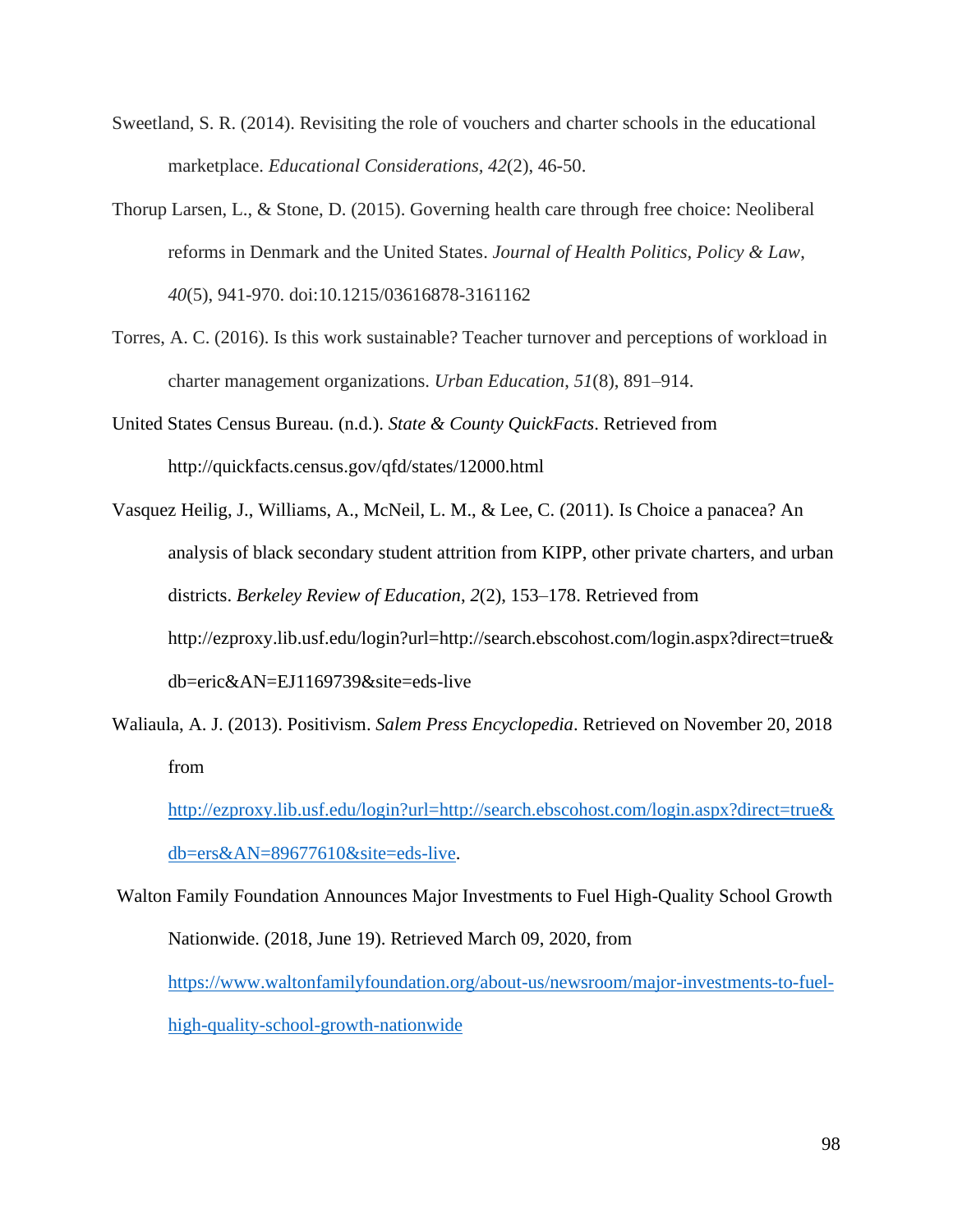Sweetland, S. R. (2014). Revisiting the role of vouchers and charter schools in the educational marketplace. *Educational Considerations, 42*(2), 46-50.

Thorup Larsen, L., & Stone, D. (2015). Governing health care through free choice: Neoliberal reforms in Denmark and the United States. *Journal of Health Politics, Policy & Law*, *40*(5), 941-970. doi:10.1215/03616878-3161162

Torres, A. C. (2016). Is this work sustainable? Teacher turnover and perceptions of workload in charter management organizations. *Urban Education*, *51*(8), 891–914.

United States Census Bureau. (n.d.). *State & County QuickFacts*. Retrieved from http://quickfacts.census.gov/qfd/states/12000.html

Vasquez Heilig, J., Williams, A., McNeil, L. M., & Lee, C. (2011). Is Choice a panacea? An analysis of black secondary student attrition from KIPP, other private charters, and urban districts. *Berkeley Review of Education*, *2*(2), 153–178. Retrieved from http://ezproxy.lib.usf.edu/login?url=http://search.ebscohost.com/login.aspx?direct=true&db=eric&AN=EJ1169739&site=eds-live

Waliaula, A. J. (2013). Positivism. *Salem Press Encyclopedia*. Retrieved on November 20, 2018 from http://ezproxy.lib.usf.edu/login?url=http://search.ebscohost.com/login.aspx?direct=true&db=ers&AN=89677610&site=eds-live.

Walton Family Foundation Announces Major Investments to Fuel High-Quality School Growth Nationwide. (2018, June 19). Retrieved March 09, 2020, from https://www.waltonfamilyfoundation.org/about-us/newsroom/major-investments-to-fuel-high-quality-school-growth-nationwide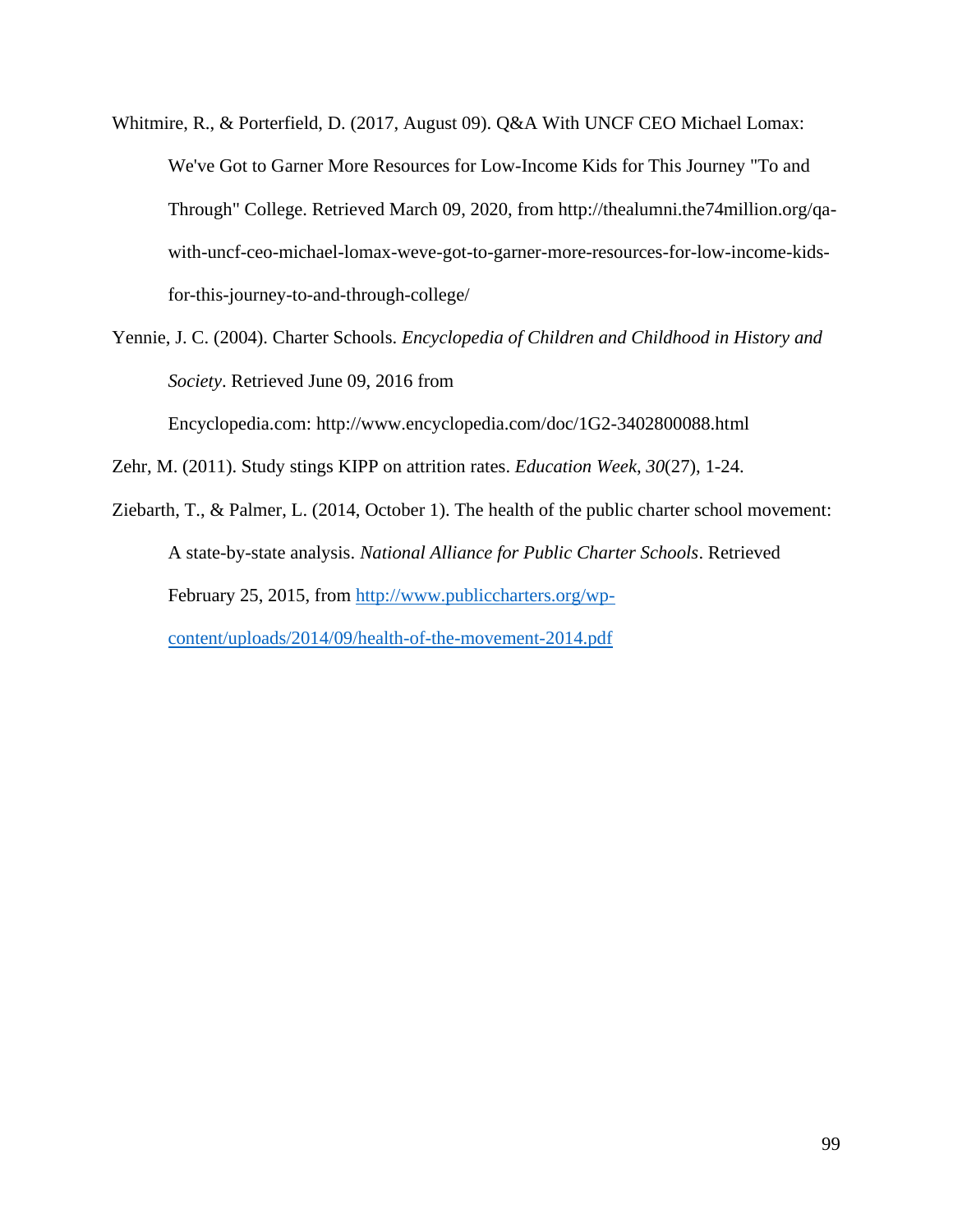Whitmire, R., & Porterfield, D. (2017, August 09). Q&A With UNCF CEO Michael Lomax: We've Got to Garner More Resources for Low-Income Kids for This Journey "To and Through" College. Retrieved March 09, 2020, from http://thealumni.the74million.org/qa-with-uncf-ceo-michael-lomax-weve-got-to-garner-more-resources-for-low-income-kids-for-this-journey-to-and-through-college/

Yennie, J. C. (2004). Charter Schools. *Encyclopedia of Children and Childhood in History and Society*. Retrieved June 09, 2016 from Encyclopedia.com: http://www.encyclopedia.com/doc/1G2-3402800088.html

Zehr, M. (2011). Study stings KIPP on attrition rates. *Education Week, 30*(27), 1-24.

Ziebarth, T., & Palmer, L. (2014, October 1). The health of the public charter school movement: A state-by-state analysis. *National Alliance for Public Charter Schools*. Retrieved February 25, 2015, from http://www.publiccharters.org/wp-content/uploads/2014/09/health-of-the-movement-2014.pdf